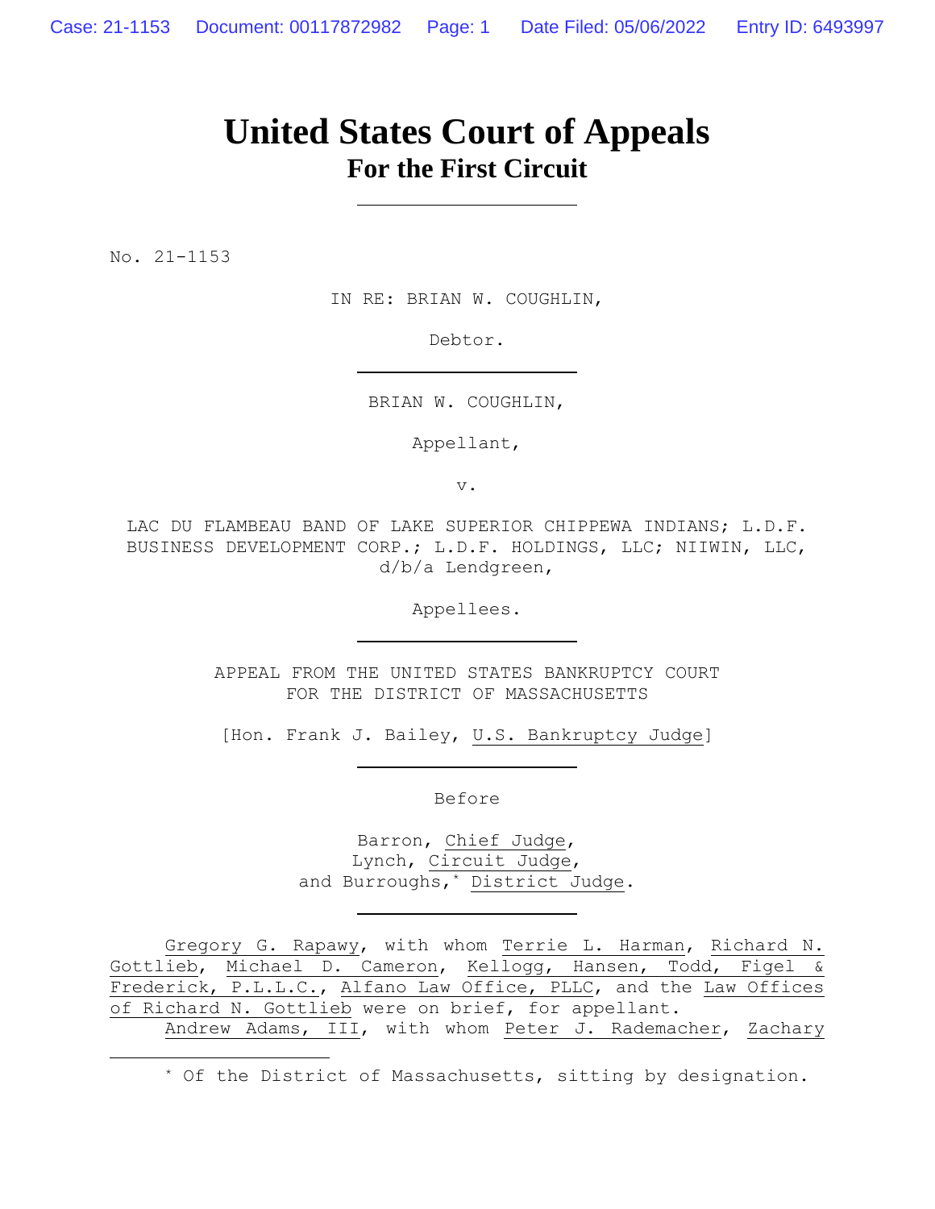# United States Court of Appeals
## For the First Circuit

No. 21-1153

IN RE: BRIAN W. COUGHLIN,

Debtor.

BRIAN W. COUGHLIN,

Appellant,

v.

LAC DU FLAMBEAU BAND OF LAKE SUPERIOR CHIPPEWA INDIANS; L.D.F. BUSINESS DEVELOPMENT CORP.; L.D.F. HOLDINGS, LLC; NIIWIN, LLC, d/b/a Lendgreen,

Appellees.

APPEAL FROM THE UNITED STATES BANKRUPTCY COURT
FOR THE DISTRICT OF MASSACHUSETTS

[Hon. Frank J. Bailey, U.S. Bankruptcy Judge]

Before

Barron, Chief Judge,
Lynch, Circuit Judge,
and Burroughs,* District Judge.

Gregory G. Rapawy, with whom Terrie L. Harman, Richard N. Gottlieb, Michael D. Cameron, Kellogg, Hansen, Todd, Figel & Frederick, P.L.L.C., Alfano Law Office, PLLC, and the Law Offices of Richard N. Gottlieb were on brief, for appellant.

Andrew Adams, III, with whom Peter J. Rademacher, Zachary

---

* Of the District of Massachusetts, sitting by designation.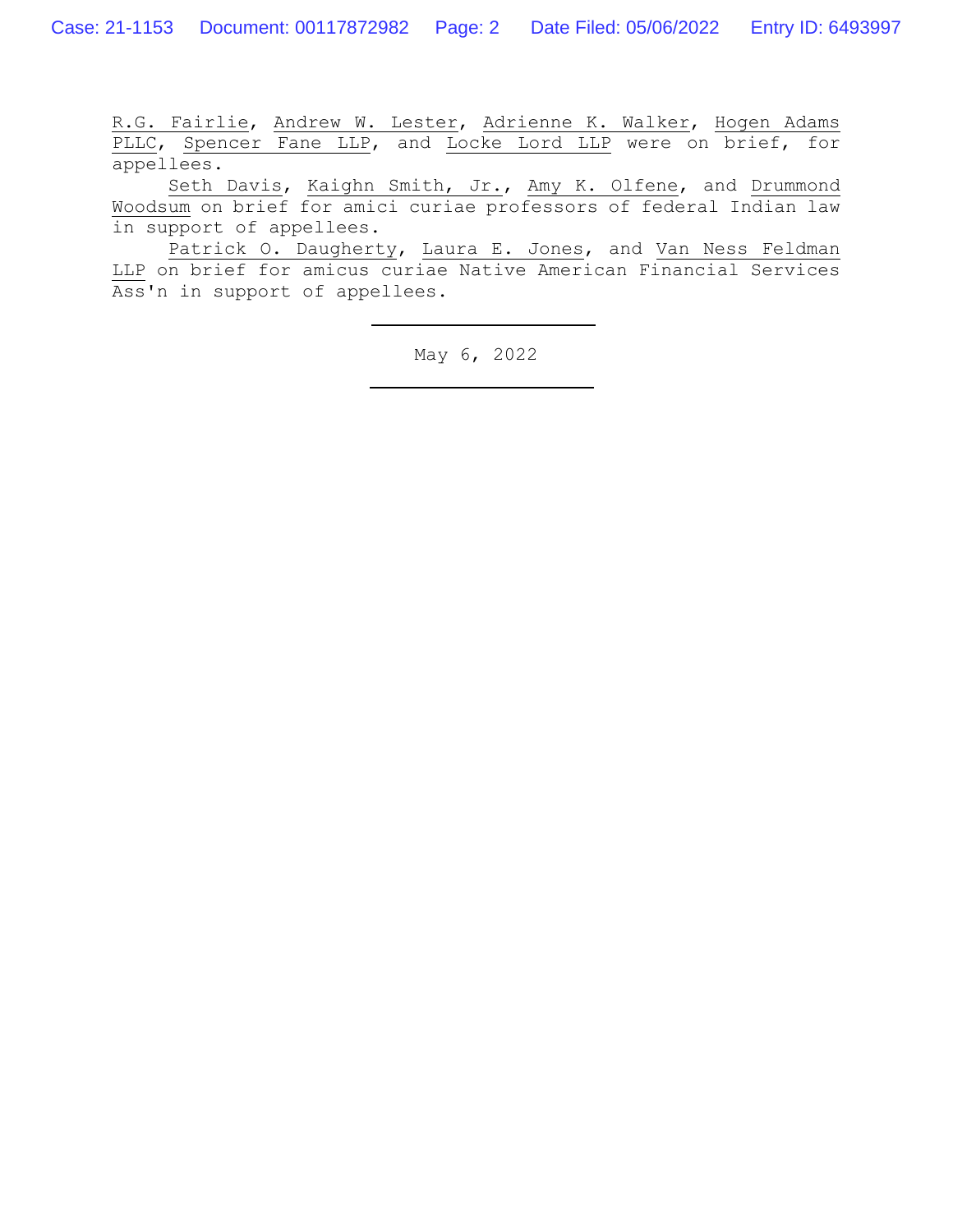R.G. Fairlie, Andrew W. Lester, Adrienne K. Walker, Hogen Adams PLLC, Spencer Fane LLP, and Locke Lord LLP were on brief, for appellees.

Seth Davis, Kaighn Smith, Jr., Amy K. Olfene, and Drummond Woodsum on brief for amici curiae professors of federal Indian law in support of appellees.

Patrick O. Daugherty, Laura E. Jones, and Van Ness Feldman LLP on brief for amicus curiae Native American Financial Services Ass'n in support of appellees.

---

May 6, 2022

---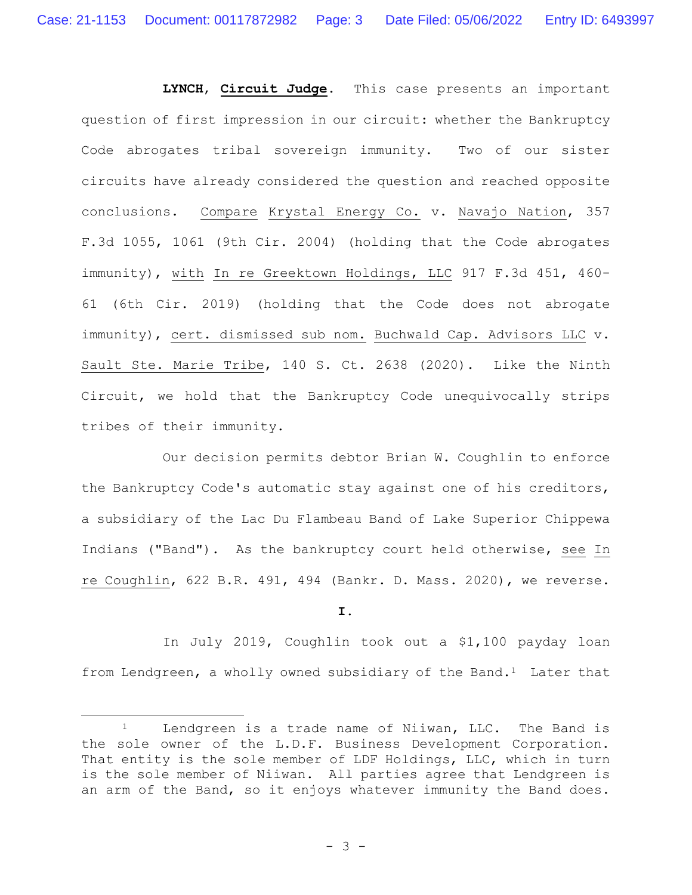**LYNCH**, __**Circuit Judge**__. This case presents an important question of first impression in our circuit: whether the Bankruptcy Code abrogates tribal sovereign immunity. Two of our sister circuits have already considered the question and reached opposite conclusions. Compare Krystal Energy Co. v. Navajo Nation, 357 F.3d 1055, 1061 (9th Cir. 2004) (holding that the Code abrogates immunity), with In re Greektown Holdings, LLC 917 F.3d 451, 460-61 (6th Cir. 2019) (holding that the Code does not abrogate immunity), cert. dismissed sub nom. Buchwald Cap. Advisors LLC v. Sault Ste. Marie Tribe, 140 S. Ct. 2638 (2020). Like the Ninth Circuit, we hold that the Bankruptcy Code unequivocally strips tribes of their immunity.

Our decision permits debtor Brian W. Coughlin to enforce the Bankruptcy Code's automatic stay against one of his creditors, a subsidiary of the Lac Du Flambeau Band of Lake Superior Chippewa Indians ("Band"). As the bankruptcy court held otherwise, see In re Coughlin, 622 B.R. 491, 494 (Bankr. D. Mass. 2020), we reverse.

**I.**

In July 2019, Coughlin took out a $1,100 payday loan from Lendgreen, a wholly owned subsidiary of the Band.[1] Later that

[1] Lendgreen is a trade name of Niiwan, LLC. The Band is the sole owner of the L.D.F. Business Development Corporation. That entity is the sole member of LDF Holdings, LLC, which in turn is the sole member of Niiwan. All parties agree that Lendgreen is an arm of the Band, so it enjoys whatever immunity the Band does.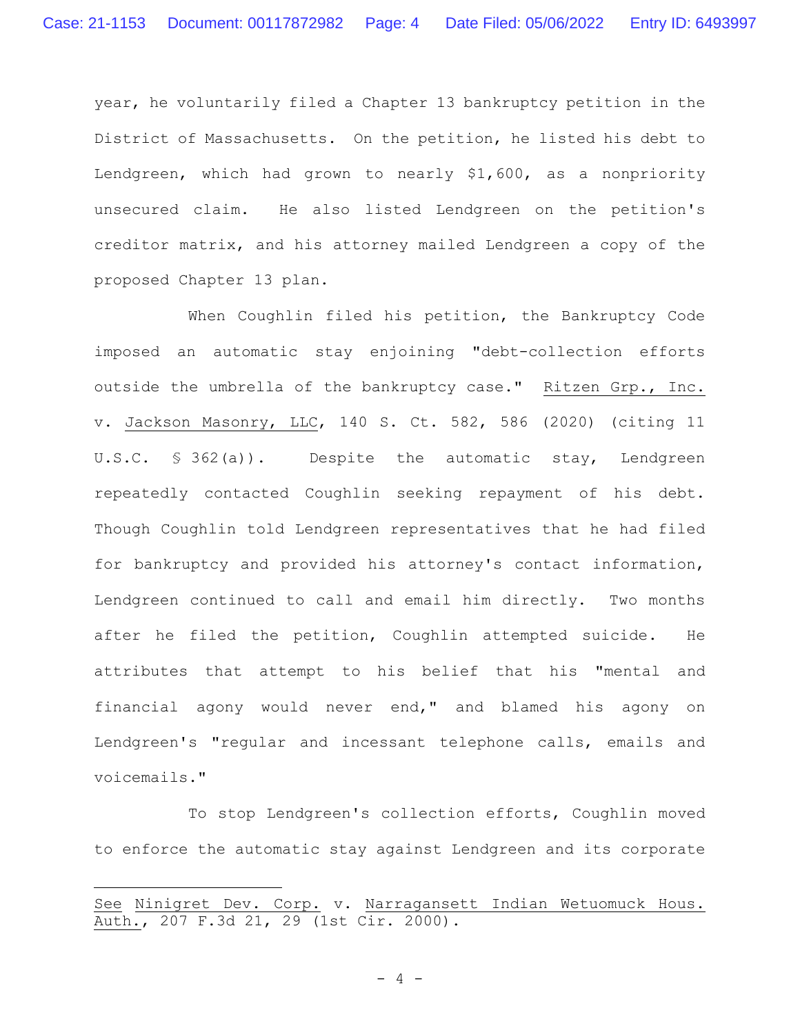year, he voluntarily filed a Chapter 13 bankruptcy petition in the District of Massachusetts. On the petition, he listed his debt to Lendgreen, which had grown to nearly $1,600, as a nonpriority unsecured claim. He also listed Lendgreen on the petition's creditor matrix, and his attorney mailed Lendgreen a copy of the proposed Chapter 13 plan.

When Coughlin filed his petition, the Bankruptcy Code imposed an automatic stay enjoining "debt-collection efforts outside the umbrella of the bankruptcy case." Ritzen Grp., Inc. v. Jackson Masonry, LLC, 140 S. Ct. 582, 586 (2020) (citing 11 U.S.C. § 362(a)). Despite the automatic stay, Lendgreen repeatedly contacted Coughlin seeking repayment of his debt. Though Coughlin told Lendgreen representatives that he had filed for bankruptcy and provided his attorney's contact information, Lendgreen continued to call and email him directly. Two months after he filed the petition, Coughlin attempted suicide. He attributes that attempt to his belief that his "mental and financial agony would never end," and blamed his agony on Lendgreen's "regular and incessant telephone calls, emails and voicemails."

To stop Lendgreen's collection efforts, Coughlin moved to enforce the automatic stay against Lendgreen and its corporate

---

See Ninigret Dev. Corp. v. Narragansett Indian Wetuomuck Hous. Auth., 207 F.3d 21, 29 (1st Cir. 2000).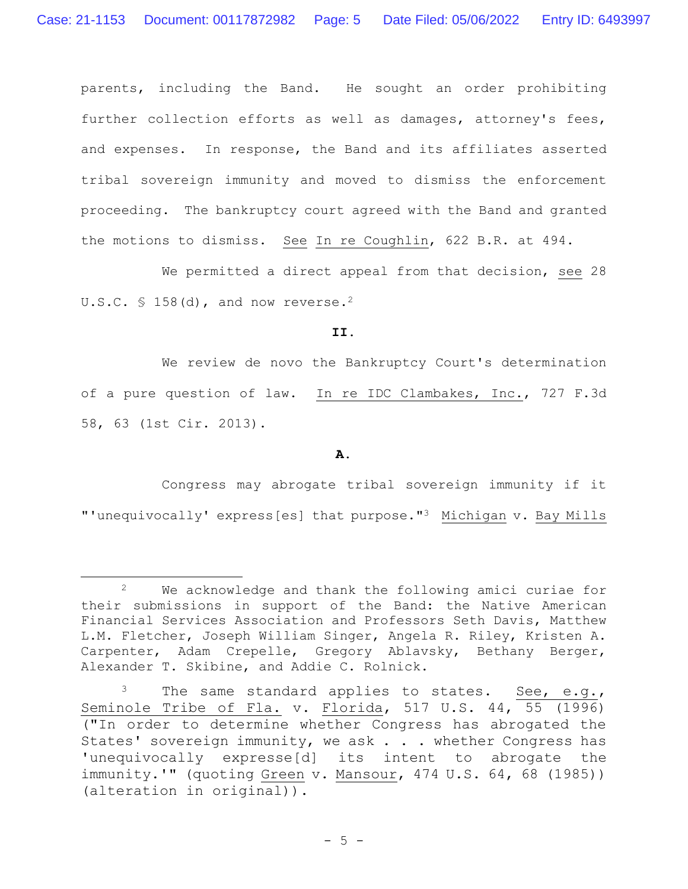parents, including the Band. He sought an order prohibiting further collection efforts as well as damages, attorney's fees, and expenses. In response, the Band and its affiliates asserted tribal sovereign immunity and moved to dismiss the enforcement proceeding. The bankruptcy court agreed with the Band and granted the motions to dismiss. See In re Coughlin, 622 B.R. at 494.

We permitted a direct appeal from that decision, see 28 U.S.C. § 158(d), and now reverse.[2]

**II.**

We review de novo the Bankruptcy Court's determination of a pure question of law. In re IDC Clambakes, Inc., 727 F.3d 58, 63 (1st Cir. 2013).

**A.**

Congress may abrogate tribal sovereign immunity if it "'unequivocally' express[es] that purpose."[3] Michigan v. Bay Mills

---

[2] We acknowledge and thank the following amici curiae for their submissions in support of the Band: the Native American Financial Services Association and Professors Seth Davis, Matthew L.M. Fletcher, Joseph William Singer, Angela R. Riley, Kristen A. Carpenter, Adam Crepelle, Gregory Ablavsky, Bethany Berger, Alexander T. Skibine, and Addie C. Rolnick.

[3] The same standard applies to states. See, e.g., Seminole Tribe of Fla. v. Florida, 517 U.S. 44, 55 (1996) ("In order to determine whether Congress has abrogated the States' sovereign immunity, we ask . . . whether Congress has 'unequivocally expresse[d] its intent to abrogate the immunity.'" (quoting Green v. Mansour, 474 U.S. 64, 68 (1985)) (alteration in original)).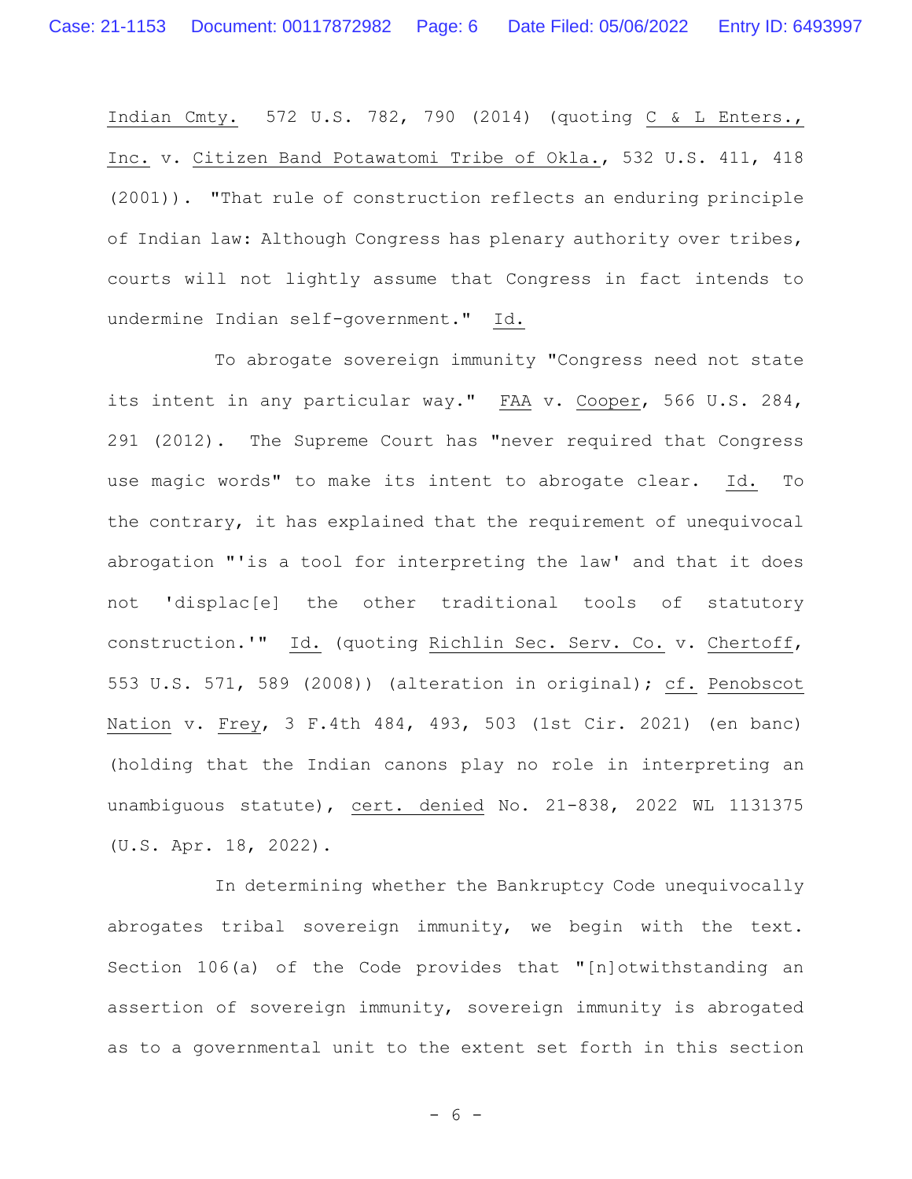Indian Cmty. 572 U.S. 782, 790 (2014) (quoting C & L Enters., Inc. v. Citizen Band Potawatomi Tribe of Okla., 532 U.S. 411, 418 (2001)). "That rule of construction reflects an enduring principle of Indian law: Although Congress has plenary authority over tribes, courts will not lightly assume that Congress in fact intends to undermine Indian self-government." Id.

To abrogate sovereign immunity "Congress need not state its intent in any particular way." FAA v. Cooper, 566 U.S. 284, 291 (2012). The Supreme Court has "never required that Congress use magic words" to make its intent to abrogate clear. Id. To the contrary, it has explained that the requirement of unequivocal abrogation "'is a tool for interpreting the law' and that it does not 'displac[e] the other traditional tools of statutory construction.'" Id. (quoting Richlin Sec. Serv. Co. v. Chertoff, 553 U.S. 571, 589 (2008)) (alteration in original); cf. Penobscot Nation v. Frey, 3 F.4th 484, 493, 503 (1st Cir. 2021) (en banc) (holding that the Indian canons play no role in interpreting an unambiguous statute), cert. denied No. 21-838, 2022 WL 1131375 (U.S. Apr. 18, 2022).

In determining whether the Bankruptcy Code unequivocally abrogates tribal sovereign immunity, we begin with the text. Section 106(a) of the Code provides that "[n]otwithstanding an assertion of sovereign immunity, sovereign immunity is abrogated as to a governmental unit to the extent set forth in this section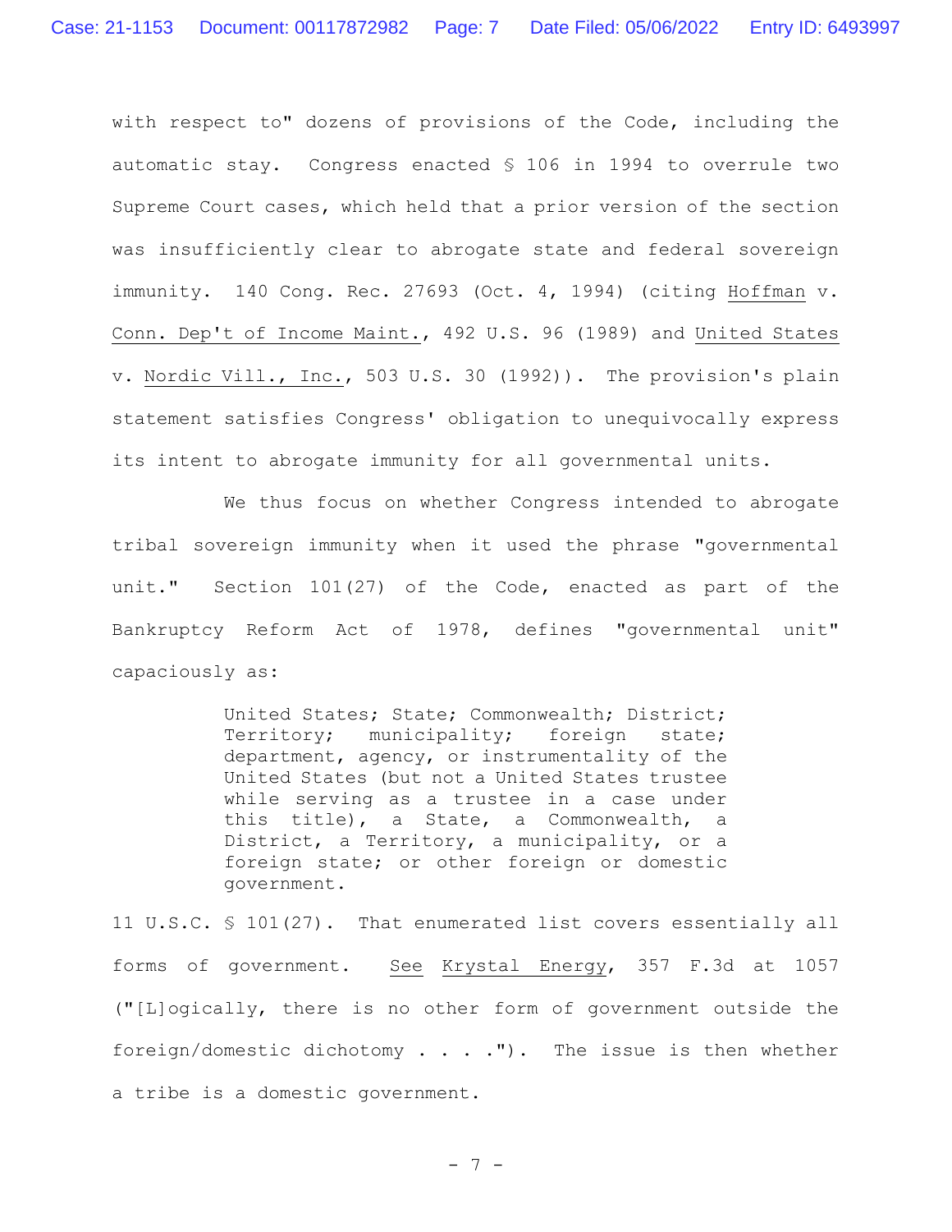with respect to" dozens of provisions of the Code, including the automatic stay. Congress enacted § 106 in 1994 to overrule two Supreme Court cases, which held that a prior version of the section was insufficiently clear to abrogate state and federal sovereign immunity. 140 Cong. Rec. 27693 (Oct. 4, 1994) (citing Hoffman v. Conn. Dep't of Income Maint., 492 U.S. 96 (1989) and United States v. Nordic Vill., Inc., 503 U.S. 30 (1992)). The provision's plain statement satisfies Congress' obligation to unequivocally express its intent to abrogate immunity for all governmental units.

We thus focus on whether Congress intended to abrogate tribal sovereign immunity when it used the phrase "governmental unit." Section 101(27) of the Code, enacted as part of the Bankruptcy Reform Act of 1978, defines "governmental unit" capaciously as:

> United States; State; Commonwealth; District; Territory; municipality; foreign state; department, agency, or instrumentality of the United States (but not a United States trustee while serving as a trustee in a case under this title), a State, a Commonwealth, a District, a Territory, a municipality, or a foreign state; or other foreign or domestic government.

11 U.S.C. § 101(27). That enumerated list covers essentially all forms of government. See Krystal Energy, 357 F.3d at 1057 ("[L]ogically, there is no other form of government outside the foreign/domestic dichotomy . . . ."). The issue is then whether a tribe is a domestic government.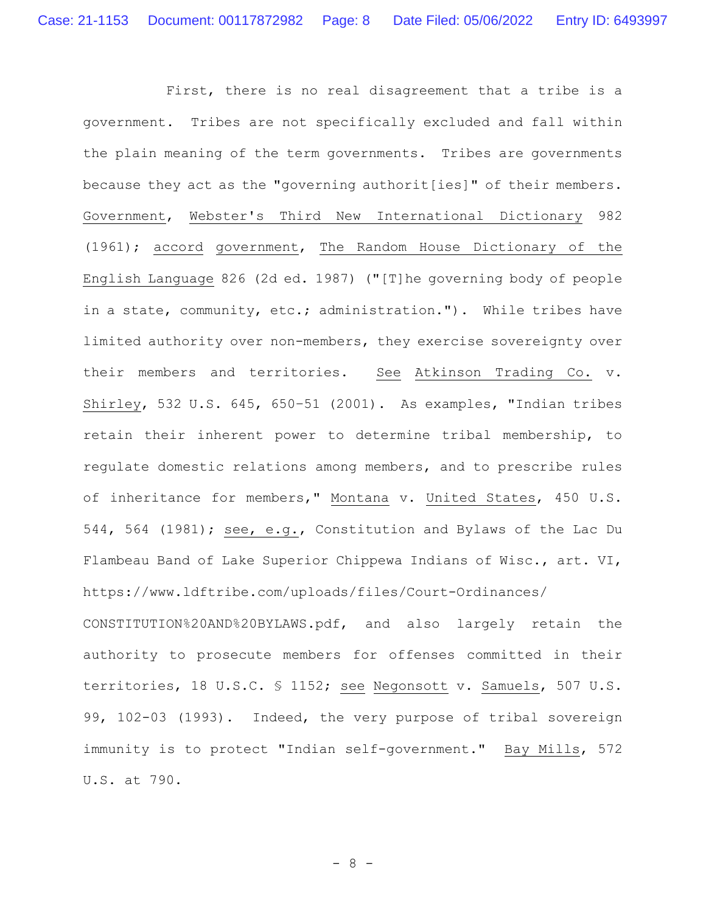First, there is no real disagreement that a tribe is a government. Tribes are not specifically excluded and fall within the plain meaning of the term governments. Tribes are governments because they act as the "governing authorit[ies]" of their members. Government, Webster's Third New International Dictionary 982 (1961); accord government, The Random House Dictionary of the English Language 826 (2d ed. 1987) ("[T]he governing body of people in a state, community, etc.; administration."). While tribes have limited authority over non-members, they exercise sovereignty over their members and territories. See Atkinson Trading Co. v. Shirley, 532 U.S. 645, 650–51 (2001). As examples, "Indian tribes retain their inherent power to determine tribal membership, to regulate domestic relations among members, and to prescribe rules of inheritance for members," Montana v. United States, 450 U.S. 544, 564 (1981); see, e.g., Constitution and Bylaws of the Lac Du Flambeau Band of Lake Superior Chippewa Indians of Wisc., art. VI, https://www.ldftribe.com/uploads/files/Court-Ordinances/CONSTITUTION%20AND%20BYLAWS.pdf, and also largely retain the authority to prosecute members for offenses committed in their territories, 18 U.S.C. § 1152; see Negonsott v. Samuels, 507 U.S. 99, 102-03 (1993). Indeed, the very purpose of tribal sovereign immunity is to protect "Indian self-government." Bay Mills, 572 U.S. at 790.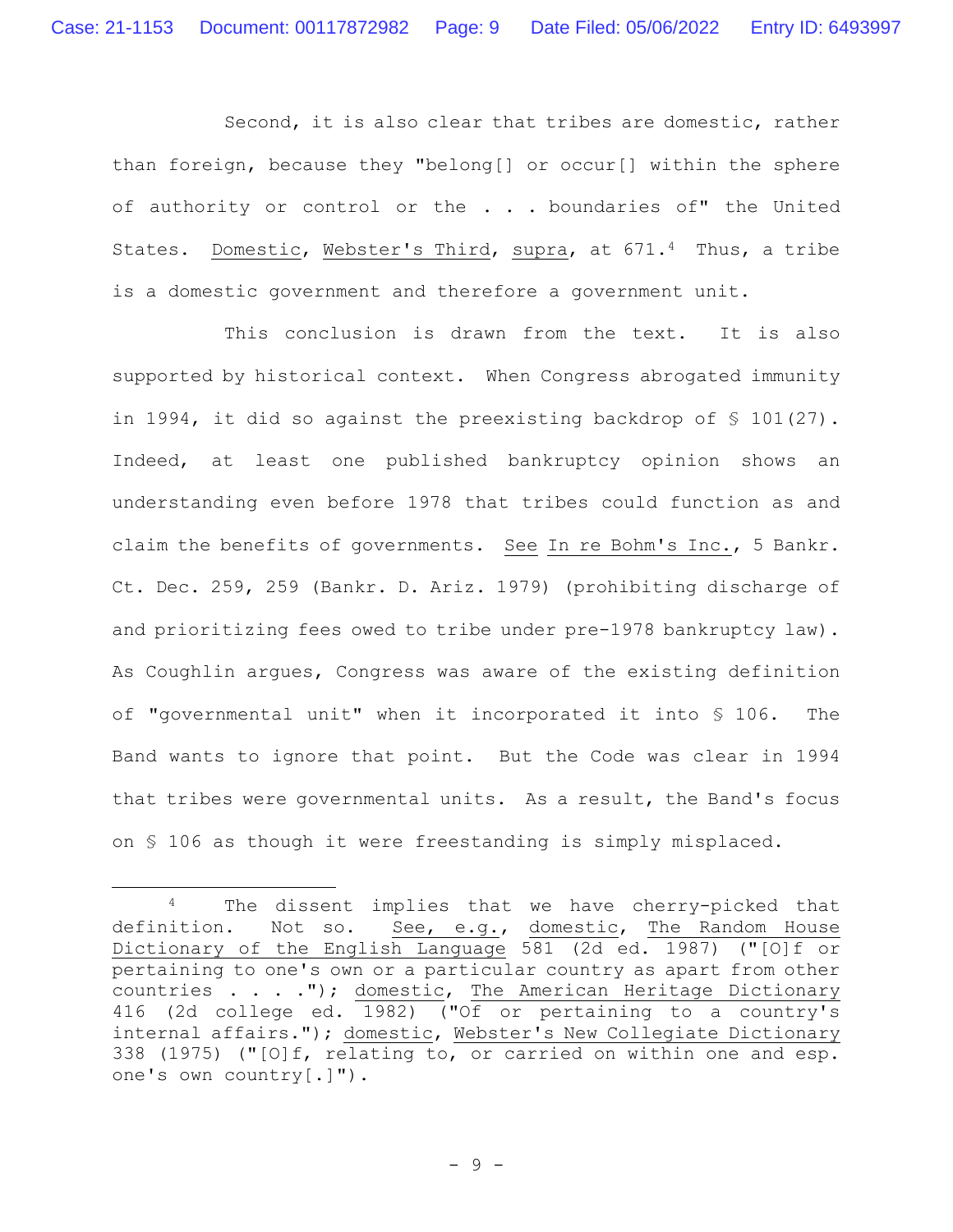Second, it is also clear that tribes are domestic, rather than foreign, because they "belong[] or occur[] within the sphere of authority or control or the . . . boundaries of" the United States. Domestic, Webster's Third, supra, at 671.[4] Thus, a tribe is a domestic government and therefore a government unit.

This conclusion is drawn from the text. It is also supported by historical context. When Congress abrogated immunity in 1994, it did so against the preexisting backdrop of § 101(27). Indeed, at least one published bankruptcy opinion shows an understanding even before 1978 that tribes could function as and claim the benefits of governments. See In re Bohm's Inc., 5 Bankr. Ct. Dec. 259, 259 (Bankr. D. Ariz. 1979) (prohibiting discharge of and prioritizing fees owed to tribe under pre-1978 bankruptcy law). As Coughlin argues, Congress was aware of the existing definition of "governmental unit" when it incorporated it into § 106. The Band wants to ignore that point. But the Code was clear in 1994 that tribes were governmental units. As a result, the Band's focus on § 106 as though it were freestanding is simply misplaced.

---

[4] The dissent implies that we have cherry-picked that definition. Not so. See, e.g., domestic, The Random House Dictionary of the English Language 581 (2d ed. 1987) ("[O]f or pertaining to one's own or a particular country as apart from other countries . . . ."); domestic, The American Heritage Dictionary 416 (2d college ed. 1982) ("Of or pertaining to a country's internal affairs."); domestic, Webster's New Collegiate Dictionary 338 (1975) ("[O]f, relating to, or carried on within one and esp. one's own country[.]").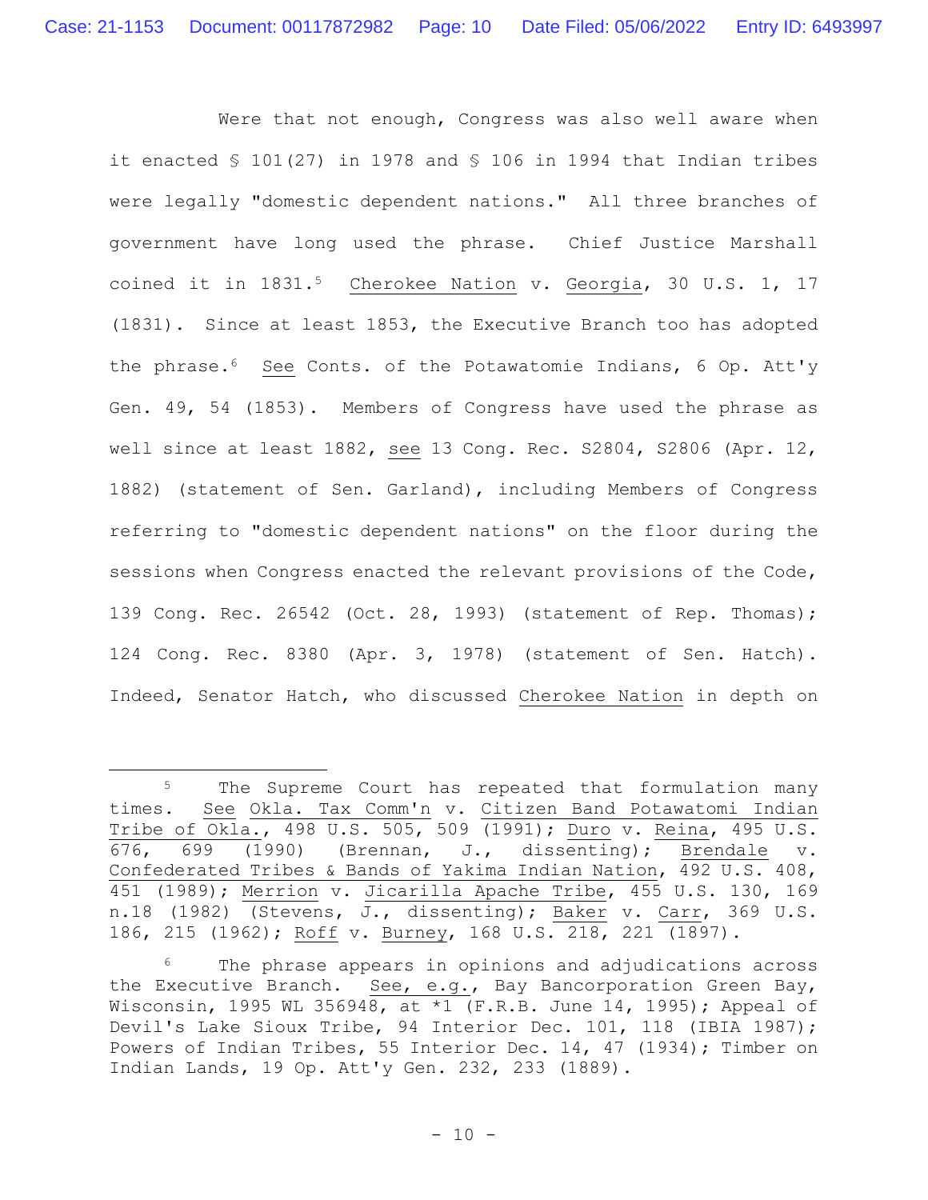Were that not enough, Congress was also well aware when it enacted § 101(27) in 1978 and § 106 in 1994 that Indian tribes were legally "domestic dependent nations." All three branches of government have long used the phrase. Chief Justice Marshall coined it in 1831.[5] Cherokee Nation v. Georgia, 30 U.S. 1, 17 (1831). Since at least 1853, the Executive Branch too has adopted the phrase.[6] See Conts. of the Potawatomie Indians, 6 Op. Att'y Gen. 49, 54 (1853). Members of Congress have used the phrase as well since at least 1882, see 13 Cong. Rec. S2804, S2806 (Apr. 12, 1882) (statement of Sen. Garland), including Members of Congress referring to "domestic dependent nations" on the floor during the sessions when Congress enacted the relevant provisions of the Code, 139 Cong. Rec. 26542 (Oct. 28, 1993) (statement of Rep. Thomas); 124 Cong. Rec. 8380 (Apr. 3, 1978) (statement of Sen. Hatch). Indeed, Senator Hatch, who discussed Cherokee Nation in depth on

---

[5] The Supreme Court has repeated that formulation many times. See Okla. Tax Comm'n v. Citizen Band Potawatomi Indian Tribe of Okla., 498 U.S. 505, 509 (1991); Duro v. Reina, 495 U.S. 676, 699 (1990) (Brennan, J., dissenting); Brendale v. Confederated Tribes & Bands of Yakima Indian Nation, 492 U.S. 408, 451 (1989); Merrion v. Jicarilla Apache Tribe, 455 U.S. 130, 169 n.18 (1982) (Stevens, J., dissenting); Baker v. Carr, 369 U.S. 186, 215 (1962); Roff v. Burney, 168 U.S. 218, 221 (1897).

[6] The phrase appears in opinions and adjudications across the Executive Branch. See, e.g., Bay Bancorporation Green Bay, Wisconsin, 1995 WL 356948, at *1 (F.R.B. June 14, 1995); Appeal of Devil's Lake Sioux Tribe, 94 Interior Dec. 101, 118 (IBIA 1987); Powers of Indian Tribes, 55 Interior Dec. 14, 47 (1934); Timber on Indian Lands, 19 Op. Att'y Gen. 232, 233 (1889).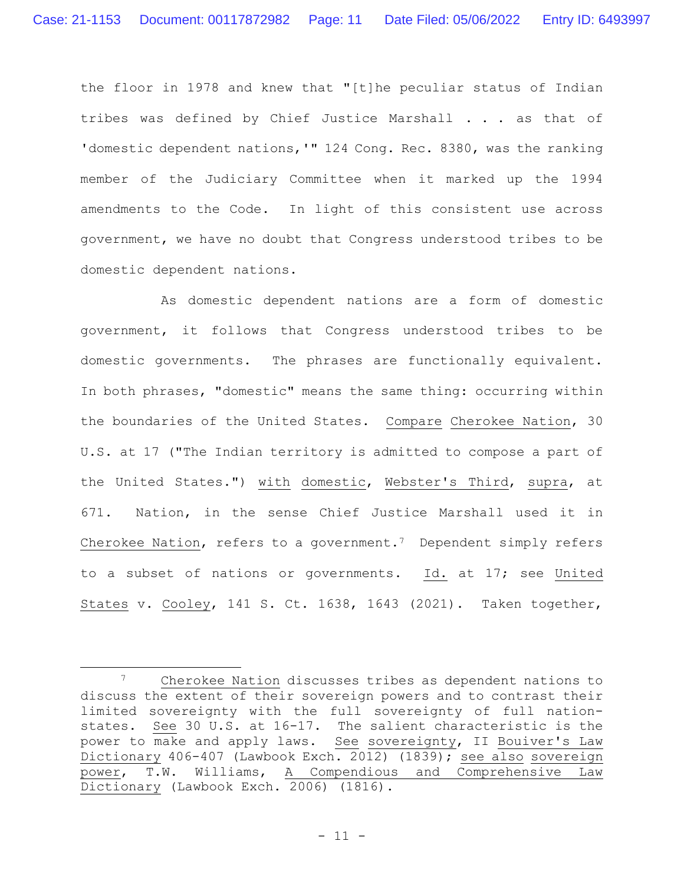the floor in 1978 and knew that "[t]he peculiar status of Indian tribes was defined by Chief Justice Marshall . . . as that of 'domestic dependent nations,'" 124 Cong. Rec. 8380, was the ranking member of the Judiciary Committee when it marked up the 1994 amendments to the Code. In light of this consistent use across government, we have no doubt that Congress understood tribes to be domestic dependent nations.

As domestic dependent nations are a form of domestic government, it follows that Congress understood tribes to be domestic governments. The phrases are functionally equivalent. In both phrases, "domestic" means the same thing: occurring within the boundaries of the United States. Compare Cherokee Nation, 30 U.S. at 17 ("The Indian territory is admitted to compose a part of the United States.") with domestic, Webster's Third, supra, at 671. Nation, in the sense Chief Justice Marshall used it in Cherokee Nation, refers to a government.[7] Dependent simply refers to a subset of nations or governments. Id. at 17; see United States v. Cooley, 141 S. Ct. 1638, 1643 (2021). Taken together,

---

[7] Cherokee Nation discusses tribes as dependent nations to discuss the extent of their sovereign powers and to contrast their limited sovereignty with the full sovereignty of full nation-states. See 30 U.S. at 16-17. The salient characteristic is the power to make and apply laws. See sovereignty, II Bouiver's Law Dictionary 406-407 (Lawbook Exch. 2012) (1839); see also sovereign power, T.W. Williams, A Compendious and Comprehensive Law Dictionary (Lawbook Exch. 2006) (1816).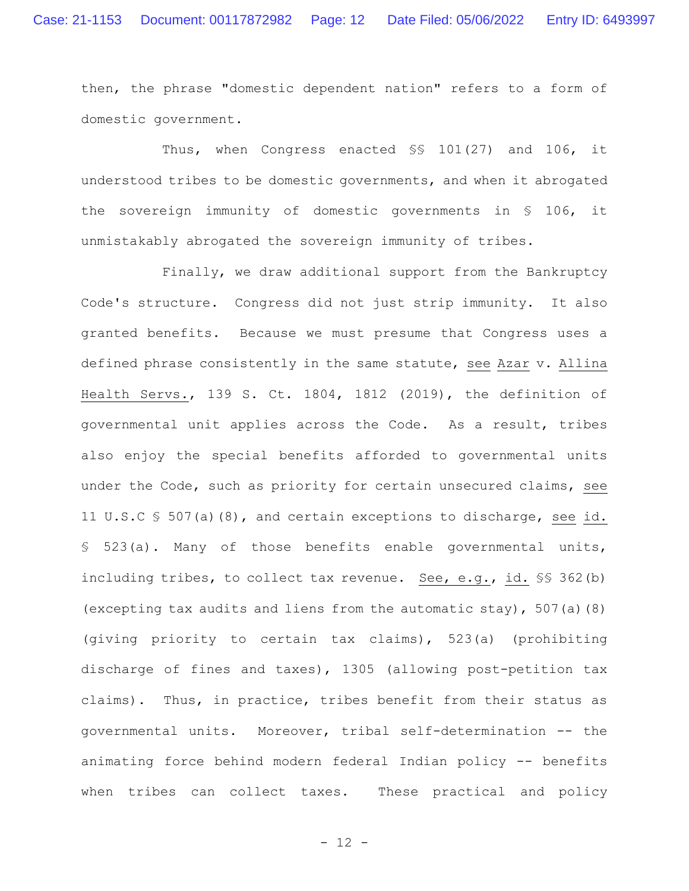then, the phrase "domestic dependent nation" refers to a form of domestic government.

Thus, when Congress enacted §§ 101(27) and 106, it understood tribes to be domestic governments, and when it abrogated the sovereign immunity of domestic governments in § 106, it unmistakably abrogated the sovereign immunity of tribes.

Finally, we draw additional support from the Bankruptcy Code's structure. Congress did not just strip immunity. It also granted benefits. Because we must presume that Congress uses a defined phrase consistently in the same statute, see Azar v. Allina Health Servs., 139 S. Ct. 1804, 1812 (2019), the definition of governmental unit applies across the Code. As a result, tribes also enjoy the special benefits afforded to governmental units under the Code, such as priority for certain unsecured claims, see 11 U.S.C § 507(a)(8), and certain exceptions to discharge, see id. § 523(a). Many of those benefits enable governmental units, including tribes, to collect tax revenue. See, e.g., id. §§ 362(b) (excepting tax audits and liens from the automatic stay), 507(a)(8) (giving priority to certain tax claims), 523(a) (prohibiting discharge of fines and taxes), 1305 (allowing post-petition tax claims). Thus, in practice, tribes benefit from their status as governmental units. Moreover, tribal self-determination -- the animating force behind modern federal Indian policy -- benefits when tribes can collect taxes. These practical and policy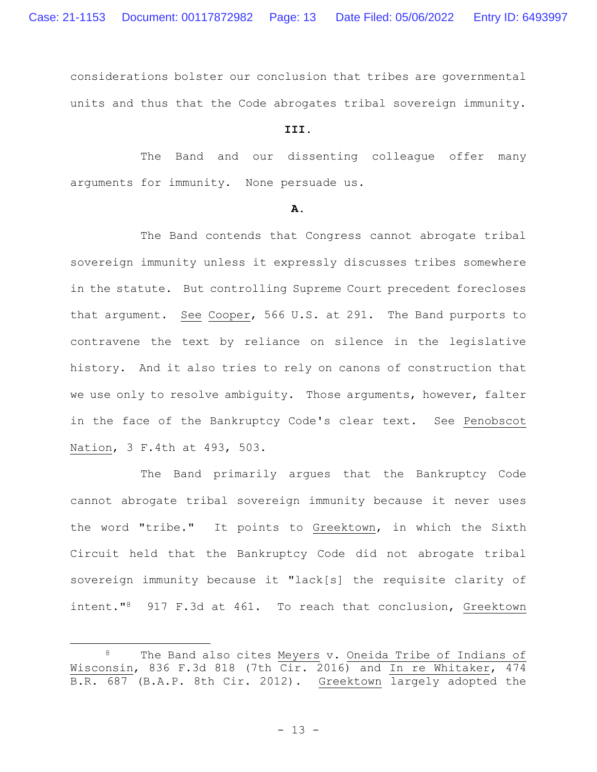considerations bolster our conclusion that tribes are governmental units and thus that the Code abrogates tribal sovereign immunity.

### III.

The Band and our dissenting colleague offer many arguments for immunity. None persuade us.

#### A.

The Band contends that Congress cannot abrogate tribal sovereign immunity unless it expressly discusses tribes somewhere in the statute. But controlling Supreme Court precedent forecloses that argument. See Cooper, 566 U.S. at 291. The Band purports to contravene the text by reliance on silence in the legislative history. And it also tries to rely on canons of construction that we use only to resolve ambiguity. Those arguments, however, falter in the face of the Bankruptcy Code's clear text. See Penobscot Nation, 3 F.4th at 493, 503.

The Band primarily argues that the Bankruptcy Code cannot abrogate tribal sovereign immunity because it never uses the word "tribe." It points to Greektown, in which the Sixth Circuit held that the Bankruptcy Code did not abrogate tribal sovereign immunity because it "lack[s] the requisite clarity of intent."[8] 917 F.3d at 461. To reach that conclusion, Greektown

---

[8] The Band also cites Meyers v. Oneida Tribe of Indians of Wisconsin, 836 F.3d 818 (7th Cir. 2016) and In re Whitaker, 474 B.R. 687 (B.A.P. 8th Cir. 2012). Greektown largely adopted the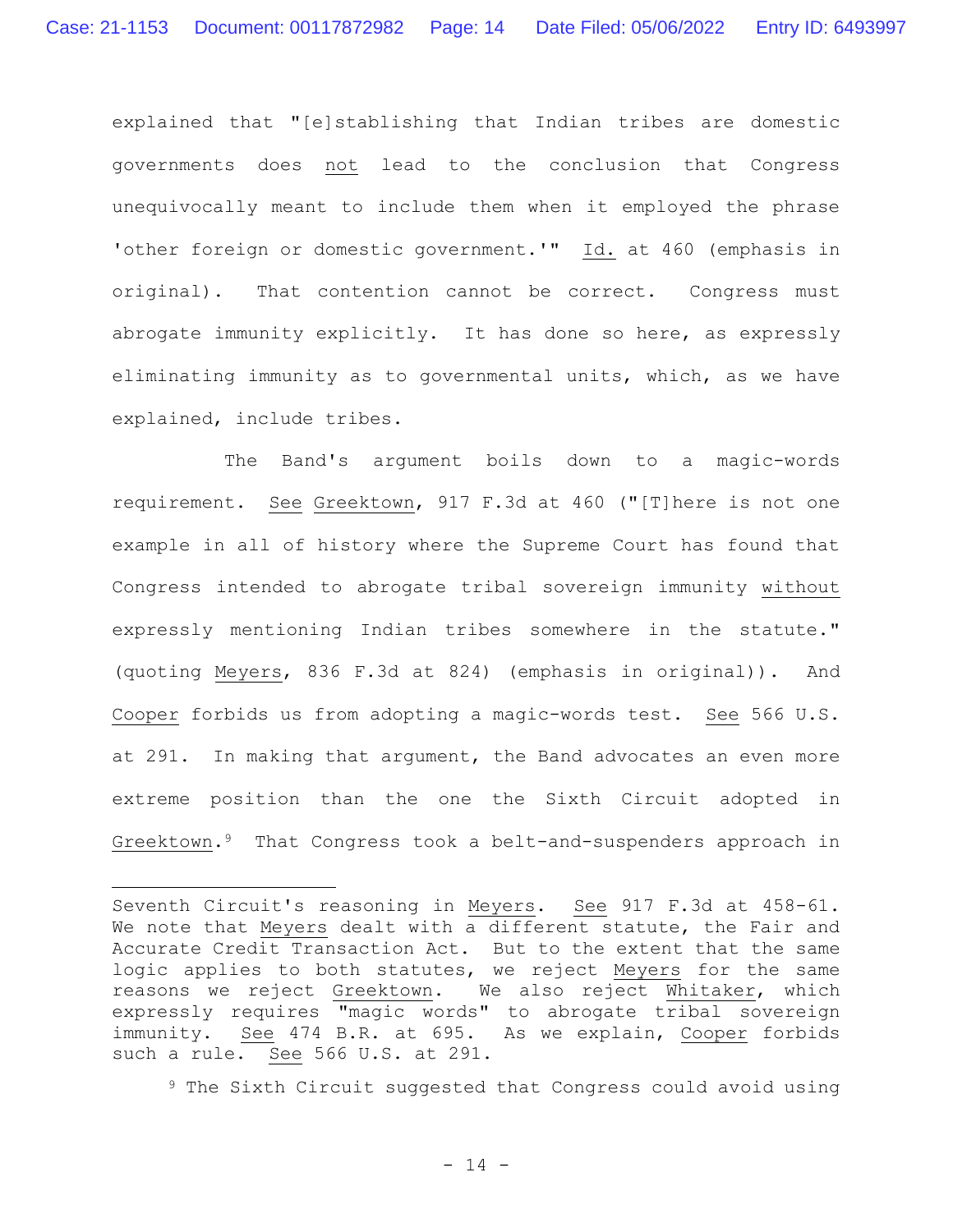explained that "[e]stablishing that Indian tribes are domestic governments does not lead to the conclusion that Congress unequivocally meant to include them when it employed the phrase 'other foreign or domestic government.'" Id. at 460 (emphasis in original). That contention cannot be correct. Congress must abrogate immunity explicitly. It has done so here, as expressly eliminating immunity as to governmental units, which, as we have explained, include tribes.

The Band's argument boils down to a magic-words requirement. See Greektown, 917 F.3d at 460 ("[T]here is not one example in all of history where the Supreme Court has found that Congress intended to abrogate tribal sovereign immunity without expressly mentioning Indian tribes somewhere in the statute." (quoting Meyers, 836 F.3d at 824) (emphasis in original)). And Cooper forbids us from adopting a magic-words test. See 566 U.S. at 291. In making that argument, the Band advocates an even more extreme position than the one the Sixth Circuit adopted in Greektown.[9] That Congress took a belt-and-suspenders approach in

---

Seventh Circuit's reasoning in Meyers. See 917 F.3d at 458-61. We note that Meyers dealt with a different statute, the Fair and Accurate Credit Transaction Act. But to the extent that the same logic applies to both statutes, we reject Meyers for the same reasons we reject Greektown. We also reject Whitaker, which expressly requires "magic words" to abrogate tribal sovereign immunity. See 474 B.R. at 695. As we explain, Cooper forbids such a rule. See 566 U.S. at 291.

[9] The Sixth Circuit suggested that Congress could avoid using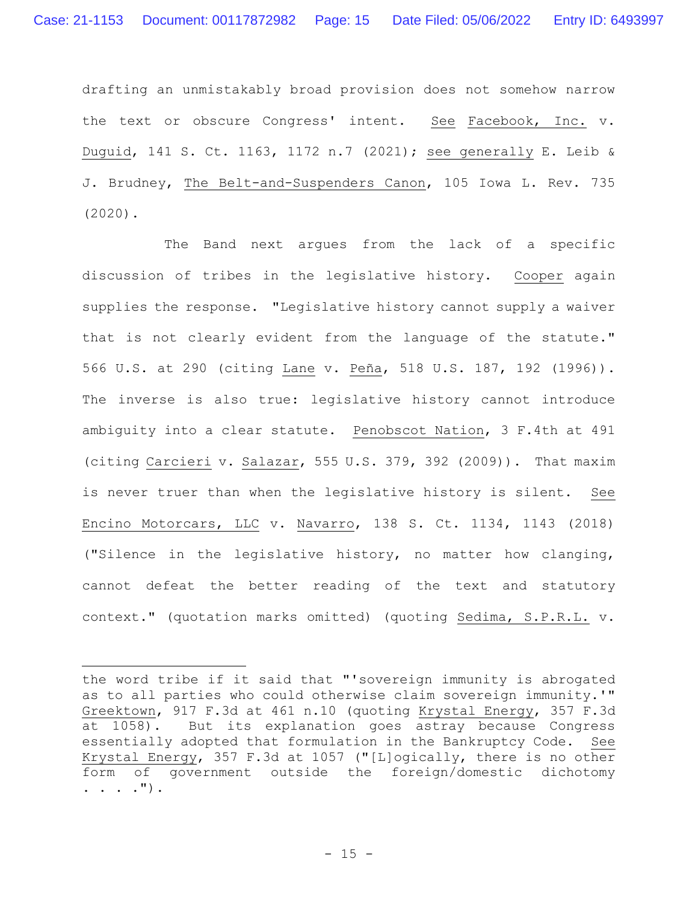drafting an unmistakably broad provision does not somehow narrow the text or obscure Congress' intent. See Facebook, Inc. v. Duguid, 141 S. Ct. 1163, 1172 n.7 (2021); see generally E. Leib & J. Brudney, The Belt-and-Suspenders Canon, 105 Iowa L. Rev. 735 (2020).

The Band next argues from the lack of a specific discussion of tribes in the legislative history. Cooper again supplies the response. "Legislative history cannot supply a waiver that is not clearly evident from the language of the statute." 566 U.S. at 290 (citing Lane v. Peña, 518 U.S. 187, 192 (1996)). The inverse is also true: legislative history cannot introduce ambiguity into a clear statute. Penobscot Nation, 3 F.4th at 491 (citing Carcieri v. Salazar, 555 U.S. 379, 392 (2009)). That maxim is never truer than when the legislative history is silent. See Encino Motorcars, LLC v. Navarro, 138 S. Ct. 1134, 1143 (2018) ("Silence in the legislative history, no matter how clanging, cannot defeat the better reading of the text and statutory context." (quotation marks omitted) (quoting Sedima, S.P.R.L. v.

---

the word tribe if it said that "'sovereign immunity is abrogated as to all parties who could otherwise claim sovereign immunity.'" Greektown, 917 F.3d at 461 n.10 (quoting Krystal Energy, 357 F.3d at 1058). But its explanation goes astray because Congress essentially adopted that formulation in the Bankruptcy Code. See Krystal Energy, 357 F.3d at 1057 ("[L]ogically, there is no other form of government outside the foreign/domestic dichotomy . . . .").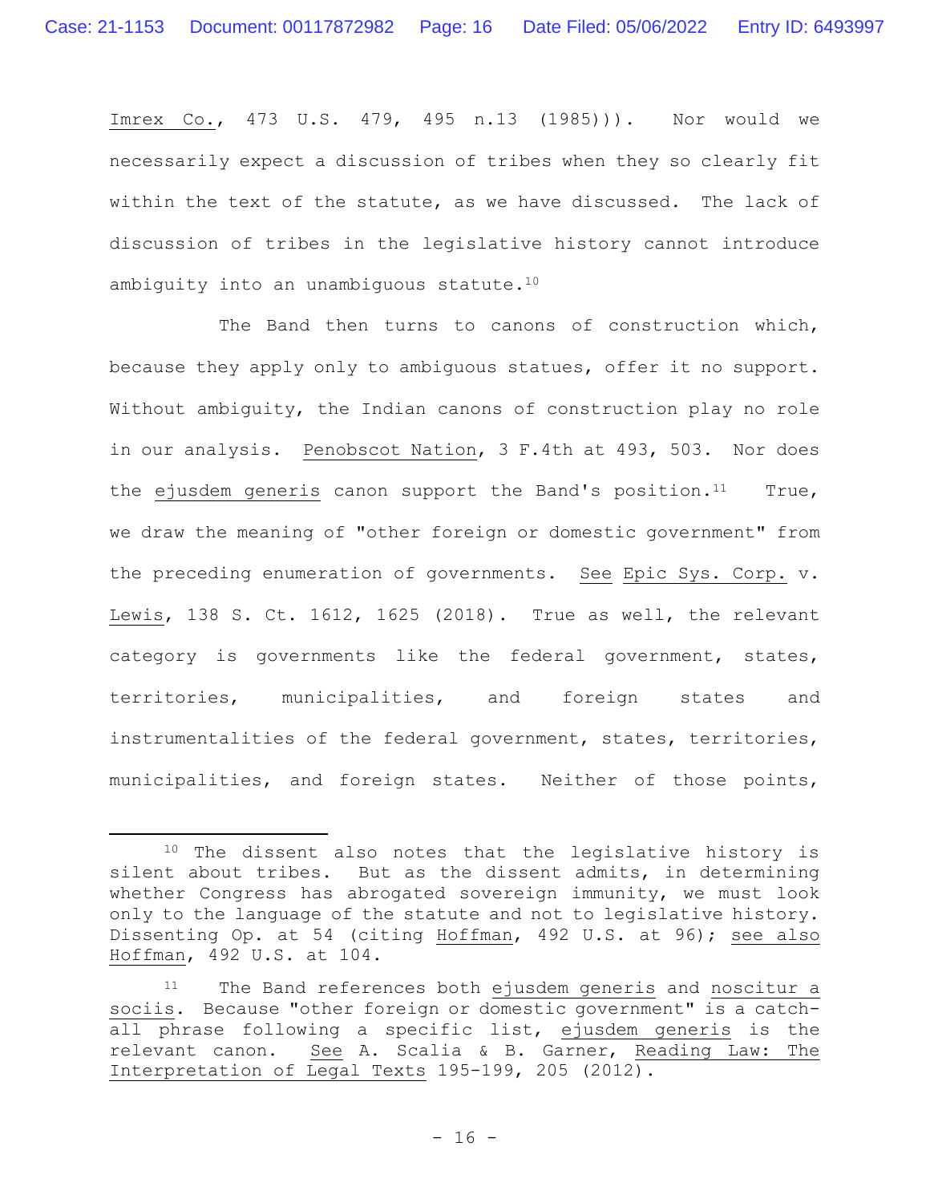Imrex Co., 473 U.S. 479, 495 n.13 (1985))). Nor would we necessarily expect a discussion of tribes when they so clearly fit within the text of the statute, as we have discussed. The lack of discussion of tribes in the legislative history cannot introduce ambiguity into an unambiguous statute.[10]

The Band then turns to canons of construction which, because they apply only to ambiguous statues, offer it no support. Without ambiguity, the Indian canons of construction play no role in our analysis. Penobscot Nation, 3 F.4th at 493, 503. Nor does the ejusdem generis canon support the Band's position.[11] True, we draw the meaning of "other foreign or domestic government" from the preceding enumeration of governments. See Epic Sys. Corp. v. Lewis, 138 S. Ct. 1612, 1625 (2018). True as well, the relevant category is governments like the federal government, states, territories, municipalities, and foreign states and instrumentalities of the federal government, states, territories, municipalities, and foreign states. Neither of those points,

---

[10] The dissent also notes that the legislative history is silent about tribes. But as the dissent admits, in determining whether Congress has abrogated sovereign immunity, we must look only to the language of the statute and not to legislative history. Dissenting Op. at 54 (citing Hoffman, 492 U.S. at 96); see also Hoffman, 492 U.S. at 104.

[11] The Band references both ejusdem generis and noscitur a sociis. Because "other foreign or domestic government" is a catch-all phrase following a specific list, ejusdem generis is the relevant canon. See A. Scalia & B. Garner, Reading Law: The Interpretation of Legal Texts 195-199, 205 (2012).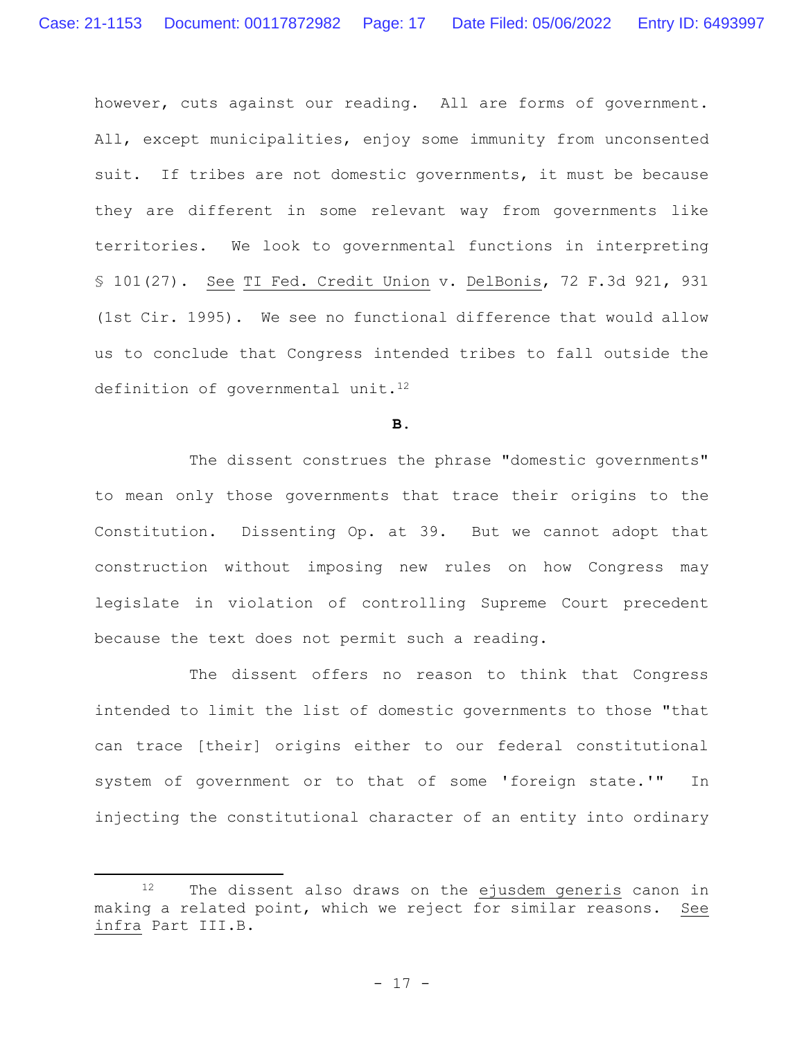however, cuts against our reading. All are forms of government. All, except municipalities, enjoy some immunity from unconsented suit. If tribes are not domestic governments, it must be because they are different in some relevant way from governments like territories. We look to governmental functions in interpreting § 101(27). See TI Fed. Credit Union v. DelBonis, 72 F.3d 921, 931 (1st Cir. 1995). We see no functional difference that would allow us to conclude that Congress intended tribes to fall outside the definition of governmental unit.[12]

**B.**

The dissent construes the phrase "domestic governments" to mean only those governments that trace their origins to the Constitution. Dissenting Op. at 39. But we cannot adopt that construction without imposing new rules on how Congress may legislate in violation of controlling Supreme Court precedent because the text does not permit such a reading.

The dissent offers no reason to think that Congress intended to limit the list of domestic governments to those "that can trace [their] origins either to our federal constitutional system of government or to that of some 'foreign state.'" In injecting the constitutional character of an entity into ordinary

---

[12] The dissent also draws on the _ejusdem generis_ canon in making a related point, which we reject for similar reasons. See infra Part III.B.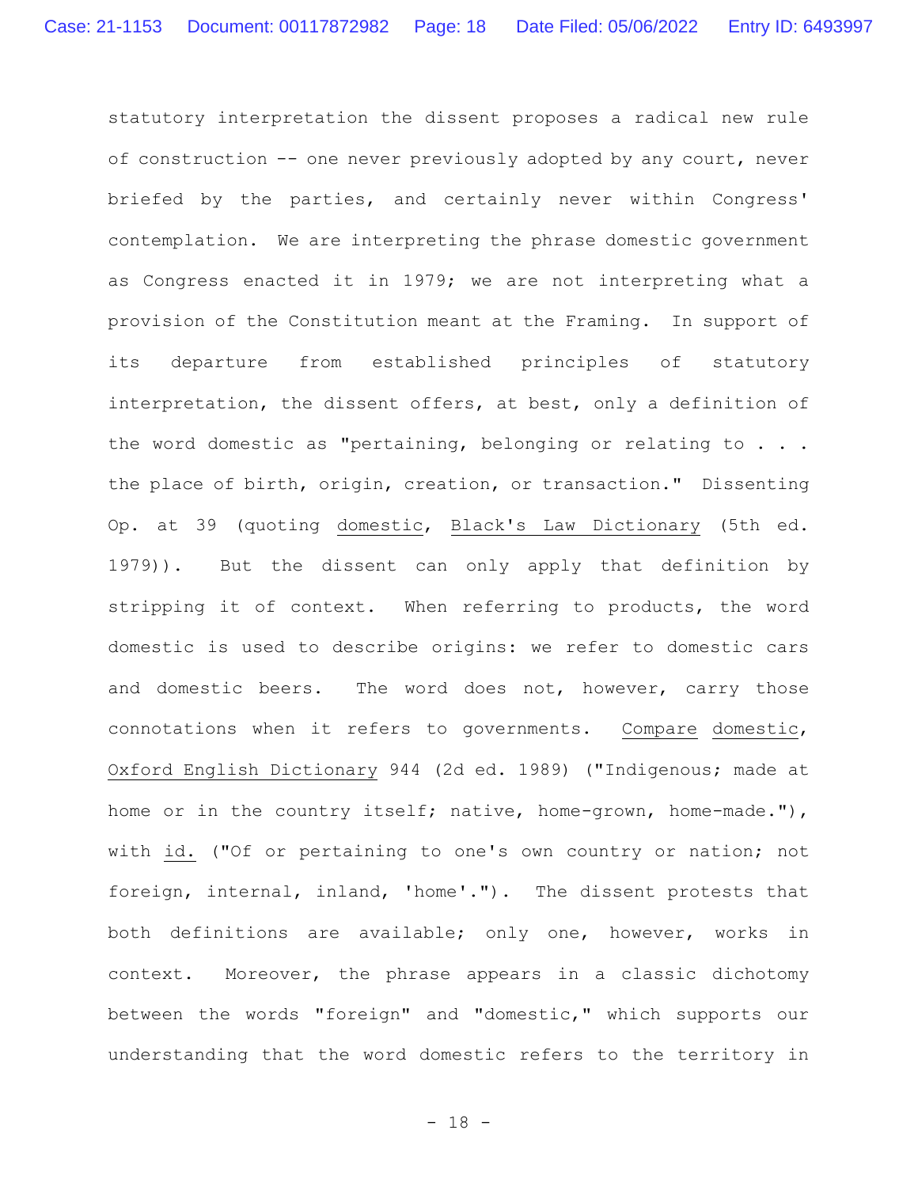statutory interpretation the dissent proposes a radical new rule of construction -- one never previously adopted by any court, never briefed by the parties, and certainly never within Congress' contemplation. We are interpreting the phrase domestic government as Congress enacted it in 1979; we are not interpreting what a provision of the Constitution meant at the Framing. In support of its departure from established principles of statutory interpretation, the dissent offers, at best, only a definition of the word domestic as "pertaining, belonging or relating to . . . the place of birth, origin, creation, or transaction." Dissenting Op. at 39 (quoting domestic, Black's Law Dictionary (5th ed. 1979)). But the dissent can only apply that definition by stripping it of context. When referring to products, the word domestic is used to describe origins: we refer to domestic cars and domestic beers. The word does not, however, carry those connotations when it refers to governments. Compare domestic, Oxford English Dictionary 944 (2d ed. 1989) ("Indigenous; made at home or in the country itself; native, home-grown, home-made."), with id. ("Of or pertaining to one's own country or nation; not foreign, internal, inland, 'home'."). The dissent protests that both definitions are available; only one, however, works in context. Moreover, the phrase appears in a classic dichotomy between the words "foreign" and "domestic," which supports our understanding that the word domestic refers to the territory in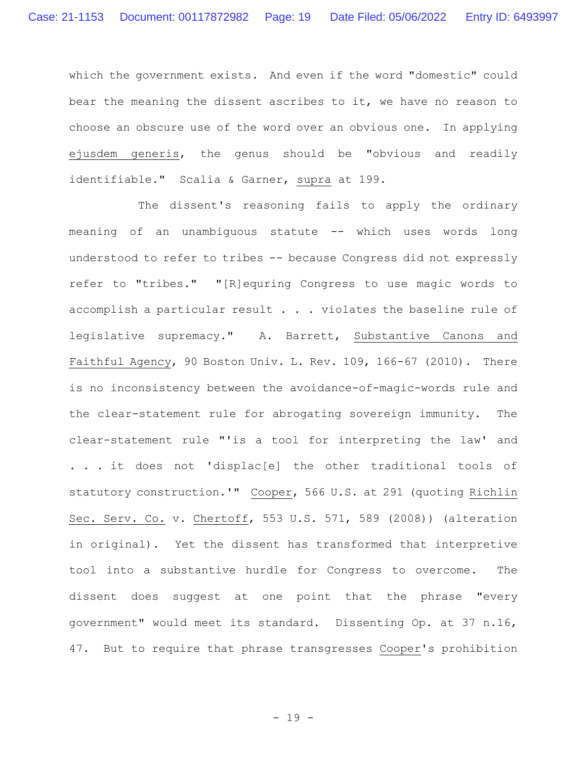which the government exists. And even if the word "domestic" could bear the meaning the dissent ascribes to it, we have no reason to choose an obscure use of the word over an obvious one. In applying ejusdem generis, the genus should be "obvious and readily identifiable." Scalia & Garner, supra at 199.

The dissent's reasoning fails to apply the ordinary meaning of an unambiguous statute -- which uses words long understood to refer to tribes -- because Congress did not expressly refer to "tribes." "[R]equring Congress to use magic words to accomplish a particular result . . . violates the baseline rule of legislative supremacy." A. Barrett, Substantive Canons and Faithful Agency, 90 Boston Univ. L. Rev. 109, 166-67 (2010). There is no inconsistency between the avoidance-of-magic-words rule and the clear-statement rule for abrogating sovereign immunity. The clear-statement rule "'is a tool for interpreting the law' and . . . it does not 'displac[e] the other traditional tools of statutory construction.'" Cooper, 566 U.S. at 291 (quoting Richlin Sec. Serv. Co. v. Chertoff, 553 U.S. 571, 589 (2008)) (alteration in original). Yet the dissent has transformed that interpretive tool into a substantive hurdle for Congress to overcome. The dissent does suggest at one point that the phrase "every government" would meet its standard. Dissenting Op. at 37 n.16, 47. But to require that phrase transgresses Cooper's prohibition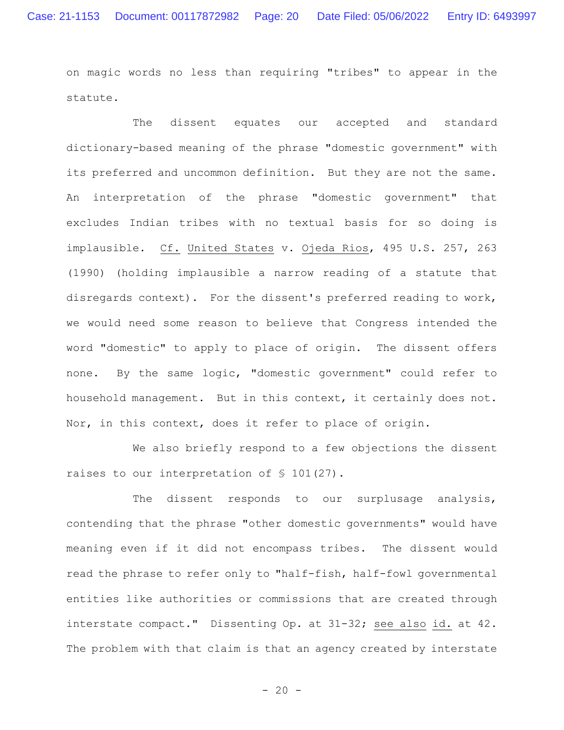on magic words no less than requiring "tribes" to appear in the statute.

The dissent equates our accepted and standard dictionary-based meaning of the phrase "domestic government" with its preferred and uncommon definition. But they are not the same. An interpretation of the phrase "domestic government" that excludes Indian tribes with no textual basis for so doing is implausible. Cf. United States v. Ojeda Rios, 495 U.S. 257, 263 (1990) (holding implausible a narrow reading of a statute that disregards context). For the dissent's preferred reading to work, we would need some reason to believe that Congress intended the word "domestic" to apply to place of origin. The dissent offers none. By the same logic, "domestic government" could refer to household management. But in this context, it certainly does not. Nor, in this context, does it refer to place of origin.

We also briefly respond to a few objections the dissent raises to our interpretation of § 101(27).

The dissent responds to our surplusage analysis, contending that the phrase "other domestic governments" would have meaning even if it did not encompass tribes. The dissent would read the phrase to refer only to "half-fish, half-fowl governmental entities like authorities or commissions that are created through interstate compact." Dissenting Op. at 31-32; see also id. at 42. The problem with that claim is that an agency created by interstate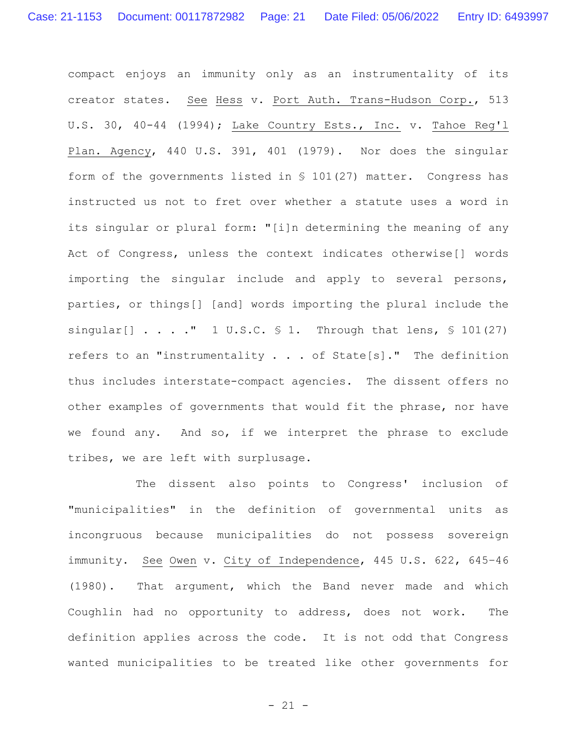compact enjoys an immunity only as an instrumentality of its creator states. See Hess v. Port Auth. Trans-Hudson Corp., 513 U.S. 30, 40-44 (1994); Lake Country Ests., Inc. v. Tahoe Reg'l Plan. Agency, 440 U.S. 391, 401 (1979). Nor does the singular form of the governments listed in § 101(27) matter. Congress has instructed us not to fret over whether a statute uses a word in its singular or plural form: "[i]n determining the meaning of any Act of Congress, unless the context indicates otherwise[] words importing the singular include and apply to several persons, parties, or things[] [and] words importing the plural include the singular[] . . . ." 1 U.S.C. § 1. Through that lens, § 101(27) refers to an "instrumentality . . . of State[s]." The definition thus includes interstate-compact agencies. The dissent offers no other examples of governments that would fit the phrase, nor have we found any. And so, if we interpret the phrase to exclude tribes, we are left with surplusage.

The dissent also points to Congress' inclusion of "municipalities" in the definition of governmental units as incongruous because municipalities do not possess sovereign immunity. See Owen v. City of Independence, 445 U.S. 622, 645–46 (1980). That argument, which the Band never made and which Coughlin had no opportunity to address, does not work. The definition applies across the code. It is not odd that Congress wanted municipalities to be treated like other governments for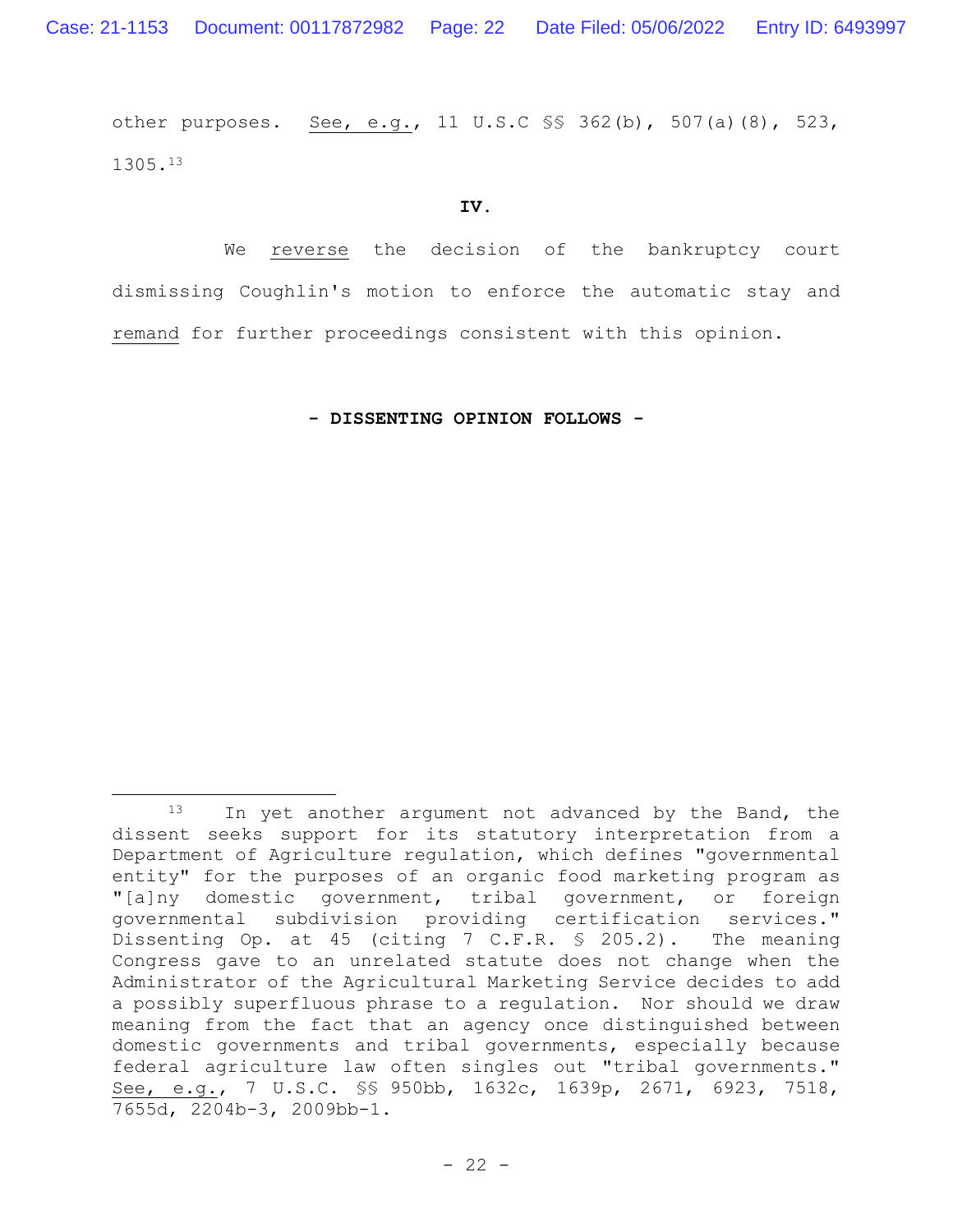other purposes. See, e.g., 11 U.S.C §§ 362(b), 507(a)(8), 523, 1305.[13]

**IV.**

We reverse the decision of the bankruptcy court dismissing Coughlin's motion to enforce the automatic stay and remand for further proceedings consistent with this opinion.

**- DISSENTING OPINION FOLLOWS -**

---

[13] In yet another argument not advanced by the Band, the dissent seeks support for its statutory interpretation from a Department of Agriculture regulation, which defines "governmental entity" for the purposes of an organic food marketing program as "[a]ny domestic government, tribal government, or foreign governmental subdivision providing certification services." Dissenting Op. at 45 (citing 7 C.F.R. § 205.2). The meaning Congress gave to an unrelated statute does not change when the Administrator of the Agricultural Marketing Service decides to add a possibly superfluous phrase to a regulation. Nor should we draw meaning from the fact that an agency once distinguished between domestic governments and tribal governments, especially because federal agriculture law often singles out "tribal governments." See, e.g., 7 U.S.C. §§ 950bb, 1632c, 1639p, 2671, 6923, 7518, 7655d, 2204b-3, 2009bb-1.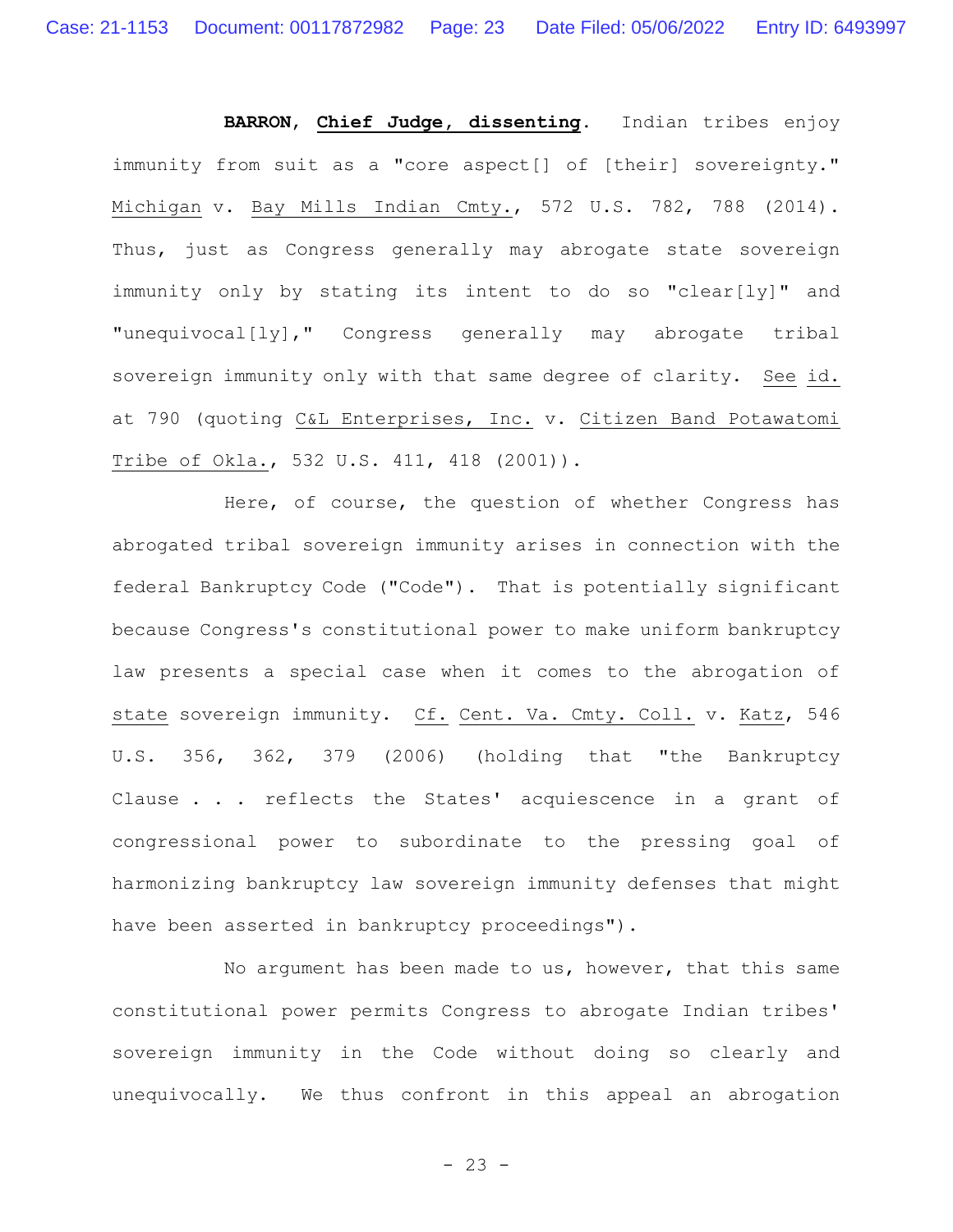**BARRON, Chief Judge, dissenting**. Indian tribes enjoy immunity from suit as a "core aspect[] of [their] sovereignty." Michigan v. Bay Mills Indian Cmty., 572 U.S. 782, 788 (2014). Thus, just as Congress generally may abrogate state sovereign immunity only by stating its intent to do so "clear[ly]" and "unequivocal[ly]," Congress generally may abrogate tribal sovereign immunity only with that same degree of clarity. See id. at 790 (quoting C&L Enterprises, Inc. v. Citizen Band Potawatomi Tribe of Okla., 532 U.S. 411, 418 (2001)).

Here, of course, the question of whether Congress has abrogated tribal sovereign immunity arises in connection with the federal Bankruptcy Code ("Code"). That is potentially significant because Congress's constitutional power to make uniform bankruptcy law presents a special case when it comes to the abrogation of state sovereign immunity. Cf. Cent. Va. Cmty. Coll. v. Katz, 546 U.S. 356, 362, 379 (2006) (holding that "the Bankruptcy Clause . . . reflects the States' acquiescence in a grant of congressional power to subordinate to the pressing goal of harmonizing bankruptcy law sovereign immunity defenses that might have been asserted in bankruptcy proceedings").

No argument has been made to us, however, that this same constitutional power permits Congress to abrogate Indian tribes' sovereign immunity in the Code without doing so clearly and unequivocally. We thus confront in this appeal an abrogation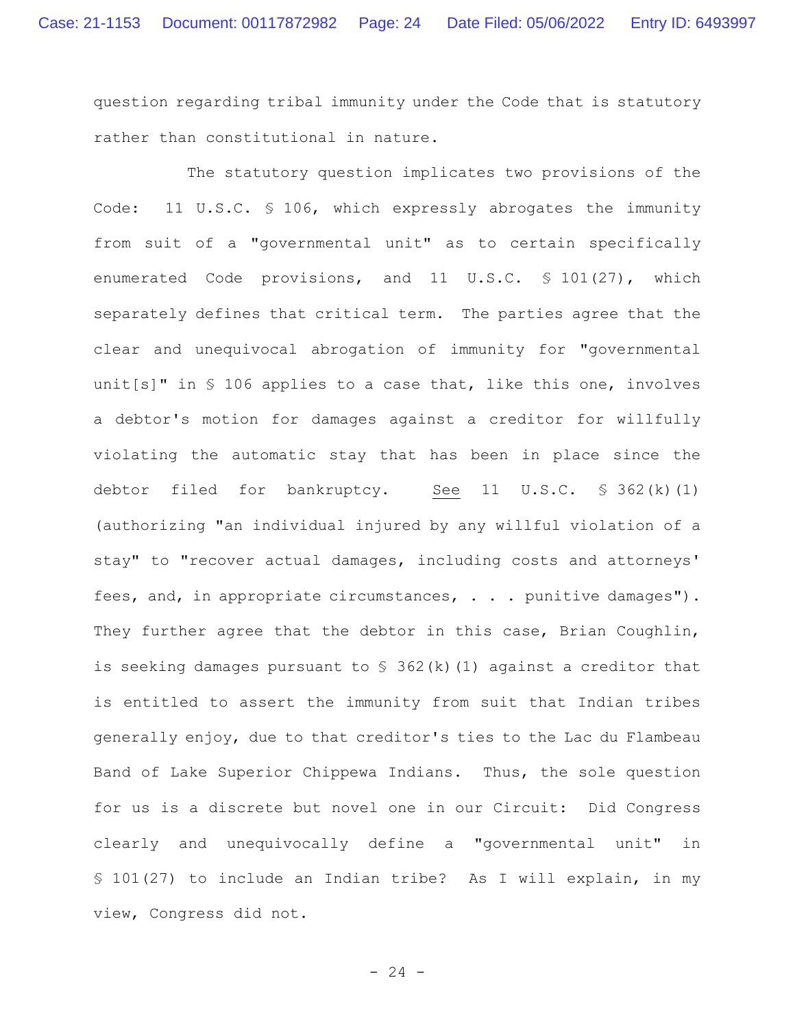question regarding tribal immunity under the Code that is statutory rather than constitutional in nature.

The statutory question implicates two provisions of the Code: 11 U.S.C. § 106, which expressly abrogates the immunity from suit of a "governmental unit" as to certain specifically enumerated Code provisions, and 11 U.S.C. § 101(27), which separately defines that critical term. The parties agree that the clear and unequivocal abrogation of immunity for "governmental unit[s]" in § 106 applies to a case that, like this one, involves a debtor's motion for damages against a creditor for willfully violating the automatic stay that has been in place since the debtor filed for bankruptcy. See 11 U.S.C. § 362(k)(1) (authorizing "an individual injured by any willful violation of a stay" to "recover actual damages, including costs and attorneys' fees, and, in appropriate circumstances, . . . punitive damages"). They further agree that the debtor in this case, Brian Coughlin, is seeking damages pursuant to § 362(k)(1) against a creditor that is entitled to assert the immunity from suit that Indian tribes generally enjoy, due to that creditor's ties to the Lac du Flambeau Band of Lake Superior Chippewa Indians. Thus, the sole question for us is a discrete but novel one in our Circuit: Did Congress clearly and unequivocally define a "governmental unit" in § 101(27) to include an Indian tribe? As I will explain, in my view, Congress did not.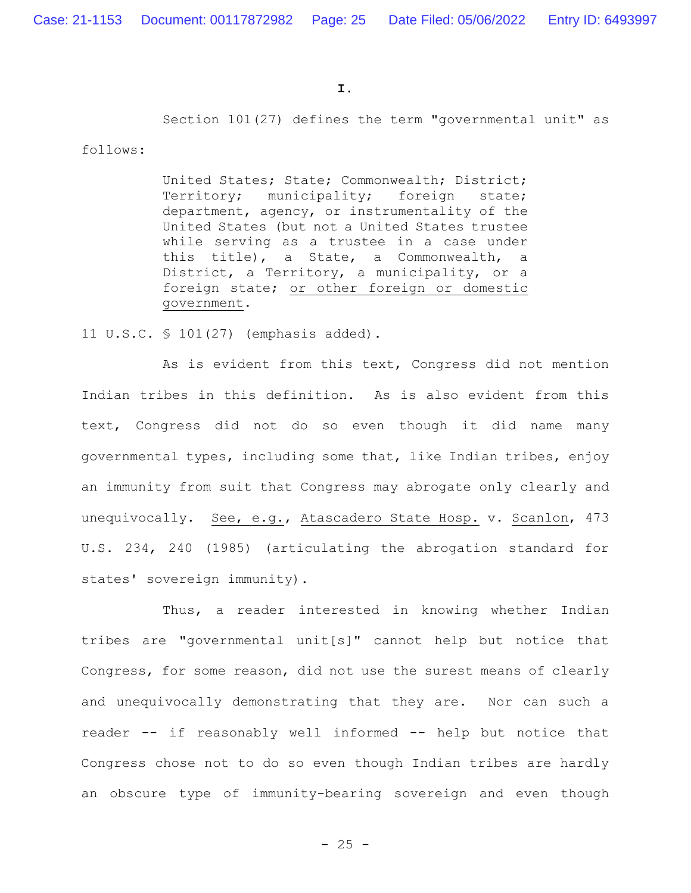**I.**

Section 101(27) defines the term "governmental unit" as follows:

> United States; State; Commonwealth; District; Territory; municipality; foreign state; department, agency, or instrumentality of the United States (but not a United States trustee while serving as a trustee in a case under this title), a State, a Commonwealth, a District, a Territory, a municipality, or a foreign state; <u>or other foreign or domestic government</u>.

11 U.S.C. § 101(27) (emphasis added).

As is evident from this text, Congress did not mention Indian tribes in this definition. As is also evident from this text, Congress did not do so even though it did name many governmental types, including some that, like Indian tribes, enjoy an immunity from suit that Congress may abrogate only clearly and unequivocally. <u>See, e.g.</u>, <u>Atascadero State Hosp.</u> v. <u>Scanlon</u>, 473 U.S. 234, 240 (1985) (articulating the abrogation standard for states' sovereign immunity).

Thus, a reader interested in knowing whether Indian tribes are "governmental unit[s]" cannot help but notice that Congress, for some reason, did not use the surest means of clearly and unequivocally demonstrating that they are. Nor can such a reader -- if reasonably well informed -- help but notice that Congress chose not to do so even though Indian tribes are hardly an obscure type of immunity-bearing sovereign and even though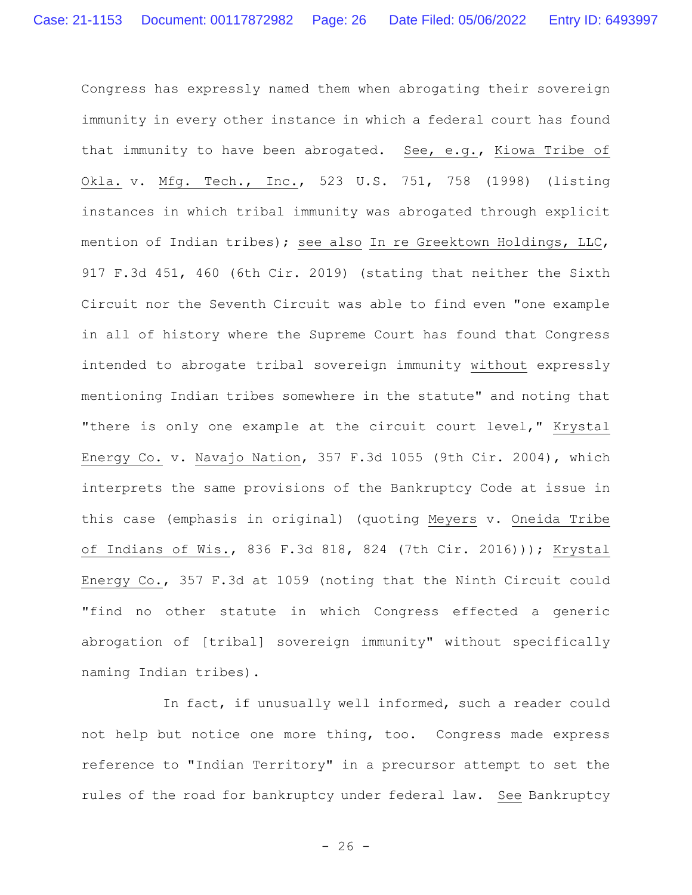Congress has expressly named them when abrogating their sovereign immunity in every other instance in which a federal court has found that immunity to have been abrogated. See, e.g., Kiowa Tribe of Okla. v. Mfg. Tech., Inc., 523 U.S. 751, 758 (1998) (listing instances in which tribal immunity was abrogated through explicit mention of Indian tribes); see also In re Greektown Holdings, LLC, 917 F.3d 451, 460 (6th Cir. 2019) (stating that neither the Sixth Circuit nor the Seventh Circuit was able to find even "one example in all of history where the Supreme Court has found that Congress intended to abrogate tribal sovereign immunity without expressly mentioning Indian tribes somewhere in the statute" and noting that "there is only one example at the circuit court level," Krystal Energy Co. v. Navajo Nation, 357 F.3d 1055 (9th Cir. 2004), which interprets the same provisions of the Bankruptcy Code at issue in this case (emphasis in original) (quoting Meyers v. Oneida Tribe of Indians of Wis., 836 F.3d 818, 824 (7th Cir. 2016))); Krystal Energy Co., 357 F.3d at 1059 (noting that the Ninth Circuit could "find no other statute in which Congress effected a generic abrogation of [tribal] sovereign immunity" without specifically naming Indian tribes).

In fact, if unusually well informed, such a reader could not help but notice one more thing, too. Congress made express reference to "Indian Territory" in a precursor attempt to set the rules of the road for bankruptcy under federal law. See Bankruptcy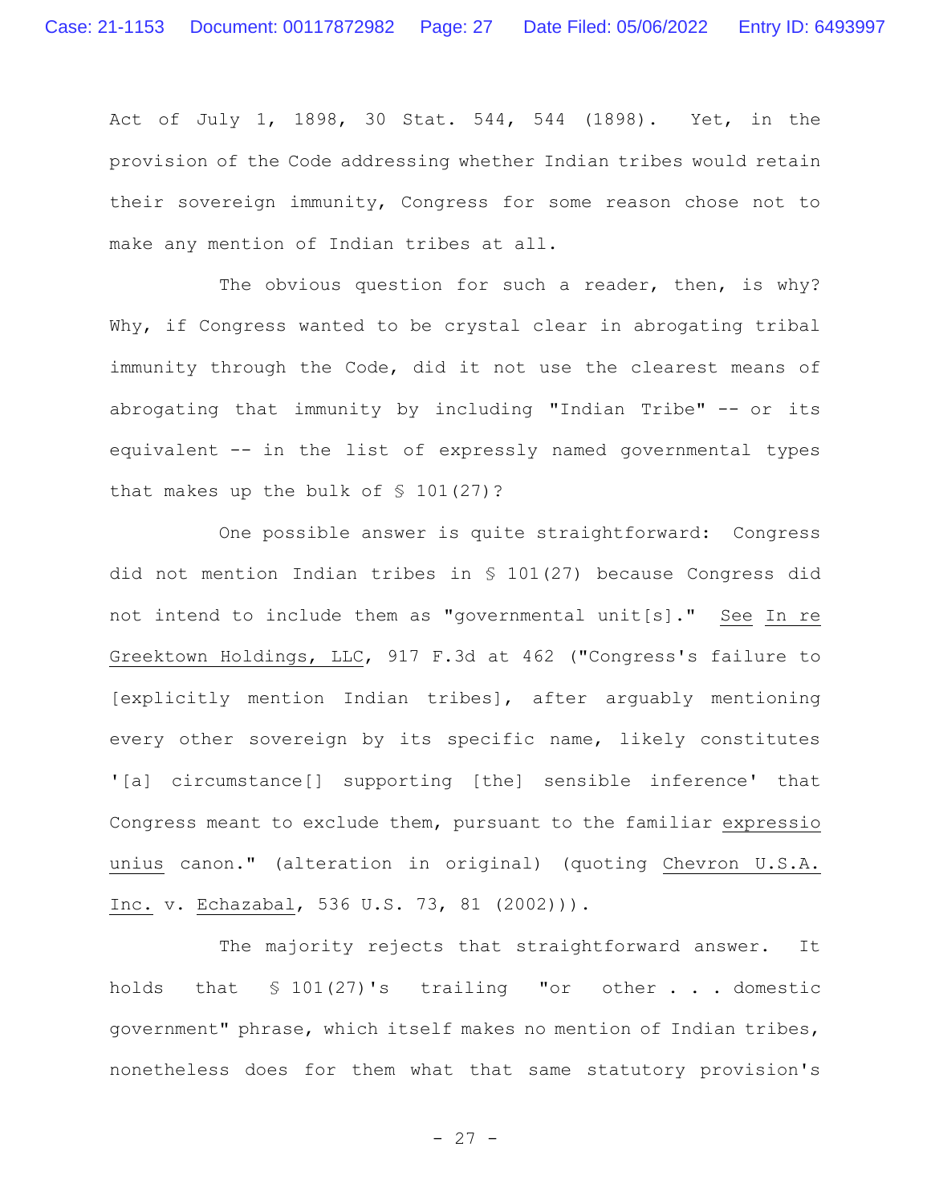Act of July 1, 1898, 30 Stat. 544, 544 (1898). Yet, in the provision of the Code addressing whether Indian tribes would retain their sovereign immunity, Congress for some reason chose not to make any mention of Indian tribes at all.

The obvious question for such a reader, then, is why? Why, if Congress wanted to be crystal clear in abrogating tribal immunity through the Code, did it not use the clearest means of abrogating that immunity by including "Indian Tribe" -- or its equivalent -- in the list of expressly named governmental types that makes up the bulk of § 101(27)?

One possible answer is quite straightforward: Congress did not mention Indian tribes in § 101(27) because Congress did not intend to include them as "governmental unit[s]." _See In re Greektown Holdings, LLC_, 917 F.3d at 462 ("Congress's failure to [explicitly mention Indian tribes], after arguably mentioning every other sovereign by its specific name, likely constitutes '[a] circumstance[] supporting [the] sensible inference' that Congress meant to exclude them, pursuant to the familiar _expressio unius_ canon." (alteration in original) (quoting _Chevron U.S.A. Inc._ v. _Echazabal_, 536 U.S. 73, 81 (2002))).

The majority rejects that straightforward answer. It holds that § 101(27)'s trailing "or other . . . domestic government" phrase, which itself makes no mention of Indian tribes, nonetheless does for them what that same statutory provision's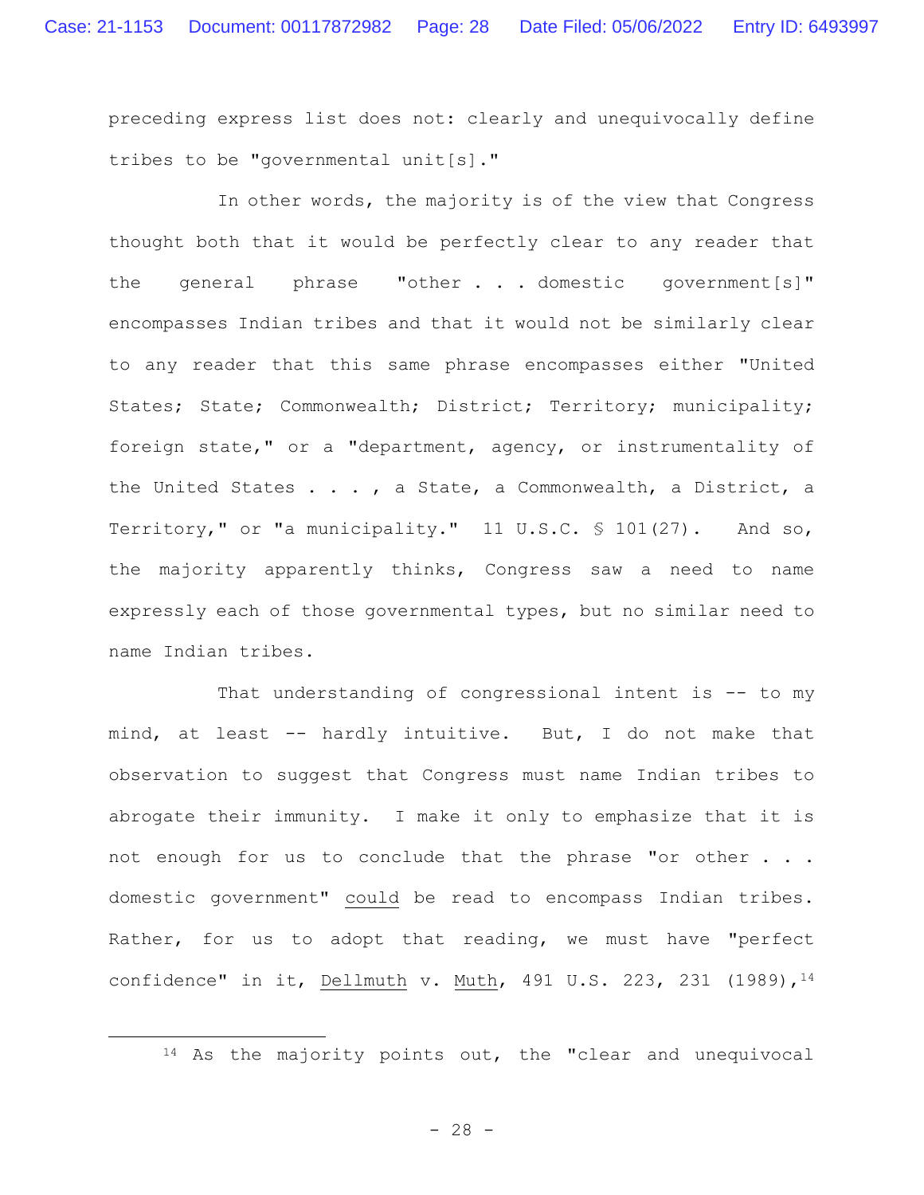preceding express list does not: clearly and unequivocally define tribes to be "governmental unit[s]."

In other words, the majority is of the view that Congress thought both that it would be perfectly clear to any reader that the general phrase "other . . . domestic government[s]" encompasses Indian tribes and that it would not be similarly clear to any reader that this same phrase encompasses either "United States; State; Commonwealth; District; Territory; municipality; foreign state," or a "department, agency, or instrumentality of the United States . . . , a State, a Commonwealth, a District, a Territory," or "a municipality." 11 U.S.C. § 101(27). And so, the majority apparently thinks, Congress saw a need to name expressly each of those governmental types, but no similar need to name Indian tribes.

That understanding of congressional intent is -- to my mind, at least -- hardly intuitive. But, I do not make that observation to suggest that Congress must name Indian tribes to abrogate their immunity. I make it only to emphasize that it is not enough for us to conclude that the phrase "or other . . . domestic government" could be read to encompass Indian tribes. Rather, for us to adopt that reading, we must have "perfect confidence" in it, Dellmuth v. Muth, 491 U.S. 223, 231 (1989),[14]

---

[14] As the majority points out, the "clear and unequivocal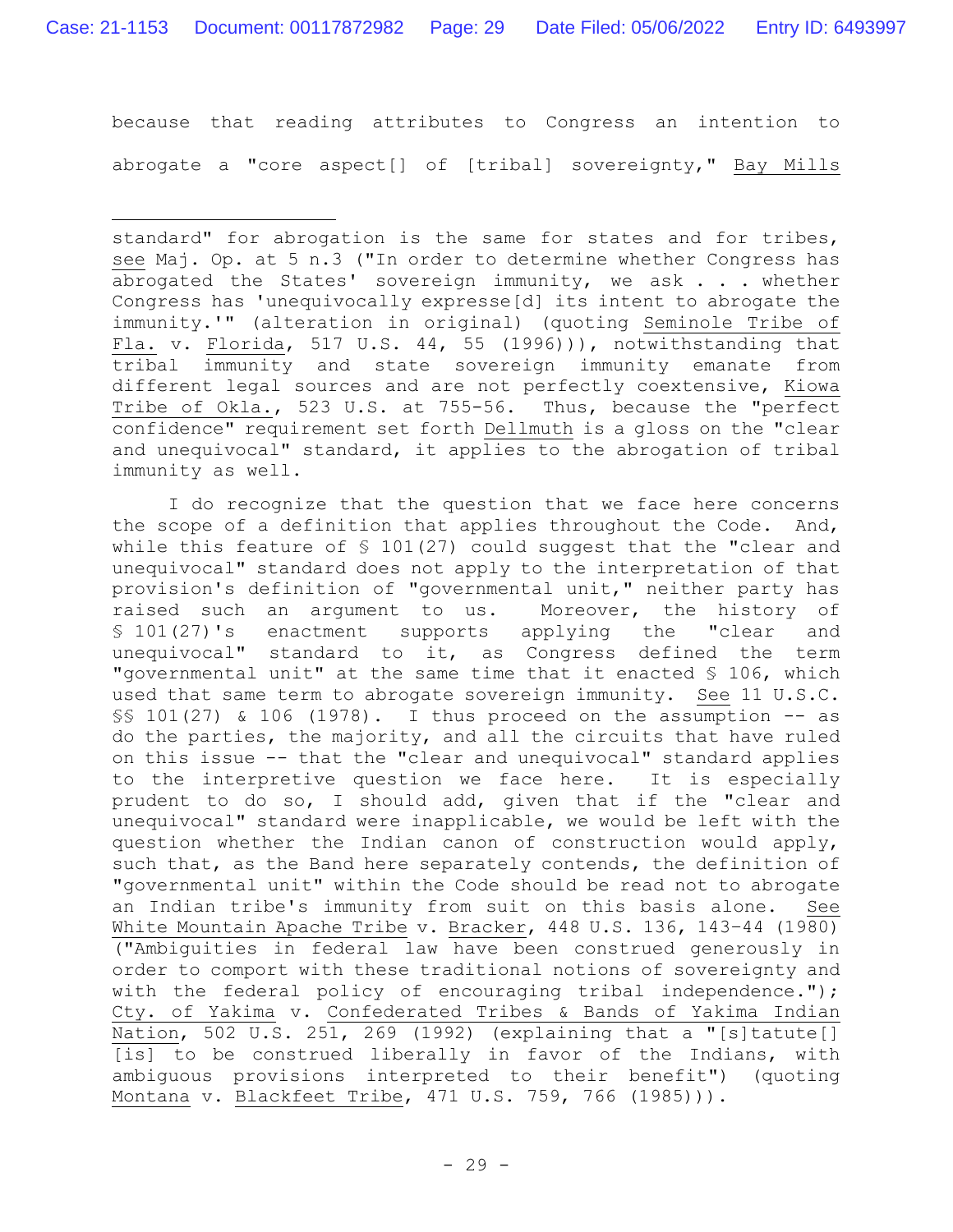because that reading attributes to Congress an intention to abrogate a "core aspect[] of [tribal] sovereignty," Bay Mills

---

standard" for abrogation is the same for states and for tribes, see Maj. Op. at 5 n.3 ("In order to determine whether Congress has abrogated the States' sovereign immunity, we ask . . . whether Congress has 'unequivocally express[d] its intent to abrogate the immunity.'" (alteration in original) (quoting Seminole Tribe of Fla. v. Florida, 517 U.S. 44, 55 (1996))), notwithstanding that tribal immunity and state sovereign immunity emanate from different legal sources and are not perfectly coextensive, Kiowa Tribe of Okla., 523 U.S. at 755-56. Thus, because the "perfect confidence" requirement set forth Dellmuth is a gloss on the "clear and unequivocal" standard, it applies to the abrogation of tribal immunity as well.

I do recognize that the question that we face here concerns the scope of a definition that applies throughout the Code. And, while this feature of § 101(27) could suggest that the "clear and unequivocal" standard does not apply to the interpretation of that provision's definition of "governmental unit," neither party has raised such an argument to us. Moreover, the history of § 101(27)'s enactment supports applying the "clear and unequivocal" standard to it, as Congress defined the term "governmental unit" at the same time that it enacted § 106, which used that same term to abrogate sovereign immunity. See 11 U.S.C. §§ 101(27) & 106 (1978). I thus proceed on the assumption -- as do the parties, the majority, and all the circuits that have ruled on this issue -- that the "clear and unequivocal" standard applies to the interpretive question we face here. It is especially prudent to do so, I should add, given that if the "clear and unequivocal" standard were inapplicable, we would be left with the question whether the Indian canon of construction would apply, such that, as the Band here separately contends, the definition of "governmental unit" within the Code should be read not to abrogate an Indian tribe's immunity from suit on this basis alone. See White Mountain Apache Tribe v. Bracker, 448 U.S. 136, 143-44 (1980) ("Ambiguities in federal law have been construed generously in order to comport with these traditional notions of sovereignty and with the federal policy of encouraging tribal independence."); Cty. of Yakima v. Confederated Tribes & Bands of Yakima Indian Nation, 502 U.S. 251, 269 (1992) (explaining that a "[s]tatute[] [is] to be construed liberally in favor of the Indians, with ambiguous provisions interpreted to their benefit") (quoting Montana v. Blackfeet Tribe, 471 U.S. 759, 766 (1985))).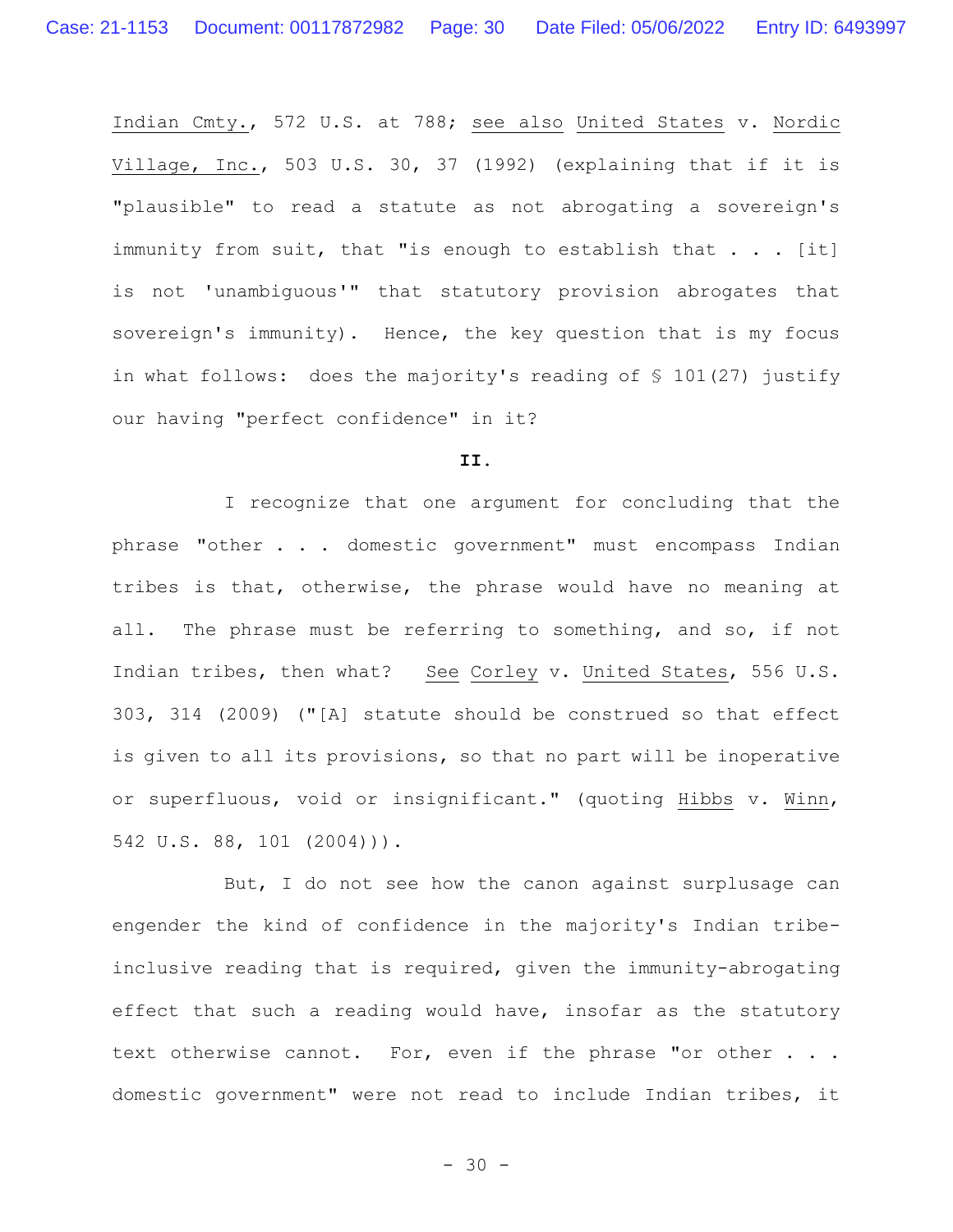Indian Cmty., 572 U.S. at 788; see also United States v. Nordic Village, Inc., 503 U.S. 30, 37 (1992) (explaining that if it is "plausible" to read a statute as not abrogating a sovereign's immunity from suit, that "is enough to establish that . . . [it] is not 'unambiguous'" that statutory provision abrogates that sovereign's immunity). Hence, the key question that is my focus in what follows: does the majority's reading of § 101(27) justify our having "perfect confidence" in it?

## II.

I recognize that one argument for concluding that the phrase "other . . . domestic government" must encompass Indian tribes is that, otherwise, the phrase would have no meaning at all. The phrase must be referring to something, and so, if not Indian tribes, then what? See Corley v. United States, 556 U.S. 303, 314 (2009) ("[A] statute should be construed so that effect is given to all its provisions, so that no part will be inoperative or superfluous, void or insignificant." (quoting Hibbs v. Winn, 542 U.S. 88, 101 (2004))).

But, I do not see how the canon against surplusage can engender the kind of confidence in the majority's Indian tribe-inclusive reading that is required, given the immunity-abrogating effect that such a reading would have, insofar as the statutory text otherwise cannot. For, even if the phrase "or other . . . domestic government" were not read to include Indian tribes, it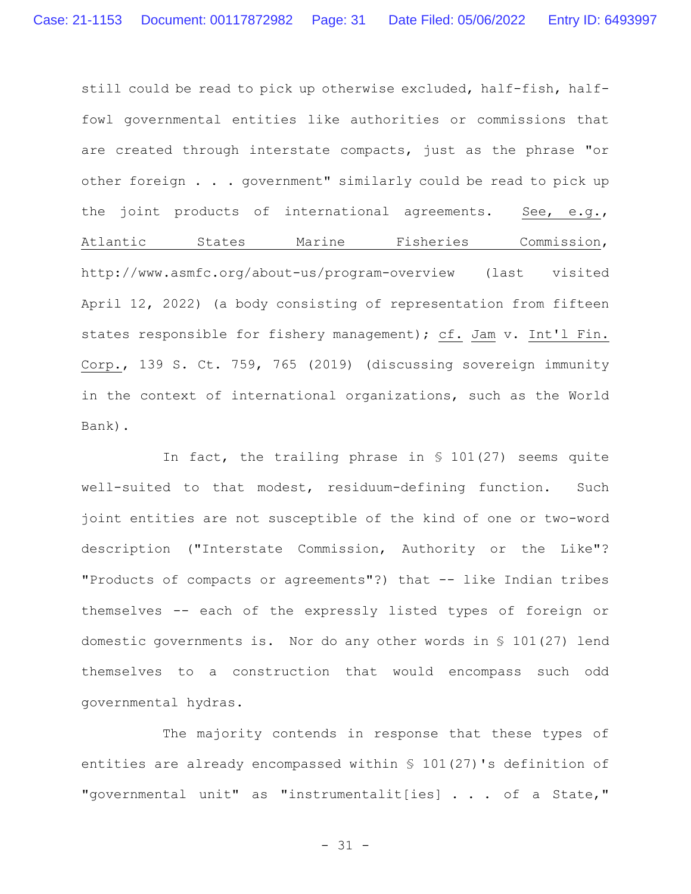still could be read to pick up otherwise excluded, half-fish, half-fowl governmental entities like authorities or commissions that are created through interstate compacts, just as the phrase "or other foreign . . . government" similarly could be read to pick up the joint products of international agreements. See, e.g., Atlantic States Marine Fisheries Commission, http://www.asmfc.org/about-us/program-overview (last visited April 12, 2022) (a body consisting of representation from fifteen states responsible for fishery management); cf. Jam v. Int'l Fin. Corp., 139 S. Ct. 759, 765 (2019) (discussing sovereign immunity in the context of international organizations, such as the World Bank).

In fact, the trailing phrase in § 101(27) seems quite well-suited to that modest, residuum-defining function. Such joint entities are not susceptible of the kind of one or two-word description ("Interstate Commission, Authority or the Like"? "Products of compacts or agreements"?) that -- like Indian tribes themselves -- each of the expressly listed types of foreign or domestic governments is. Nor do any other words in § 101(27) lend themselves to a construction that would encompass such odd governmental hydras.

The majority contends in response that these types of entities are already encompassed within § 101(27)'s definition of "governmental unit" as "instrumentalit[ies] . . . of a State,"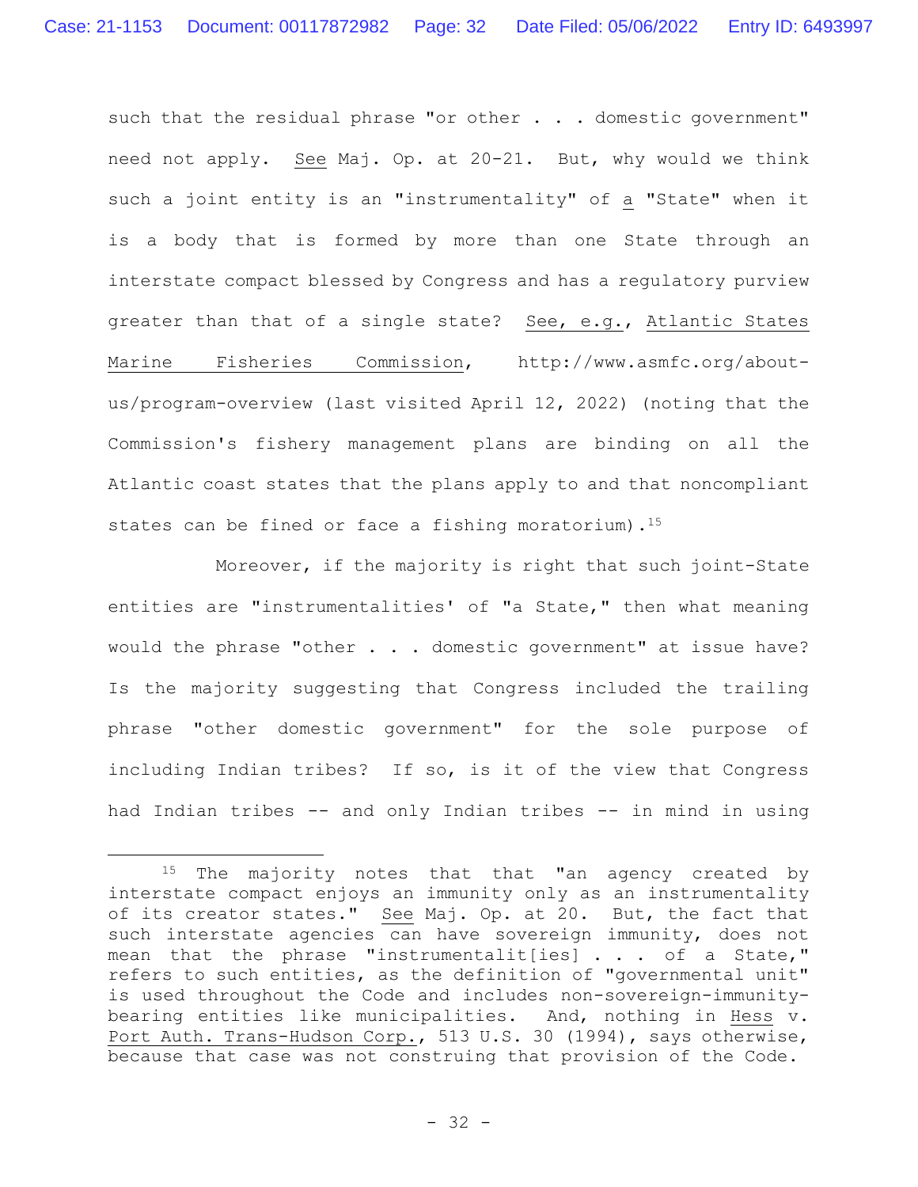such that the residual phrase "or other . . . domestic government" need not apply. See Maj. Op. at 20-21. But, why would we think such a joint entity is an "instrumentality" of a "State" when it is a body that is formed by more than one State through an interstate compact blessed by Congress and has a regulatory purview greater than that of a single state? See, e.g., Atlantic States Marine Fisheries Commission, http://www.asmfc.org/about-us/program-overview (last visited April 12, 2022) (noting that the Commission's fishery management plans are binding on all the Atlantic coast states that the plans apply to and that noncompliant states can be fined or face a fishing moratorium).[15]

Moreover, if the majority is right that such joint-State entities are "instrumentalities' of "a State," then what meaning would the phrase "other . . . domestic government" at issue have? Is the majority suggesting that Congress included the trailing phrase "other domestic government" for the sole purpose of including Indian tribes? If so, is it of the view that Congress had Indian tribes -- and only Indian tribes -- in mind in using

---

[15] The majority notes that that "an agency created by interstate compact enjoys an immunity only as an instrumentality of its creator states." See Maj. Op. at 20. But, the fact that such interstate agencies can have sovereign immunity, does not mean that the phrase "instrumentalit[ies] . . . of a State," refers to such entities, as the definition of "governmental unit" is used throughout the Code and includes non-sovereign-immunity-bearing entities like municipalities. And, nothing in Hess v. Port Auth. Trans-Hudson Corp., 513 U.S. 30 (1994), says otherwise, because that case was not construing that provision of the Code.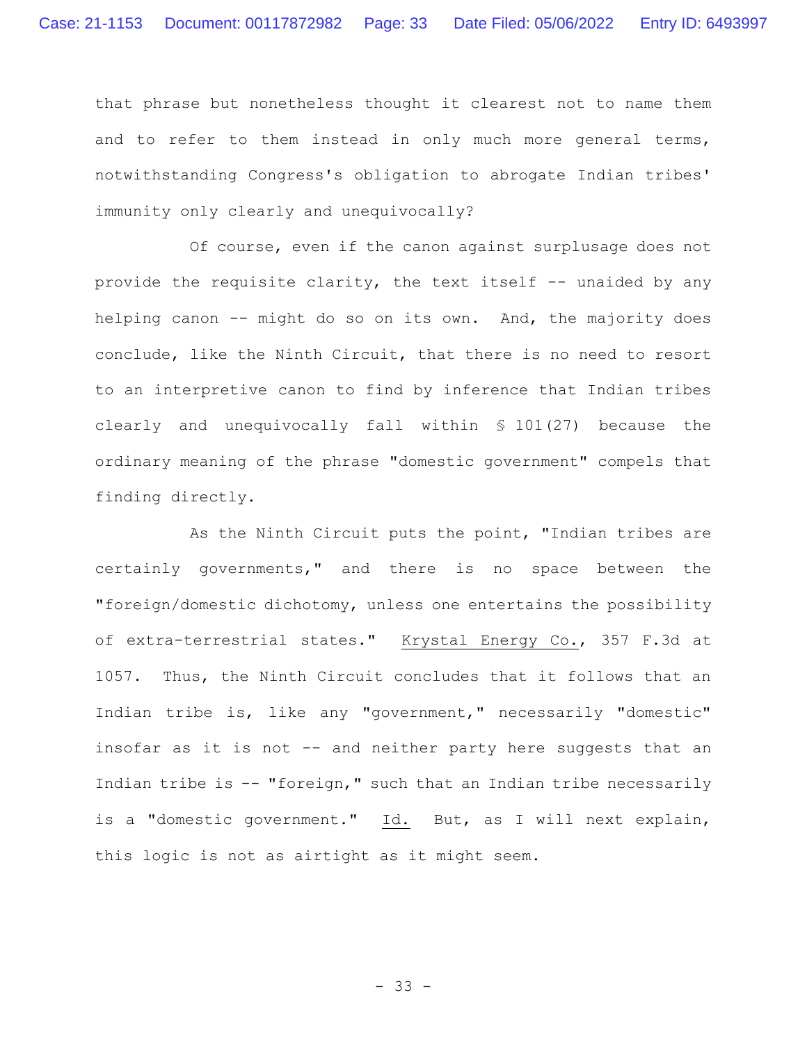that phrase but nonetheless thought it clearest not to name them and to refer to them instead in only much more general terms, notwithstanding Congress's obligation to abrogate Indian tribes' immunity only clearly and unequivocally?

Of course, even if the canon against surplusage does not provide the requisite clarity, the text itself -- unaided by any helping canon -- might do so on its own. And, the majority does conclude, like the Ninth Circuit, that there is no need to resort to an interpretive canon to find by inference that Indian tribes clearly and unequivocally fall within § 101(27) because the ordinary meaning of the phrase "domestic government" compels that finding directly.

As the Ninth Circuit puts the point, "Indian tribes are certainly governments," and there is no space between the "foreign/domestic dichotomy, unless one entertains the possibility of extra-terrestrial states." Krystal Energy Co., 357 F.3d at 1057. Thus, the Ninth Circuit concludes that it follows that an Indian tribe is, like any "government," necessarily "domestic" insofar as it is not -- and neither party here suggests that an Indian tribe is -- "foreign," such that an Indian tribe necessarily is a "domestic government." Id. But, as I will next explain, this logic is not as airtight as it might seem.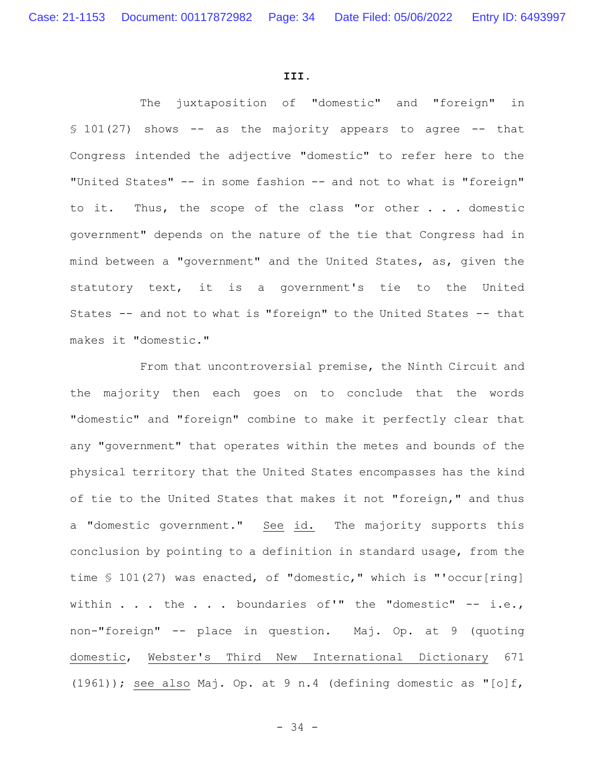**III.**

The juxtaposition of "domestic" and "foreign" in § 101(27) shows -- as the majority appears to agree -- that Congress intended the adjective "domestic" to refer here to the "United States" -- in some fashion -- and not to what is "foreign" to it. Thus, the scope of the class "or other . . . domestic government" depends on the nature of the tie that Congress had in mind between a "government" and the United States, as, given the statutory text, it is a government's tie to the United States -- and not to what is "foreign" to the United States -- that makes it "domestic."

From that uncontroversial premise, the Ninth Circuit and the majority then each goes on to conclude that the words "domestic" and "foreign" combine to make it perfectly clear that any "government" that operates within the metes and bounds of the physical territory that the United States encompasses has the kind of tie to the United States that makes it not "foreign," and thus a "domestic government." See id. The majority supports this conclusion by pointing to a definition in standard usage, from the time § 101(27) was enacted, of "domestic," which is "'occur[ring] within . . . the . . . boundaries of'" the "domestic" -- i.e., non-"foreign" -- place in question. Maj. Op. at 9 (quoting domestic, Webster's Third New International Dictionary 671 (1961)); see also Maj. Op. at 9 n.4 (defining domestic as "[o]f,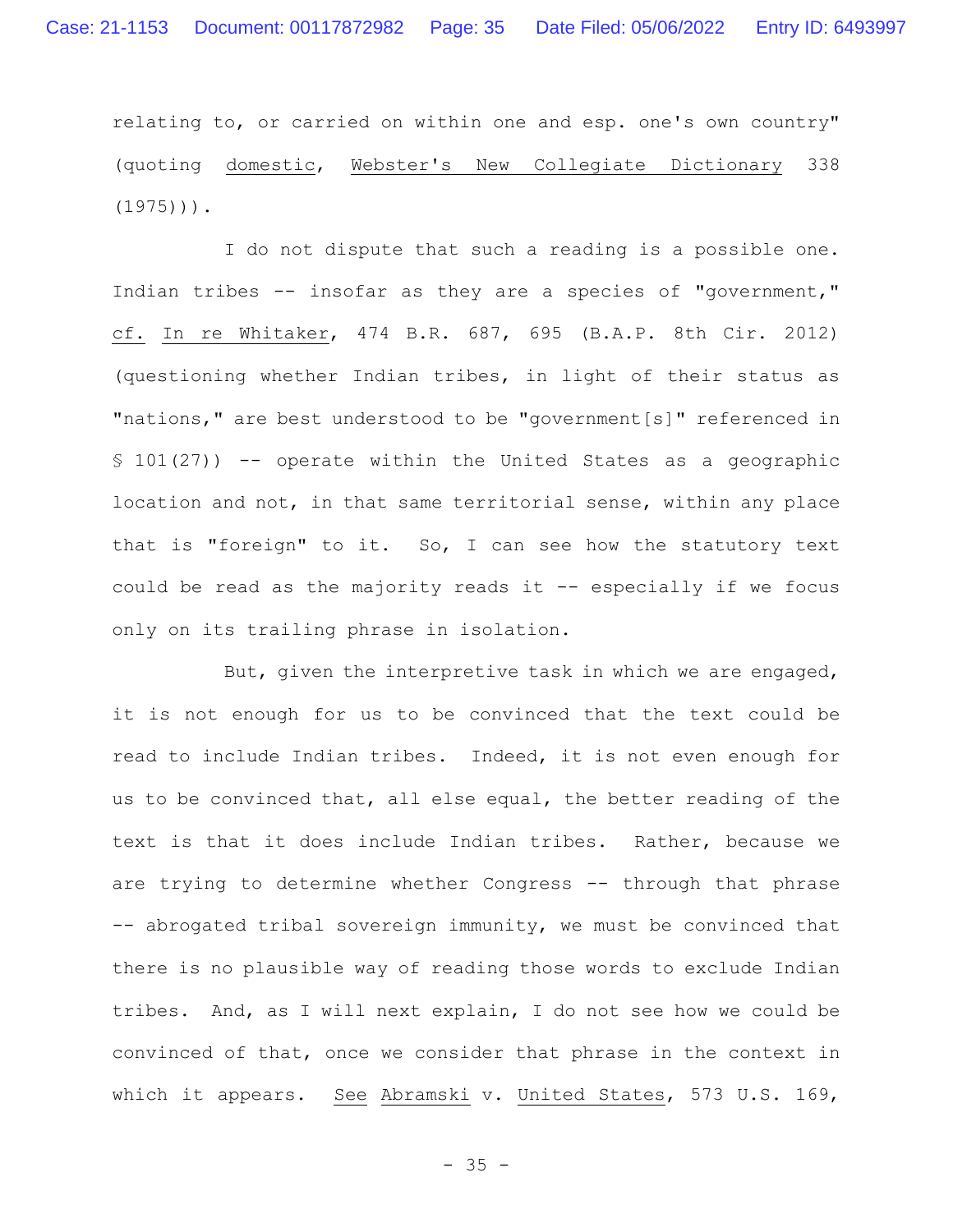relating to, or carried on within one and esp. one's own country" (quoting _domestic_, _Webster's New Collegiate Dictionary_ 338 (1975))).

I do not dispute that such a reading is a possible one. Indian tribes -- insofar as they are a species of "government," _cf._ _In re Whitaker_, 474 B.R. 687, 695 (B.A.P. 8th Cir. 2012) (questioning whether Indian tribes, in light of their status as "nations," are best understood to be "government[s]" referenced in § 101(27)) -- operate within the United States as a geographic location and not, in that same territorial sense, within any place that is "foreign" to it. So, I can see how the statutory text could be read as the majority reads it -- especially if we focus only on its trailing phrase in isolation.

But, given the interpretive task in which we are engaged, it is not enough for us to be convinced that the text could be read to include Indian tribes. Indeed, it is not even enough for us to be convinced that, all else equal, the better reading of the text is that it does include Indian tribes. Rather, because we are trying to determine whether Congress -- through that phrase -- abrogated tribal sovereign immunity, we must be convinced that there is no plausible way of reading those words to exclude Indian tribes. And, as I will next explain, I do not see how we could be convinced of that, once we consider that phrase in the context in which it appears. _See_ _Abramski_ v. _United States_, 573 U.S. 169,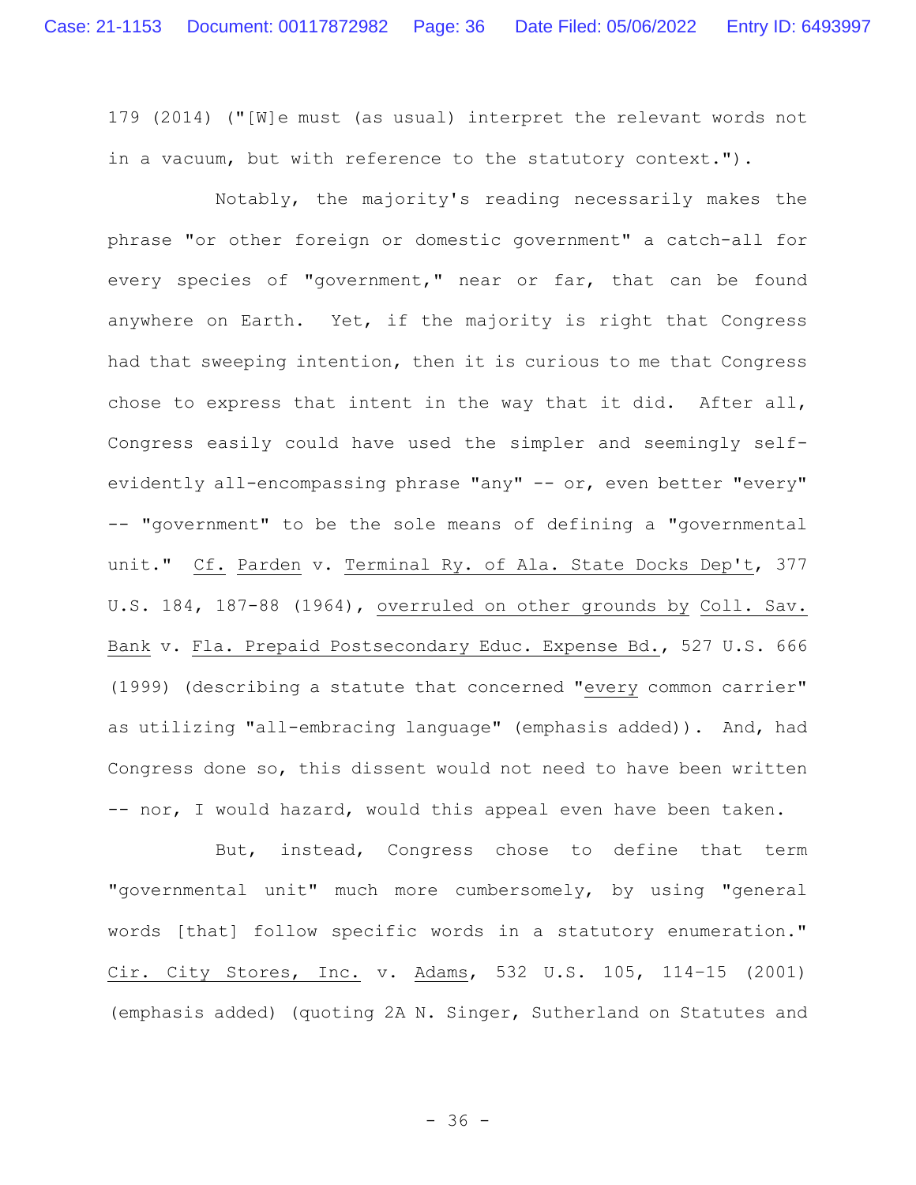179 (2014) ("[W]e must (as usual) interpret the relevant words not in a vacuum, but with reference to the statutory context.").

Notably, the majority's reading necessarily makes the phrase "or other foreign or domestic government" a catch-all for every species of "government," near or far, that can be found anywhere on Earth. Yet, if the majority is right that Congress had that sweeping intention, then it is curious to me that Congress chose to express that intent in the way that it did. After all, Congress easily could have used the simpler and seemingly self-evidently all-encompassing phrase "any" -- or, even better "every" -- "government" to be the sole means of defining a "governmental unit." Cf. Parden v. Terminal Ry. of Ala. State Docks Dep't, 377 U.S. 184, 187-88 (1964), overruled on other grounds by Coll. Sav. Bank v. Fla. Prepaid Postsecondary Educ. Expense Bd., 527 U.S. 666 (1999) (describing a statute that concerned "every common carrier" as utilizing "all-embracing language" (emphasis added)). And, had Congress done so, this dissent would not need to have been written -- nor, I would hazard, would this appeal even have been taken.

But, instead, Congress chose to define that term "governmental unit" much more cumbersomely, by using "general words [that] follow specific words in a statutory enumeration." Cir. City Stores, Inc. v. Adams, 532 U.S. 105, 114-15 (2001) (emphasis added) (quoting 2A N. Singer, Sutherland on Statutes and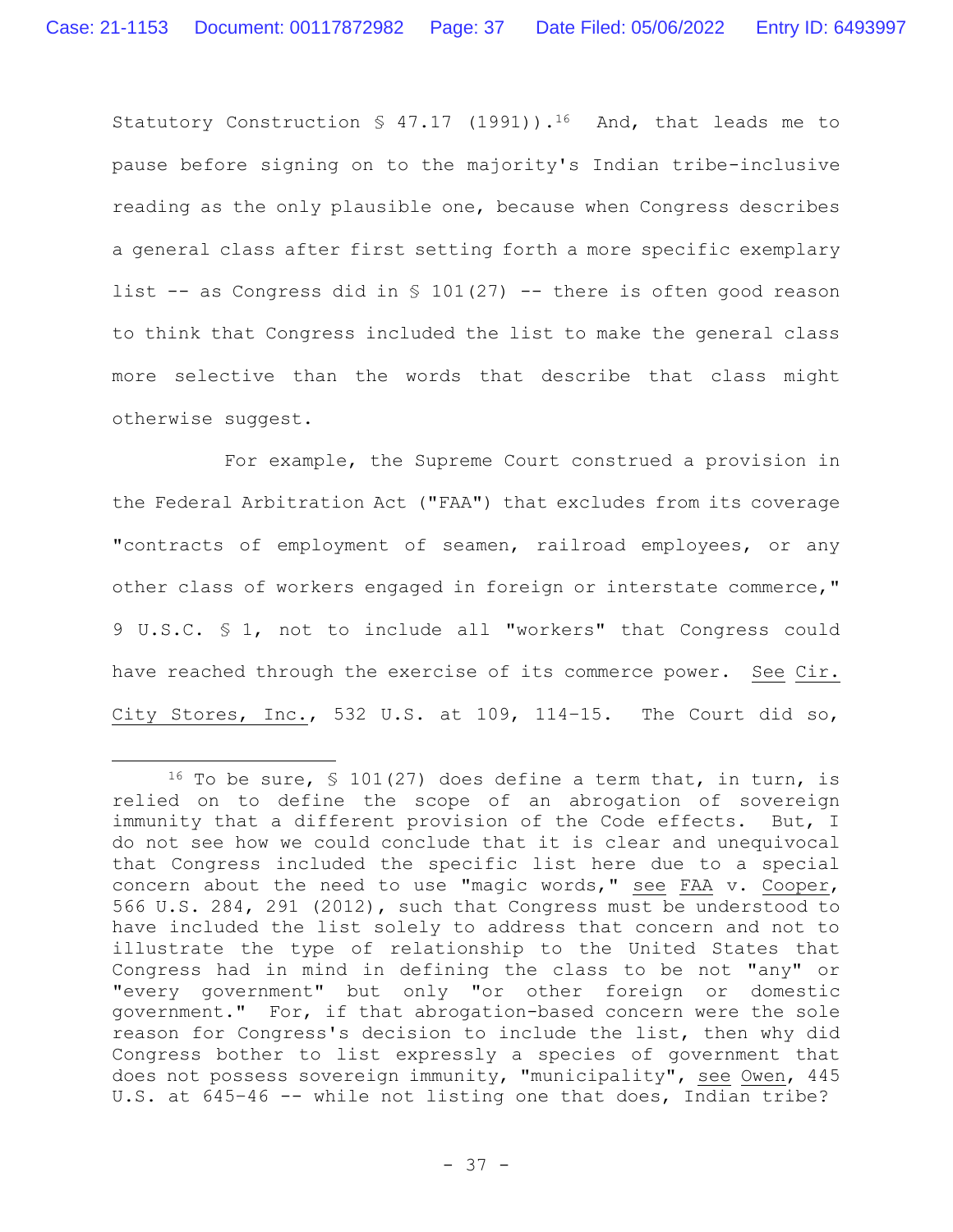Statutory Construction § 47.17 (1991)).[16] And, that leads me to pause before signing on to the majority's Indian tribe-inclusive reading as the only plausible one, because when Congress describes a general class after first setting forth a more specific exemplary list -- as Congress did in § 101(27) -- there is often good reason to think that Congress included the list to make the general class more selective than the words that describe that class might otherwise suggest.

For example, the Supreme Court construed a provision in the Federal Arbitration Act ("FAA") that excludes from its coverage "contracts of employment of seamen, railroad employees, or any other class of workers engaged in foreign or interstate commerce," 9 U.S.C. § 1, not to include all "workers" that Congress could have reached through the exercise of its commerce power. See Cir. City Stores, Inc., 532 U.S. at 109, 114-15. The Court did so,

---

[16] To be sure, § 101(27) does define a term that, in turn, is relied on to define the scope of an abrogation of sovereign immunity that a different provision of the Code effects. But, I do not see how we could conclude that it is clear and unequivocal that Congress included the specific list here due to a special concern about the need to use "magic words," see FAA v. Cooper, 566 U.S. 284, 291 (2012), such that Congress must be understood to have included the list solely to address that concern and not to illustrate the type of relationship to the United States that Congress had in mind in defining the class to be not "any" or "every government" but only "or other foreign or domestic government." For, if that abrogation-based concern were the sole reason for Congress's decision to include the list, then why did Congress bother to list expressly a species of government that does not possess sovereign immunity, "municipality", see Owen, 445 U.S. at 645-46 -- while not listing one that does, Indian tribe?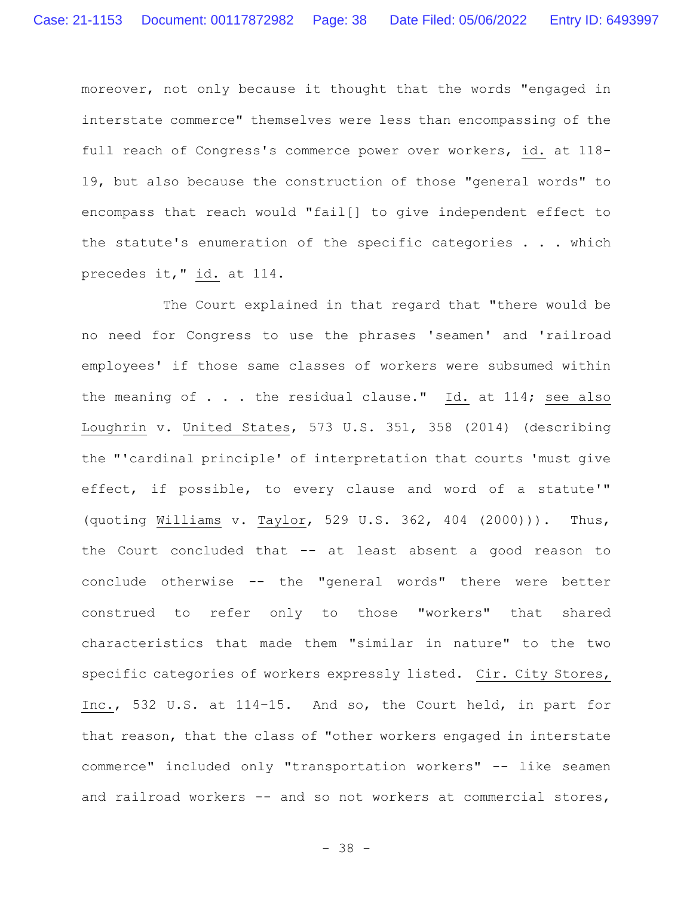moreover, not only because it thought that the words "engaged in interstate commerce" themselves were less than encompassing of the full reach of Congress's commerce power over workers, id. at 118-19, but also because the construction of those "general words" to encompass that reach would "fail[] to give independent effect to the statute's enumeration of the specific categories . . . which precedes it," id. at 114.

The Court explained in that regard that "there would be no need for Congress to use the phrases 'seamen' and 'railroad employees' if those same classes of workers were subsumed within the meaning of . . . the residual clause." Id. at 114; see also Loughrin v. United States, 573 U.S. 351, 358 (2014) (describing the "'cardinal principle' of interpretation that courts 'must give effect, if possible, to every clause and word of a statute'" (quoting Williams v. Taylor, 529 U.S. 362, 404 (2000))). Thus, the Court concluded that -- at least absent a good reason to conclude otherwise -- the "general words" there were better construed to refer only to those "workers" that shared characteristics that made them "similar in nature" to the two specific categories of workers expressly listed. Cir. City Stores, Inc., 532 U.S. at 114-15. And so, the Court held, in part for that reason, that the class of "other workers engaged in interstate commerce" included only "transportation workers" -- like seamen and railroad workers -- and so not workers at commercial stores,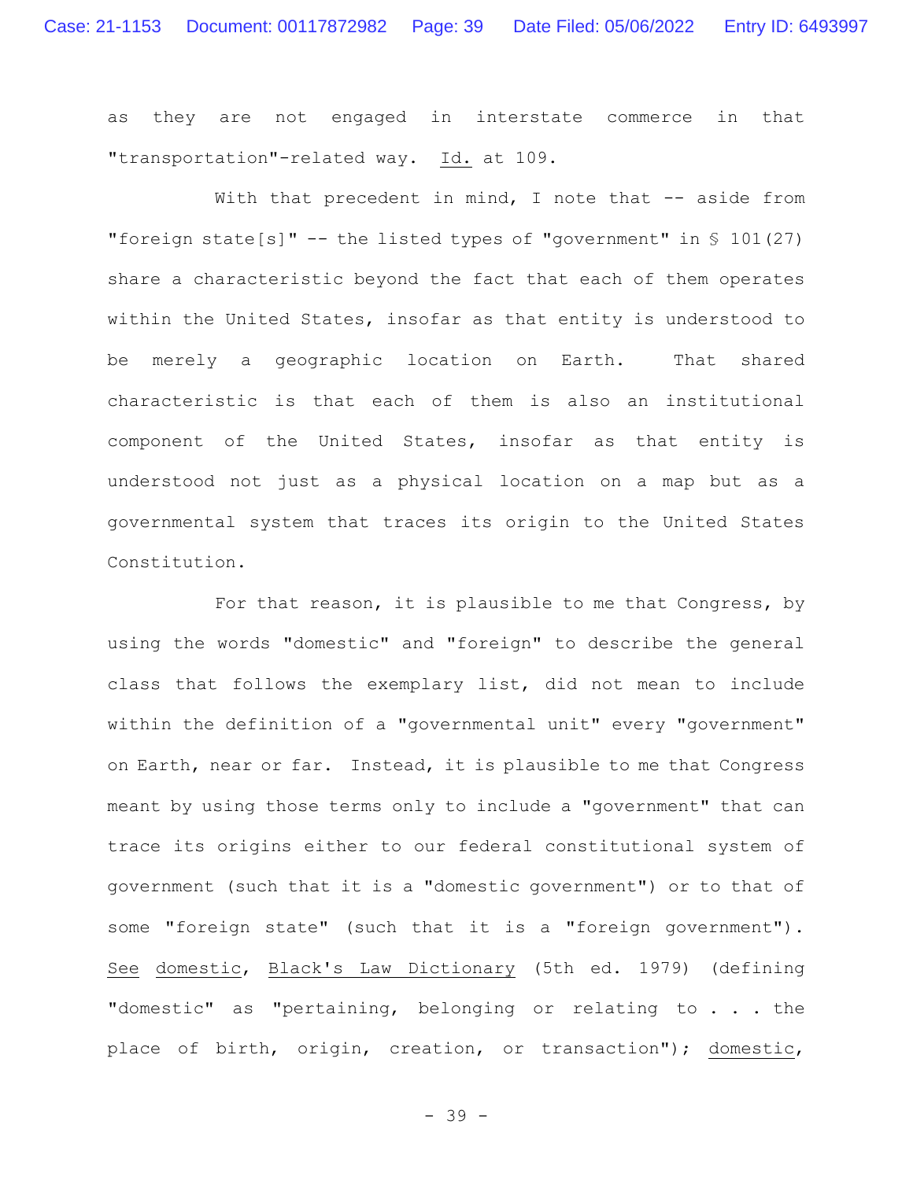as they are not engaged in interstate commerce in that "transportation"-related way. Id. at 109.

With that precedent in mind, I note that -- aside from "foreign state[s]" -- the listed types of "government" in § 101(27) share a characteristic beyond the fact that each of them operates within the United States, insofar as that entity is understood to be merely a geographic location on Earth. That shared characteristic is that each of them is also an institutional component of the United States, insofar as that entity is understood not just as a physical location on a map but as a governmental system that traces its origin to the United States Constitution.

For that reason, it is plausible to me that Congress, by using the words "domestic" and "foreign" to describe the general class that follows the exemplary list, did not mean to include within the definition of a "governmental unit" every "government" on Earth, near or far. Instead, it is plausible to me that Congress meant by using those terms only to include a "government" that can trace its origins either to our federal constitutional system of government (such that it is a "domestic government") or to that of some "foreign state" (such that it is a "foreign government"). See domestic, Black's Law Dictionary (5th ed. 1979) (defining "domestic" as "pertaining, belonging or relating to . . . the place of birth, origin, creation, or transaction"); domestic,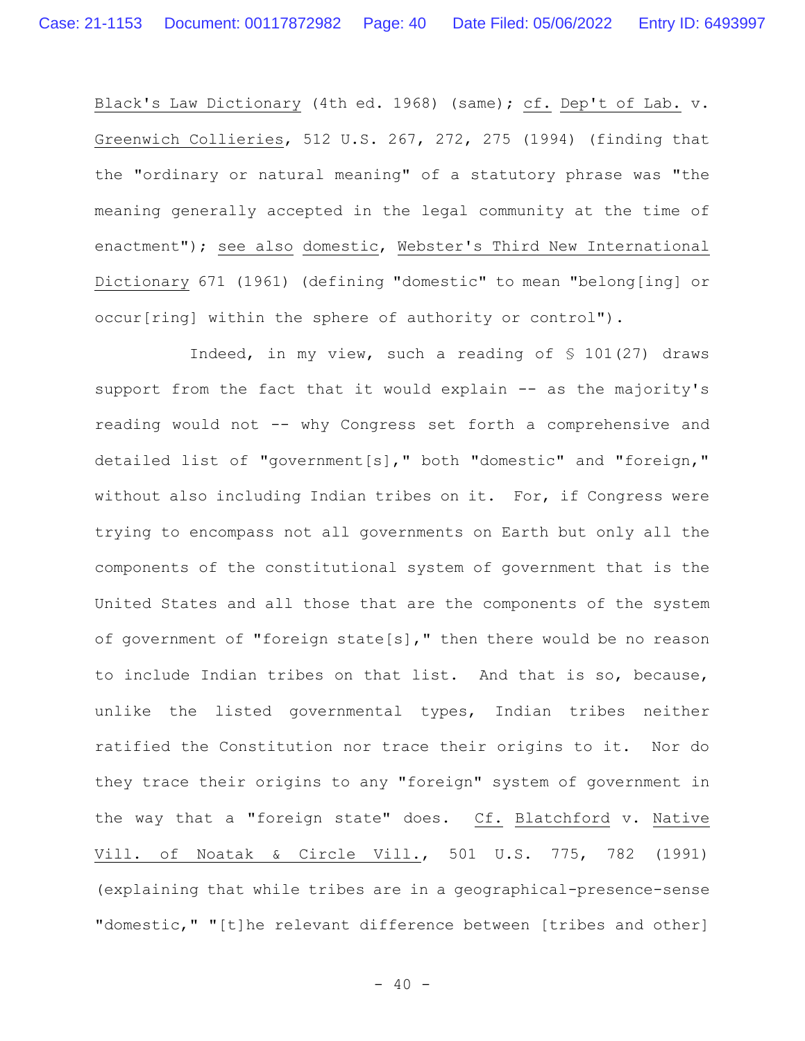Black's Law Dictionary (4th ed. 1968) (same); cf. Dep't of Lab. v. Greenwich Collieries, 512 U.S. 267, 272, 275 (1994) (finding that the "ordinary or natural meaning" of a statutory phrase was "the meaning generally accepted in the legal community at the time of enactment"); see also domestic, Webster's Third New International Dictionary 671 (1961) (defining "domestic" to mean "belong[ing] or occur[ring] within the sphere of authority or control").

Indeed, in my view, such a reading of § 101(27) draws support from the fact that it would explain -- as the majority's reading would not -- why Congress set forth a comprehensive and detailed list of "government[s]," both "domestic" and "foreign," without also including Indian tribes on it. For, if Congress were trying to encompass not all governments on Earth but only all the components of the constitutional system of government that is the United States and all those that are the components of the system of government of "foreign state[s]," then there would be no reason to include Indian tribes on that list. And that is so, because, unlike the listed governmental types, Indian tribes neither ratified the Constitution nor trace their origins to it. Nor do they trace their origins to any "foreign" system of government in the way that a "foreign state" does. Cf. Blatchford v. Native Vill. of Noatak & Circle Vill., 501 U.S. 775, 782 (1991) (explaining that while tribes are in a geographical-presence-sense "domestic," "[t]he relevant difference between [tribes and other]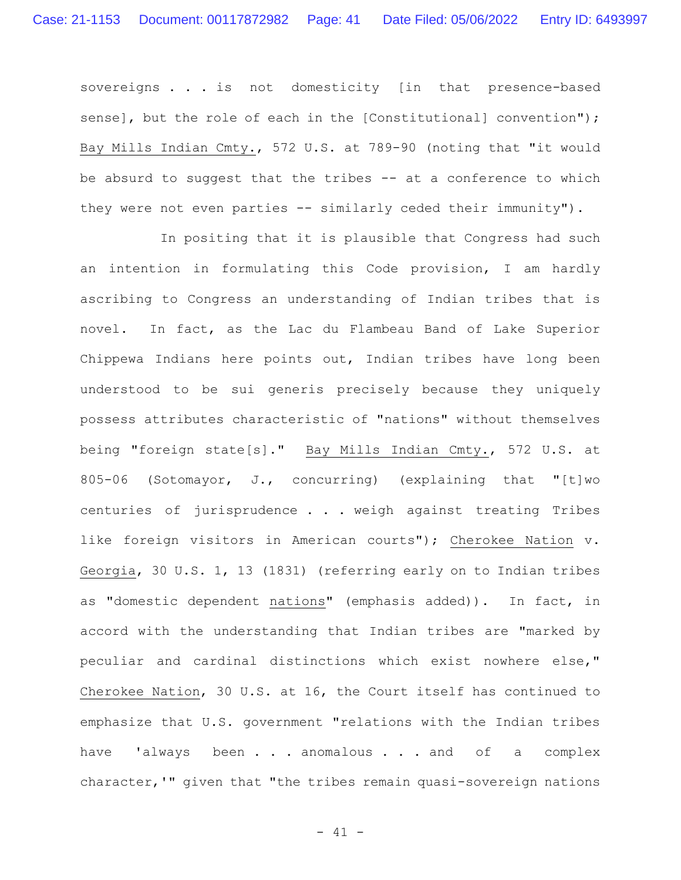sovereigns . . . is not domesticity [in that presence-based sense], but the role of each in the [Constitutional] convention"); Bay Mills Indian Cmty., 572 U.S. at 789-90 (noting that "it would be absurd to suggest that the tribes -- at a conference to which they were not even parties -- similarly ceded their immunity").

In positing that it is plausible that Congress had such an intention in formulating this Code provision, I am hardly ascribing to Congress an understanding of Indian tribes that is novel. In fact, as the Lac du Flambeau Band of Lake Superior Chippewa Indians here points out, Indian tribes have long been understood to be sui generis precisely because they uniquely possess attributes characteristic of "nations" without themselves being "foreign state[s]." Bay Mills Indian Cmty., 572 U.S. at 805-06 (Sotomayor, J., concurring) (explaining that "[t]wo centuries of jurisprudence . . . weigh against treating Tribes like foreign visitors in American courts"); Cherokee Nation v. Georgia, 30 U.S. 1, 13 (1831) (referring early on to Indian tribes as "domestic dependent nations" (emphasis added)). In fact, in accord with the understanding that Indian tribes are "marked by peculiar and cardinal distinctions which exist nowhere else," Cherokee Nation, 30 U.S. at 16, the Court itself has continued to emphasize that U.S. government "relations with the Indian tribes have 'always been . . . anomalous . . . and of a complex character,'" given that "the tribes remain quasi-sovereign nations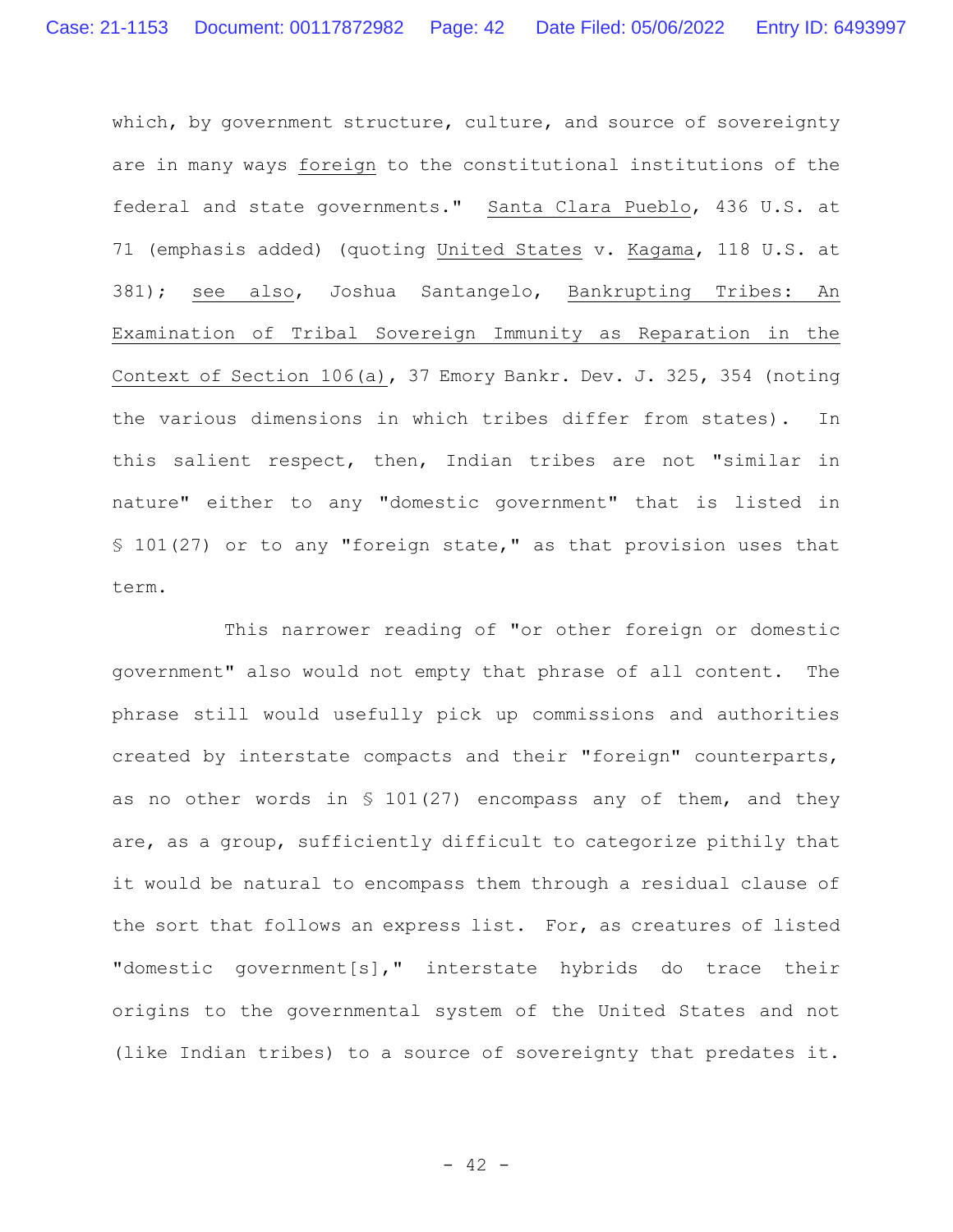which, by government structure, culture, and source of sovereignty are in many ways _foreign_ to the constitutional institutions of the federal and state governments." _Santa Clara Pueblo_, 436 U.S. at 71 (emphasis added) (quoting _United States_ v. _Kagama_, 118 U.S. at 381); _see also_, Joshua Santangelo, _Bankrupting Tribes: An Examination of Tribal Sovereign Immunity as Reparation in the Context of Section 106(a)_, 37 Emory Bankr. Dev. J. 325, 354 (noting the various dimensions in which tribes differ from states). In this salient respect, then, Indian tribes are not "similar in nature" either to any "domestic government" that is listed in § 101(27) or to any "foreign state," as that provision uses that term.

This narrower reading of "or other foreign or domestic government" also would not empty that phrase of all content. The phrase still would usefully pick up commissions and authorities created by interstate compacts and their "foreign" counterparts, as no other words in § 101(27) encompass any of them, and they are, as a group, sufficiently difficult to categorize pithily that it would be natural to encompass them through a residual clause of the sort that follows an express list. For, as creatures of listed "domestic government[s]," interstate hybrids do trace their origins to the governmental system of the United States and not (like Indian tribes) to a source of sovereignty that predates it.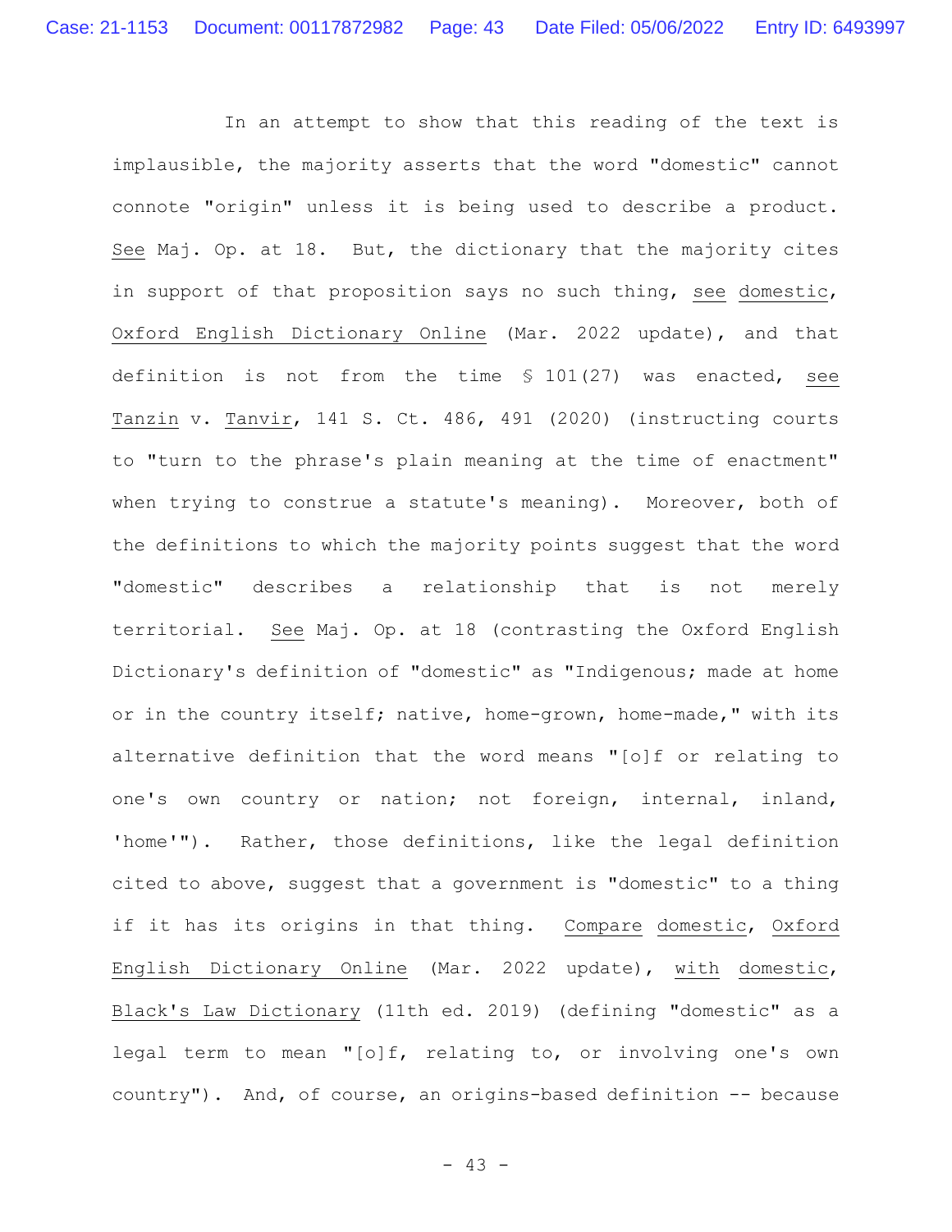In an attempt to show that this reading of the text is implausible, the majority asserts that the word "domestic" cannot connote "origin" unless it is being used to describe a product. See Maj. Op. at 18. But, the dictionary that the majority cites in support of that proposition says no such thing, see domestic, Oxford English Dictionary Online (Mar. 2022 update), and that definition is not from the time § 101(27) was enacted, see Tanzin v. Tanvir, 141 S. Ct. 486, 491 (2020) (instructing courts to "turn to the phrase's plain meaning at the time of enactment" when trying to construe a statute's meaning). Moreover, both of the definitions to which the majority points suggest that the word "domestic" describes a relationship that is not merely territorial. See Maj. Op. at 18 (contrasting the Oxford English Dictionary's definition of "domestic" as "Indigenous; made at home or in the country itself; native, home-grown, home-made," with its alternative definition that the word means "[o]f or relating to one's own country or nation; not foreign, internal, inland, 'home'"). Rather, those definitions, like the legal definition cited to above, suggest that a government is "domestic" to a thing if it has its origins in that thing. Compare domestic, Oxford English Dictionary Online (Mar. 2022 update), with domestic, Black's Law Dictionary (11th ed. 2019) (defining "domestic" as a legal term to mean "[o]f, relating to, or involving one's own country"). And, of course, an origins-based definition -- because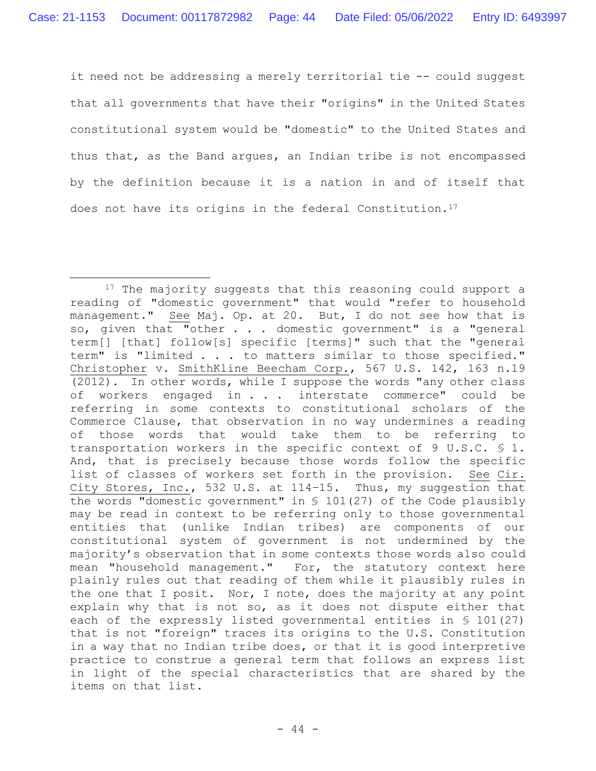it need not be addressing a merely territorial tie -- could suggest that all governments that have their "origins" in the United States constitutional system would be "domestic" to the United States and thus that, as the Band argues, an Indian tribe is not encompassed by the definition because it is a nation in and of itself that does not have its origins in the federal Constitution.[17]

---

[17] The majority suggests that this reasoning could support a reading of "domestic government" that would "refer to household management." <u>See</u> Maj. Op. at 20. But, I do not see how that is so, given that "other . . . domestic government" is a "general term[] [that] follow[s] specific [terms]" such that the "general term" is "limited . . . to matters similar to those specified." <u>Christopher</u> v. <u>SmithKline Beecham Corp.</u>, 567 U.S. 142, 163 n.19 (2012). In other words, while I suppose the words "any other class of workers engaged in . . . interstate commerce" could be referring in some contexts to constitutional scholars of the Commerce Clause, that observation in no way undermines a reading of those words that would take them to be referring to transportation workers in the specific context of 9 U.S.C. § 1. And, that is precisely because those words follow the specific list of classes of workers set forth in the provision. <u>See</u> <u>Cir. City Stores, Inc.</u>, 532 U.S. at 114-15. Thus, my suggestion that the words "domestic government" in § 101(27) of the Code plausibly may be read in context to be referring only to those governmental entities that (unlike Indian tribes) are components of our constitutional system of government is not undermined by the majority's observation that in some contexts those words also could mean "household management." For, the statutory context here plainly rules out that reading of them while it plausibly rules in the one that I posit. Nor, I note, does the majority at any point explain why that is not so, as it does not dispute either that each of the expressly listed governmental entities in § 101(27) that is not "foreign" traces its origins to the U.S. Constitution in a way that no Indian tribe does, or that it is good interpretive practice to construe a general term that follows an express list in light of the special characteristics that are shared by the items on that list.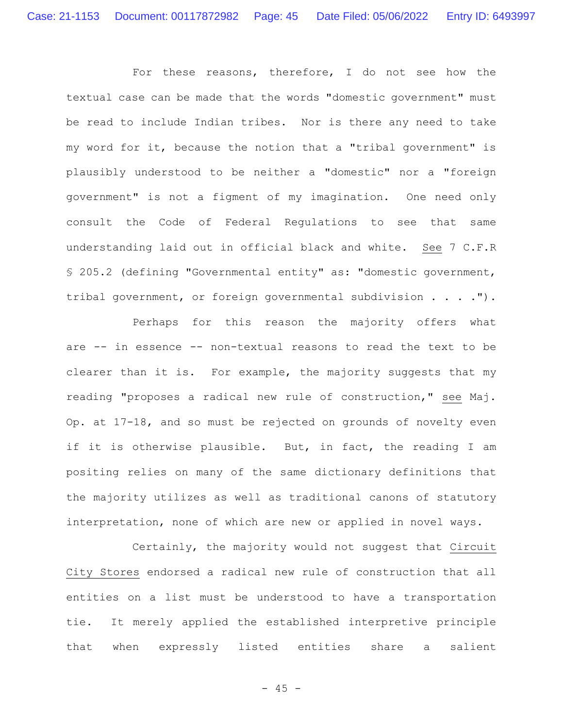For these reasons, therefore, I do not see how the textual case can be made that the words "domestic government" must be read to include Indian tribes. Nor is there any need to take my word for it, because the notion that a "tribal government" is plausibly understood to be neither a "domestic" nor a "foreign government" is not a figment of my imagination. One need only consult the Code of Federal Regulations to see that same understanding laid out in official black and white. See 7 C.F.R § 205.2 (defining "Governmental entity" as: "domestic government, tribal government, or foreign governmental subdivision . . . .").

Perhaps for this reason the majority offers what are -- in essence -- non-textual reasons to read the text to be clearer than it is. For example, the majority suggests that my reading "proposes a radical new rule of construction," see Maj. Op. at 17-18, and so must be rejected on grounds of novelty even if it is otherwise plausible. But, in fact, the reading I am positing relies on many of the same dictionary definitions that the majority utilizes as well as traditional canons of statutory interpretation, none of which are new or applied in novel ways.

Certainly, the majority would not suggest that Circuit City Stores endorsed a radical new rule of construction that all entities on a list must be understood to have a transportation tie. It merely applied the established interpretive principle that when expressly listed entities share a salient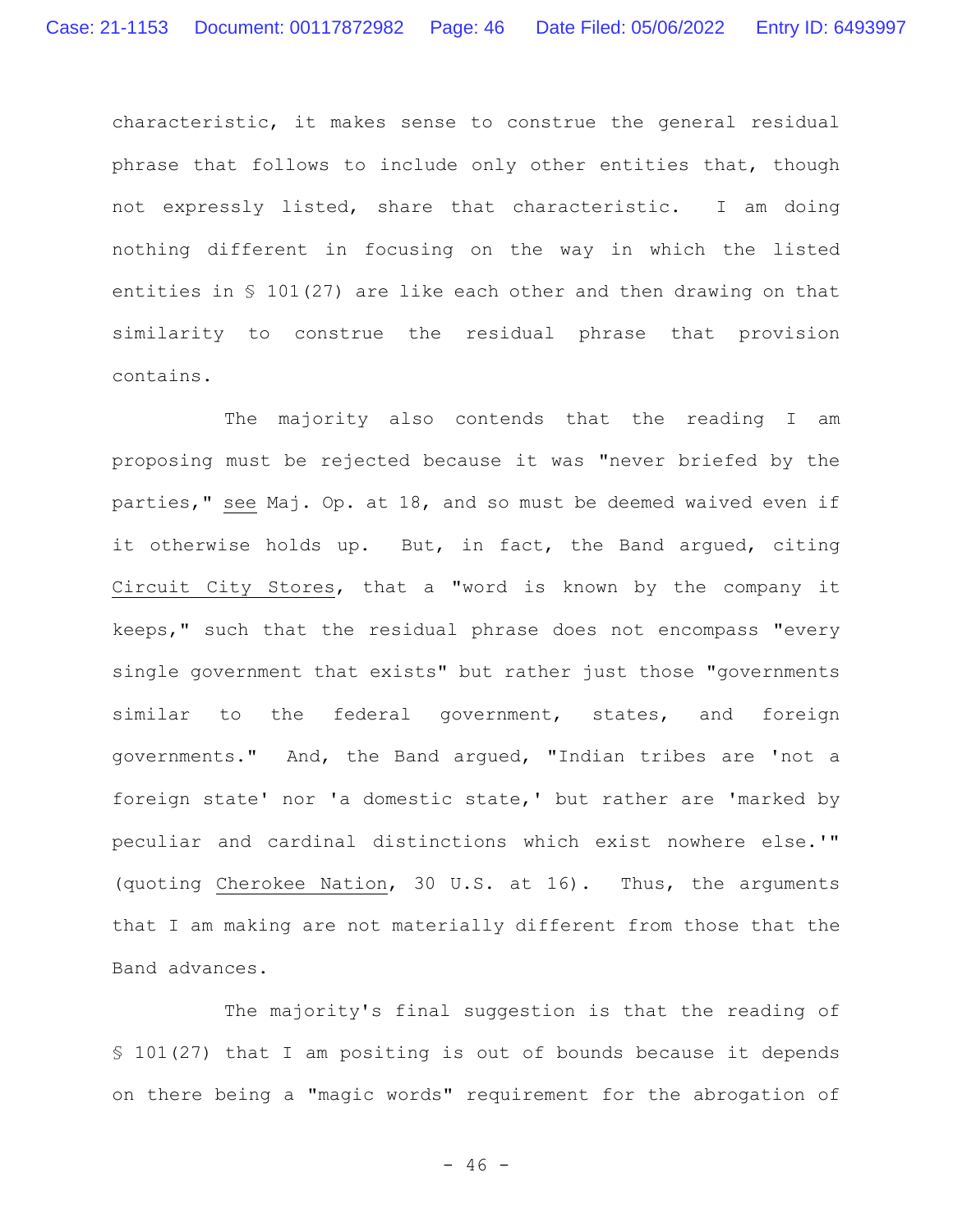characteristic, it makes sense to construe the general residual phrase that follows to include only other entities that, though not expressly listed, share that characteristic. I am doing nothing different in focusing on the way in which the listed entities in § 101(27) are like each other and then drawing on that similarity to construe the residual phrase that provision contains.

The majority also contends that the reading I am proposing must be rejected because it was "never briefed by the parties," see Maj. Op. at 18, and so must be deemed waived even if it otherwise holds up. But, in fact, the Band argued, citing Circuit City Stores, that a "word is known by the company it keeps," such that the residual phrase does not encompass "every single government that exists" but rather just those "governments similar to the federal government, states, and foreign governments." And, the Band argued, "Indian tribes are 'not a foreign state' nor 'a domestic state,' but rather are 'marked by peculiar and cardinal distinctions which exist nowhere else.'" (quoting Cherokee Nation, 30 U.S. at 16). Thus, the arguments that I am making are not materially different from those that the Band advances.

The majority's final suggestion is that the reading of § 101(27) that I am positing is out of bounds because it depends on there being a "magic words" requirement for the abrogation of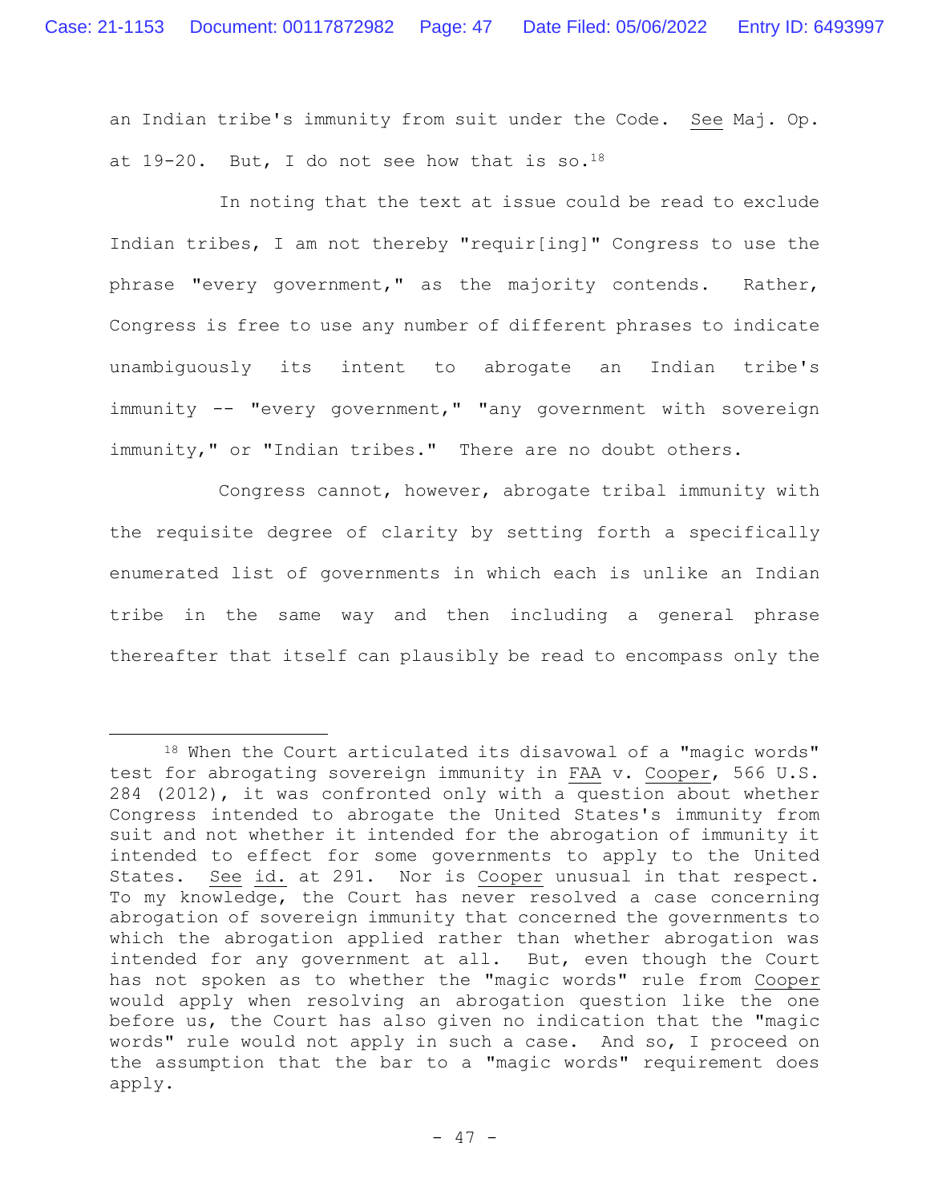an Indian tribe's immunity from suit under the Code. See Maj. Op. at 19-20. But, I do not see how that is so.[18]

In noting that the text at issue could be read to exclude Indian tribes, I am not thereby "requir[ing]" Congress to use the phrase "every government," as the majority contends. Rather, Congress is free to use any number of different phrases to indicate unambiguously its intent to abrogate an Indian tribe's immunity -- "every government," "any government with sovereign immunity," or "Indian tribes." There are no doubt others.

Congress cannot, however, abrogate tribal immunity with the requisite degree of clarity by setting forth a specifically enumerated list of governments in which each is unlike an Indian tribe in the same way and then including a general phrase thereafter that itself can plausibly be read to encompass only the

---

[18] When the Court articulated its disavowal of a "magic words" test for abrogating sovereign immunity in FAA v. Cooper, 566 U.S. 284 (2012), it was confronted only with a question about whether Congress intended to abrogate the United States's immunity from suit and not whether it intended for the abrogation of immunity it intended to effect for some governments to apply to the United States. See id. at 291. Nor is Cooper unusual in that respect. To my knowledge, the Court has never resolved a case concerning abrogation of sovereign immunity that concerned the governments to which the abrogation applied rather than whether abrogation was intended for any government at all. But, even though the Court has not spoken as to whether the "magic words" rule from Cooper would apply when resolving an abrogation question like the one before us, the Court has also given no indication that the "magic words" rule would not apply in such a case. And so, I proceed on the assumption that the bar to a "magic words" requirement does apply.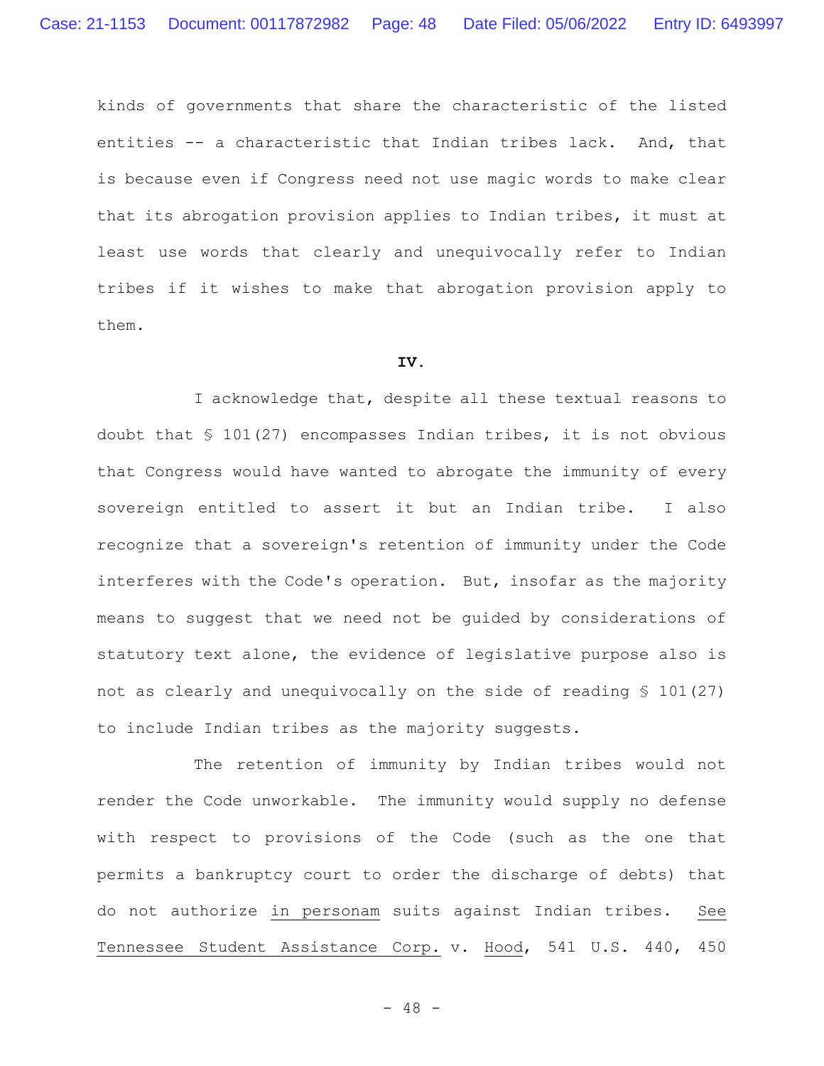kinds of governments that share the characteristic of the listed entities -- a characteristic that Indian tribes lack. And, that is because even if Congress need not use magic words to make clear that its abrogation provision applies to Indian tribes, it must at least use words that clearly and unequivocally refer to Indian tribes if it wishes to make that abrogation provision apply to them.

**IV.**

I acknowledge that, despite all these textual reasons to doubt that § 101(27) encompasses Indian tribes, it is not obvious that Congress would have wanted to abrogate the immunity of every sovereign entitled to assert it but an Indian tribe. I also recognize that a sovereign's retention of immunity under the Code interferes with the Code's operation. But, insofar as the majority means to suggest that we need not be guided by considerations of statutory text alone, the evidence of legislative purpose also is not as clearly and unequivocally on the side of reading § 101(27) to include Indian tribes as the majority suggests.

The retention of immunity by Indian tribes would not render the Code unworkable. The immunity would supply no defense with respect to provisions of the Code (such as the one that permits a bankruptcy court to order the discharge of debts) that do not authorize _in personam_ suits against Indian tribes. _See_ _Tennessee Student Assistance Corp._ v. _Hood_, 541 U.S. 440, 450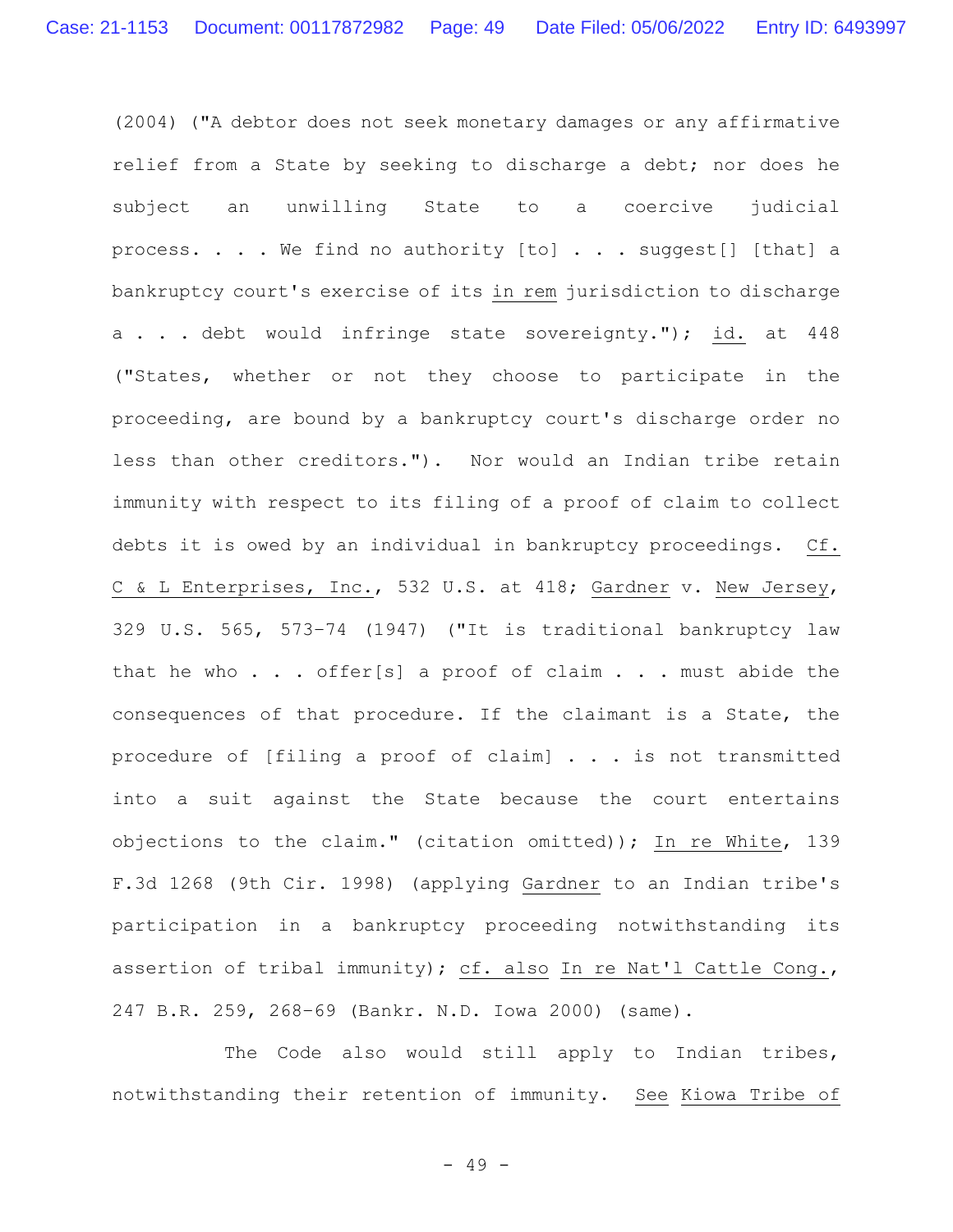(2004) ("A debtor does not seek monetary damages or any affirmative relief from a State by seeking to discharge a debt; nor does he subject an unwilling State to a coercive judicial process. . . . We find no authority [to] . . . suggest[] [that] a bankruptcy court's exercise of its in rem jurisdiction to discharge a . . . debt would infringe state sovereignty."); id. at 448 ("States, whether or not they choose to participate in the proceeding, are bound by a bankruptcy court's discharge order no less than other creditors."). Nor would an Indian tribe retain immunity with respect to its filing of a proof of claim to collect debts it is owed by an individual in bankruptcy proceedings. Cf. C & L Enterprises, Inc., 532 U.S. at 418; Gardner v. New Jersey, 329 U.S. 565, 573-74 (1947) ("It is traditional bankruptcy law that he who . . . offer[s] a proof of claim . . . must abide the consequences of that procedure. If the claimant is a State, the procedure of [filing a proof of claim] . . . is not transmitted into a suit against the State because the court entertains objections to the claim." (citation omitted)); In re White, 139 F.3d 1268 (9th Cir. 1998) (applying Gardner to an Indian tribe's participation in a bankruptcy proceeding notwithstanding its assertion of tribal immunity); cf. also In re Nat'l Cattle Cong., 247 B.R. 259, 268-69 (Bankr. N.D. Iowa 2000) (same).

The Code also would still apply to Indian tribes, notwithstanding their retention of immunity. See Kiowa Tribe of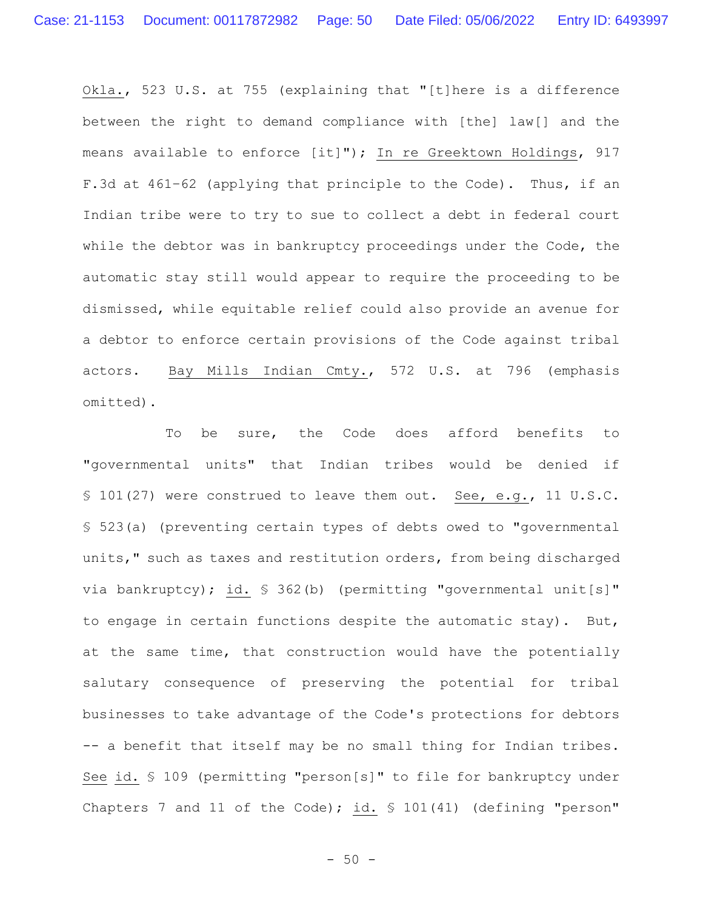Okla., 523 U.S. at 755 (explaining that "[t]here is a difference between the right to demand compliance with [the] law[] and the means available to enforce [it]"); In re Greektown Holdings, 917 F.3d at 461-62 (applying that principle to the Code). Thus, if an Indian tribe were to try to sue to collect a debt in federal court while the debtor was in bankruptcy proceedings under the Code, the automatic stay still would appear to require the proceeding to be dismissed, while equitable relief could also provide an avenue for a debtor to enforce certain provisions of the Code against tribal actors. Bay Mills Indian Cmty., 572 U.S. at 796 (emphasis omitted).

To be sure, the Code does afford benefits to "governmental units" that Indian tribes would be denied if § 101(27) were construed to leave them out. See, e.g., 11 U.S.C. § 523(a) (preventing certain types of debts owed to "governmental units," such as taxes and restitution orders, from being discharged via bankruptcy); id. § 362(b) (permitting "governmental unit[s]" to engage in certain functions despite the automatic stay). But, at the same time, that construction would have the potentially salutary consequence of preserving the potential for tribal businesses to take advantage of the Code's protections for debtors -- a benefit that itself may be no small thing for Indian tribes. See id. § 109 (permitting "person[s]" to file for bankruptcy under Chapters 7 and 11 of the Code); id. § 101(41) (defining "person"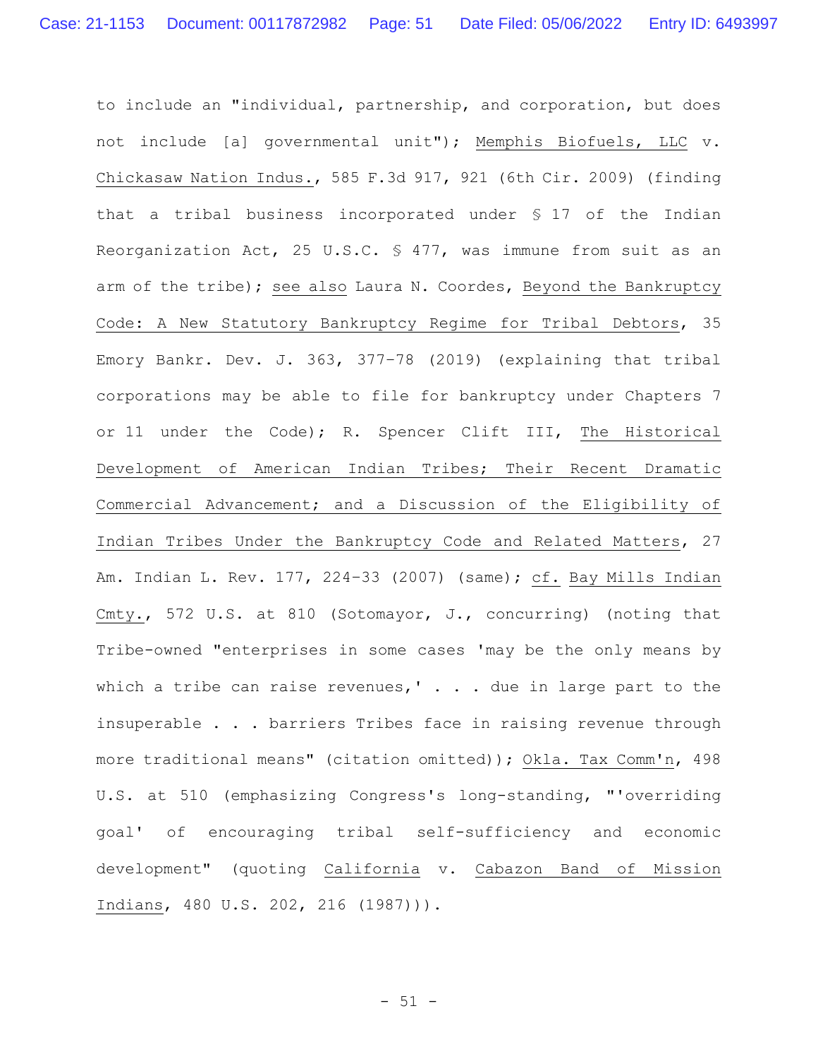to include an "individual, partnership, and corporation, but does not include [a] governmental unit"); Memphis Biofuels, LLC v. Chickasaw Nation Indus., 585 F.3d 917, 921 (6th Cir. 2009) (finding that a tribal business incorporated under § 17 of the Indian Reorganization Act, 25 U.S.C. § 477, was immune from suit as an arm of the tribe); see also Laura N. Coordes, Beyond the Bankruptcy Code: A New Statutory Bankruptcy Regime for Tribal Debtors, 35 Emory Bankr. Dev. J. 363, 377–78 (2019) (explaining that tribal corporations may be able to file for bankruptcy under Chapters 7 or 11 under the Code); R. Spencer Clift III, The Historical Development of American Indian Tribes; Their Recent Dramatic Commercial Advancement; and a Discussion of the Eligibility of Indian Tribes Under the Bankruptcy Code and Related Matters, 27 Am. Indian L. Rev. 177, 224–33 (2007) (same); cf. Bay Mills Indian Cmty., 572 U.S. at 810 (Sotomayor, J., concurring) (noting that Tribe-owned "enterprises in some cases 'may be the only means by which a tribe can raise revenues,' . . . due in large part to the insuperable . . . barriers Tribes face in raising revenue through more traditional means" (citation omitted)); Okla. Tax Comm'n, 498 U.S. at 510 (emphasizing Congress's long-standing, "'overriding goal' of encouraging tribal self-sufficiency and economic development" (quoting California v. Cabazon Band of Mission Indians, 480 U.S. 202, 216 (1987))).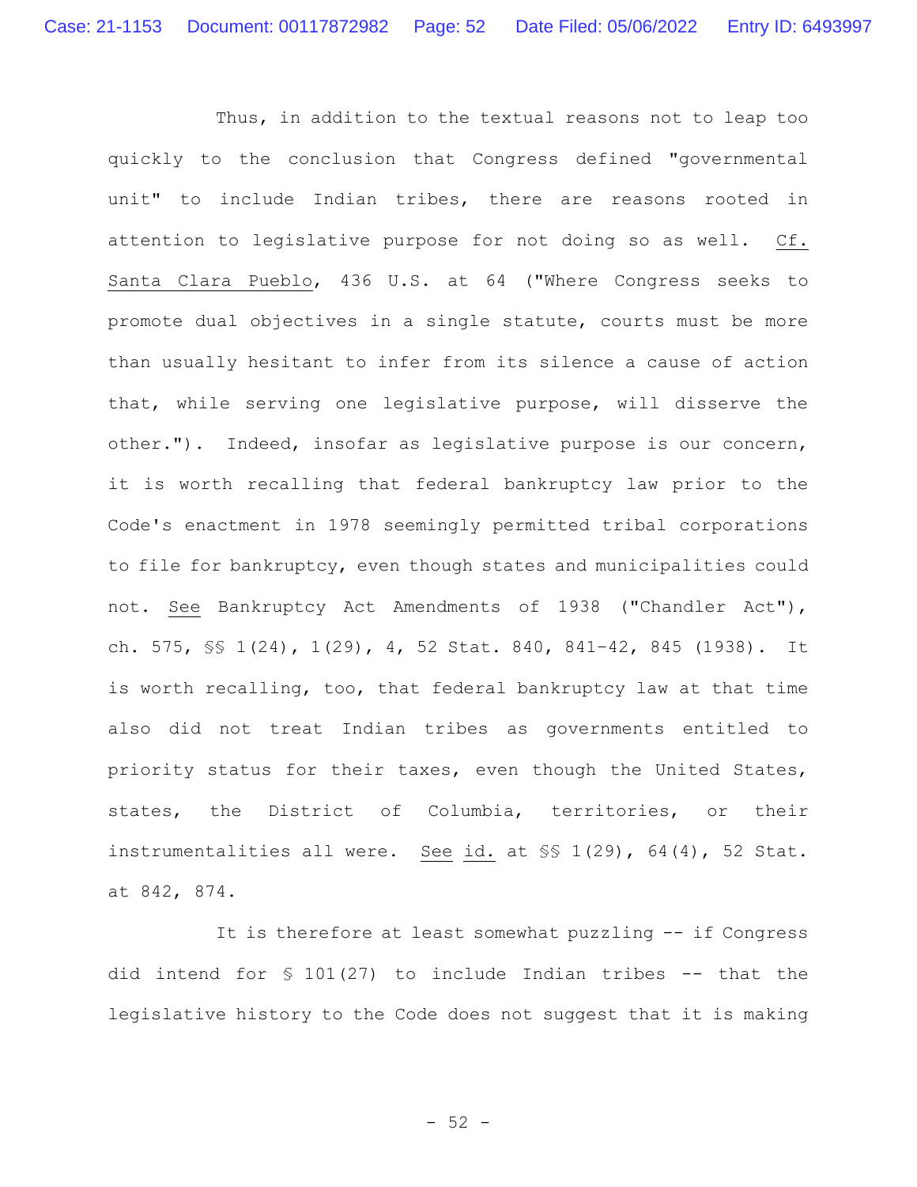Thus, in addition to the textual reasons not to leap too quickly to the conclusion that Congress defined "governmental unit" to include Indian tribes, there are reasons rooted in attention to legislative purpose for not doing so as well. Cf. Santa Clara Pueblo, 436 U.S. at 64 ("Where Congress seeks to promote dual objectives in a single statute, courts must be more than usually hesitant to infer from its silence a cause of action that, while serving one legislative purpose, will disserve the other."). Indeed, insofar as legislative purpose is our concern, it is worth recalling that federal bankruptcy law prior to the Code's enactment in 1978 seemingly permitted tribal corporations to file for bankruptcy, even though states and municipalities could not. See Bankruptcy Act Amendments of 1938 ("Chandler Act"), ch. 575, §§ 1(24), 1(29), 4, 52 Stat. 840, 841-42, 845 (1938). It is worth recalling, too, that federal bankruptcy law at that time also did not treat Indian tribes as governments entitled to priority status for their taxes, even though the United States, states, the District of Columbia, territories, or their instrumentalities all were. See id. at §§ 1(29), 64(4), 52 Stat. at 842, 874.

It is therefore at least somewhat puzzling -- if Congress did intend for § 101(27) to include Indian tribes -- that the legislative history to the Code does not suggest that it is making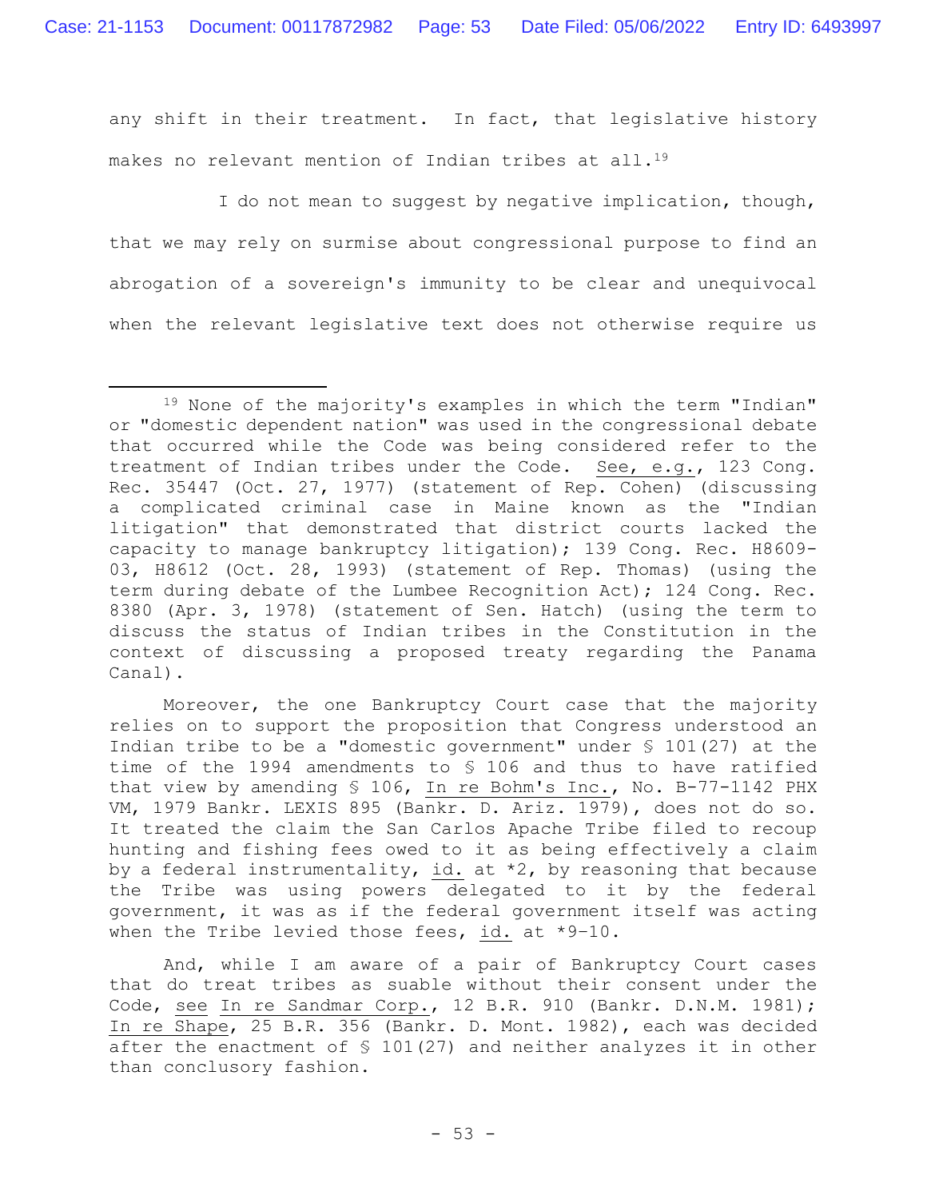any shift in their treatment. In fact, that legislative history makes no relevant mention of Indian tribes at all.[19]

I do not mean to suggest by negative implication, though, that we may rely on surmise about congressional purpose to find an abrogation of a sovereign's immunity to be clear and unequivocal when the relevant legislative text does not otherwise require us

---

[19] None of the majority's examples in which the term "Indian" or "domestic dependent nation" was used in the congressional debate that occurred while the Code was being considered refer to the treatment of Indian tribes under the Code. See, e.g., 123 Cong. Rec. 35447 (Oct. 27, 1977) (statement of Rep. Cohen) (discussing a complicated criminal case in Maine known as the "Indian litigation" that demonstrated that district courts lacked the capacity to manage bankruptcy litigation); 139 Cong. Rec. H8609-03, H8612 (Oct. 28, 1993) (statement of Rep. Thomas) (using the term during debate of the Lumbee Recognition Act); 124 Cong. Rec. 8380 (Apr. 3, 1978) (statement of Sen. Hatch) (using the term to discuss the status of Indian tribes in the Constitution in the context of discussing a proposed treaty regarding the Panama Canal).

Moreover, the one Bankruptcy Court case that the majority relies on to support the proposition that Congress understood an Indian tribe to be a "domestic government" under § 101(27) at the time of the 1994 amendments to § 106 and thus to have ratified that view by amending § 106, In re Bohm's Inc., No. B-77-1142 PHX VM, 1979 Bankr. LEXIS 895 (Bankr. D. Ariz. 1979), does not do so. It treated the claim the San Carlos Apache Tribe filed to recoup hunting and fishing fees owed to it as being effectively a claim by a federal instrumentality, id. at *2, by reasoning that because the Tribe was using powers delegated to it by the federal government, it was as if the federal government itself was acting when the Tribe levied those fees, id. at *9-10.

And, while I am aware of a pair of Bankruptcy Court cases that do treat tribes as suable without their consent under the Code, see In re Sandmar Corp., 12 B.R. 910 (Bankr. D.N.M. 1981); In re Shape, 25 B.R. 356 (Bankr. D. Mont. 1982), each was decided after the enactment of § 101(27) and neither analyzes it in other than conclusory fashion.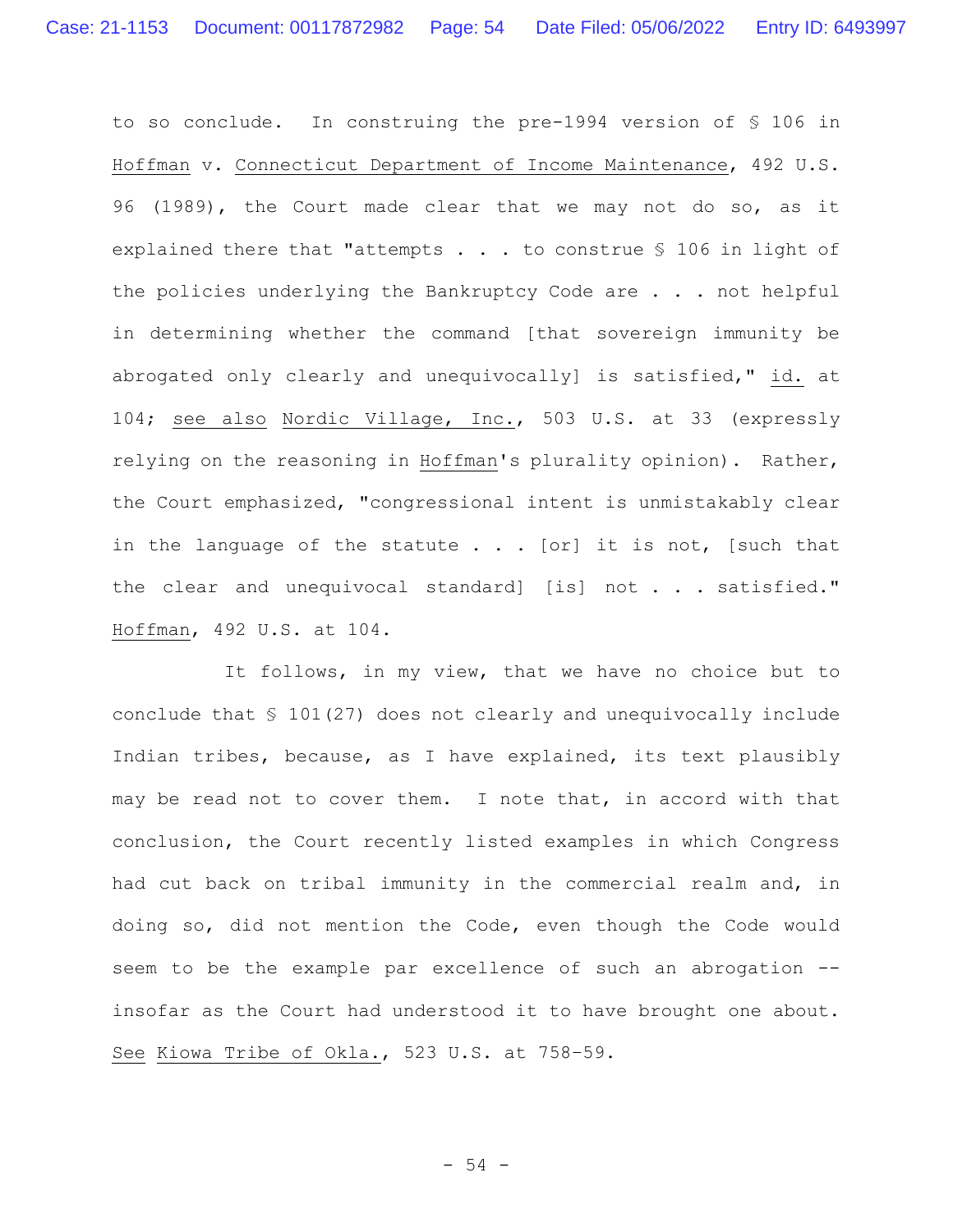to so conclude. In construing the pre-1994 version of § 106 in Hoffman v. Connecticut Department of Income Maintenance, 492 U.S. 96 (1989), the Court made clear that we may not do so, as it explained there that "attempts . . . to construe § 106 in light of the policies underlying the Bankruptcy Code are . . . not helpful in determining whether the command [that sovereign immunity be abrogated only clearly and unequivocally] is satisfied," id. at 104; see also Nordic Village, Inc., 503 U.S. at 33 (expressly relying on the reasoning in Hoffman's plurality opinion). Rather, the Court emphasized, "congressional intent is unmistakably clear in the language of the statute . . . [or] it is not, [such that the clear and unequivocal standard] [is] not . . . satisfied." Hoffman, 492 U.S. at 104.

It follows, in my view, that we have no choice but to conclude that § 101(27) does not clearly and unequivocally include Indian tribes, because, as I have explained, its text plausibly may be read not to cover them. I note that, in accord with that conclusion, the Court recently listed examples in which Congress had cut back on tribal immunity in the commercial realm and, in doing so, did not mention the Code, even though the Code would seem to be the example par excellence of such an abrogation -- insofar as the Court had understood it to have brought one about. See Kiowa Tribe of Okla., 523 U.S. at 758-59.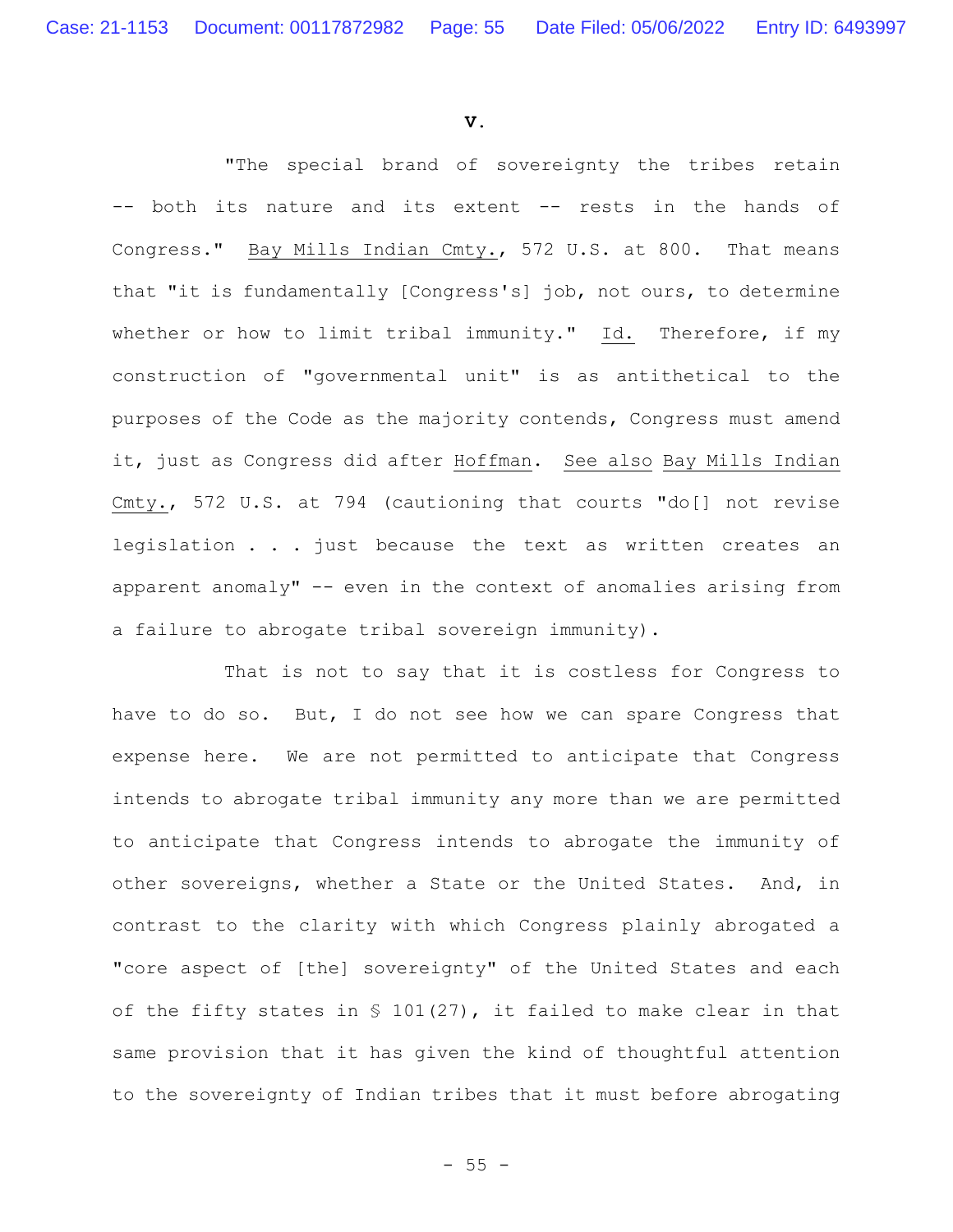**V.**

"The special brand of sovereignty the tribes retain -- both its nature and its extent -- rests in the hands of Congress." Bay Mills Indian Cmty., 572 U.S. at 800. That means that "it is fundamentally [Congress's] job, not ours, to determine whether or how to limit tribal immunity." Id. Therefore, if my construction of "governmental unit" is as antithetical to the purposes of the Code as the majority contends, Congress must amend it, just as Congress did after Hoffman. See also Bay Mills Indian Cmty., 572 U.S. at 794 (cautioning that courts "do[] not revise legislation . . . just because the text as written creates an apparent anomaly" -- even in the context of anomalies arising from a failure to abrogate tribal sovereign immunity).

That is not to say that it is costless for Congress to have to do so. But, I do not see how we can spare Congress that expense here. We are not permitted to anticipate that Congress intends to abrogate tribal immunity any more than we are permitted to anticipate that Congress intends to abrogate the immunity of other sovereigns, whether a State or the United States. And, in contrast to the clarity with which Congress plainly abrogated a "core aspect of [the] sovereignty" of the United States and each of the fifty states in § 101(27), it failed to make clear in that same provision that it has given the kind of thoughtful attention to the sovereignty of Indian tribes that it must before abrogating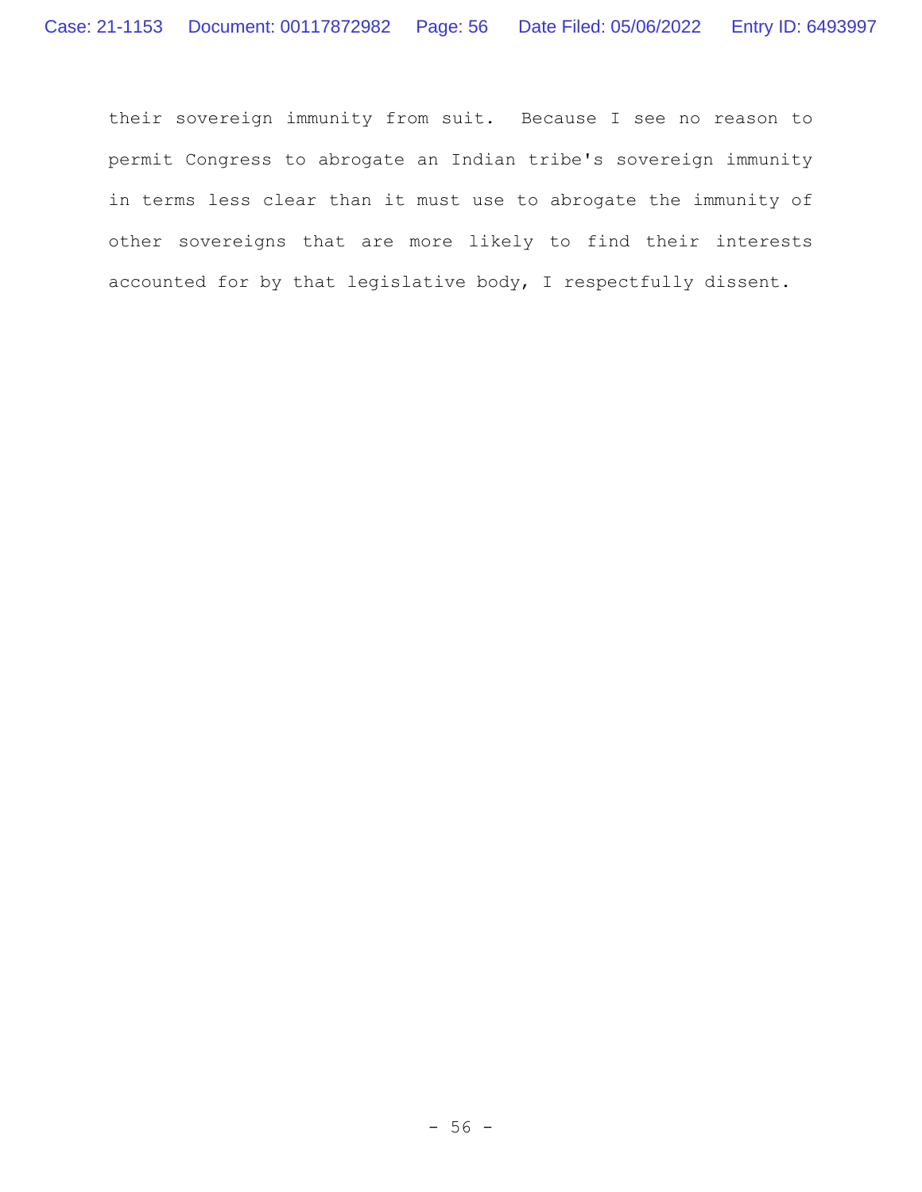their sovereign immunity from suit. Because I see no reason to permit Congress to abrogate an Indian tribe's sovereign immunity in terms less clear than it must use to abrogate the immunity of other sovereigns that are more likely to find their interests accounted for by that legislative body, I respectfully dissent.